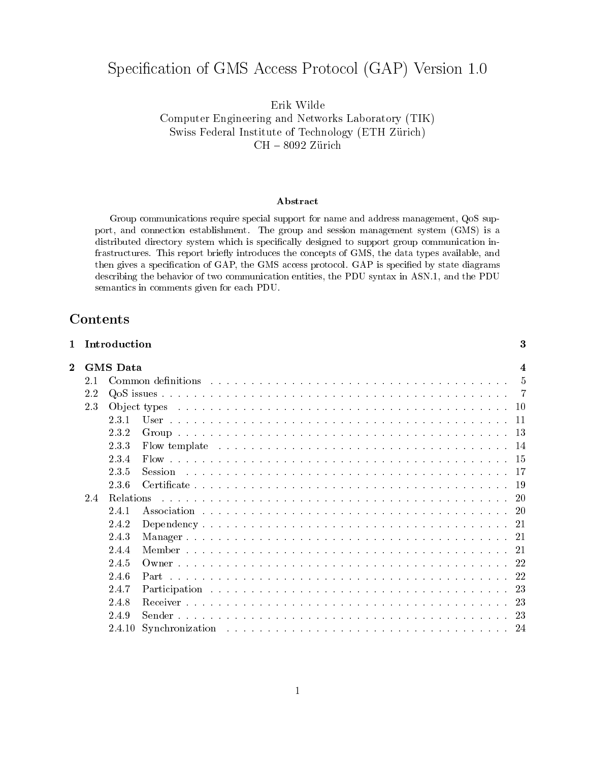# Specification of GMS Access Protocol (GAP) Version 1.0

Erik Wilde
Computer Engineering and Networks Laboratory (TIK)
Swiss Federal Institute of Technology (ETH Zürich)
CH – 8092 Zürich

### Abstract

Group communications require special support for name and address management, QoS support, and connection establishment. The group and session management system (GMS) is a distributed directory system which is specifically designed to support group communication infrastructures. This report briefly introduces the concepts of GMS, the data types available, and then gives a specification of GAP, the GMS access protocol. GAP is specified by state diagrams describing the behavior of two communication entities, the PDU syntax in ASN.1, and the PDU semantics in comments given for each PDU.

## Contents

- **1 Introduction** — 3
- **2 GMS Data** — 4
  - 2.1 Common definitions — 5
  - 2.2 QoS issues — 7
  - 2.3 Object types — 10
    - 2.3.1 User — 11
    - 2.3.2 Group — 13
    - 2.3.3 Flow template — 14
    - 2.3.4 Flow — 15
    - 2.3.5 Session — 17
    - 2.3.6 Certificate — 19
  - 2.4 Relations — 20
    - 2.4.1 Association — 20
    - 2.4.2 Dependency — 21
    - 2.4.3 Manager — 21
    - 2.4.4 Member — 21
    - 2.4.5 Owner — 22
    - 2.4.6 Part — 22
    - 2.4.7 Participation — 23
    - 2.4.8 Receiver — 23
    - 2.4.9 Sender — 23
    - 2.4.10 Synchronization — 24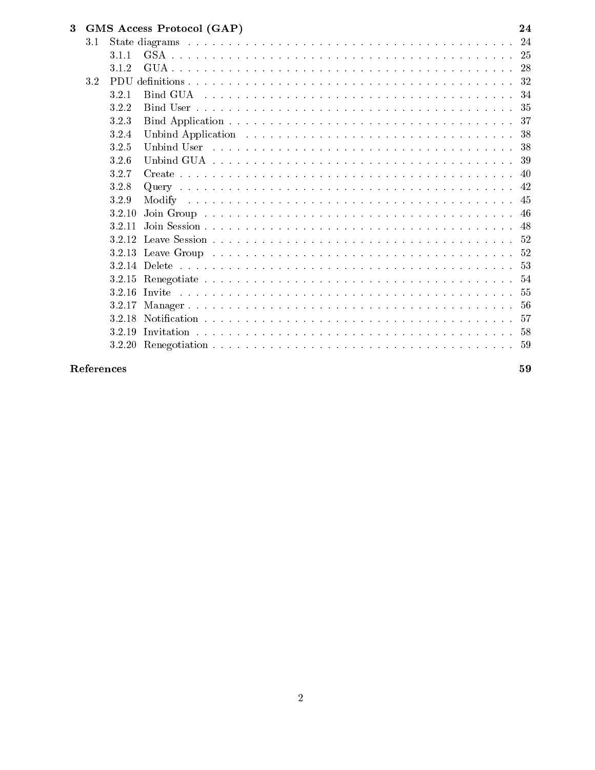**3 GMS Access Protocol (GAP) 24**

- 3.1 State diagrams . . . . . 24
  - 3.1.1 GSA . . . . . 25
  - 3.1.2 GUA . . . . . 28
- 3.2 PDU definitions . . . . . 32
  - 3.2.1 Bind GUA . . . . . 34
  - 3.2.2 Bind User . . . . . 35
  - 3.2.3 Bind Application . . . . . 37
  - 3.2.4 Unbind Application . . . . . 38
  - 3.2.5 Unbind User . . . . . 38
  - 3.2.6 Unbind GUA . . . . . 39
  - 3.2.7 Create . . . . . 40
  - 3.2.8 Query . . . . . 42
  - 3.2.9 Modify . . . . . 45
  - 3.2.10 Join Group . . . . . 46
  - 3.2.11 Join Session . . . . . 48
  - 3.2.12 Leave Session . . . . . 52
  - 3.2.13 Leave Group . . . . . 52
  - 3.2.14 Delete . . . . . 53
  - 3.2.15 Renegotiate . . . . . 54
  - 3.2.16 Invite . . . . . 55
  - 3.2.17 Manager . . . . . 56
  - 3.2.18 Notification . . . . . 57
  - 3.2.19 Invitation . . . . . 58
  - 3.2.20 Renegotiation . . . . . 59

**References 59**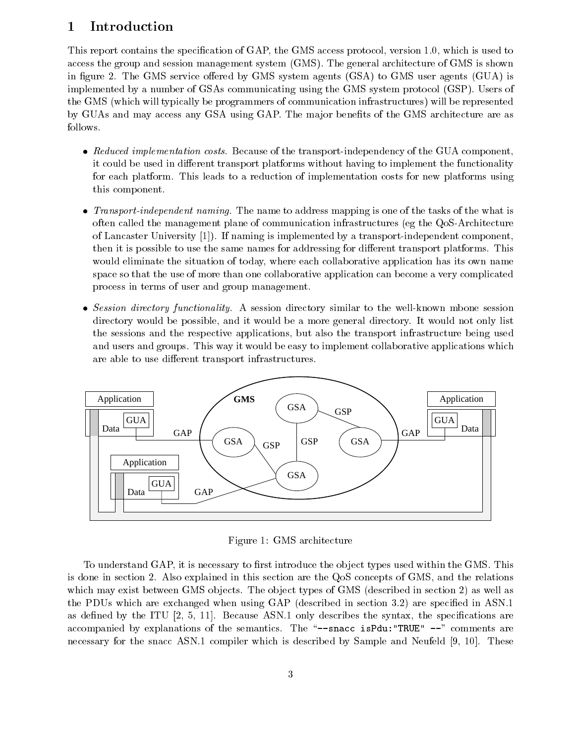# 1 Introduction

This report contains the specification of GAP, the GMS access protocol, version 1.0, which is used to access the group and session management system (GMS). The general architecture of GMS is shown in figure 2. The GMS service offered by GMS system agents (GSA) to GMS user agents (GUA) is implemented by a number of GSAs communicating using the GMS system protocol (GSP). Users of the GMS (which will typically be programmers of communication infrastructures) will be represented by GUAs and may access any GSA using GAP. The major benefits of the GMS architecture are as follows.

- *Reduced implementation costs.* Because of the transport-independency of the GUA component, it could be used in different transport platforms without having to implement the functionality for each platform. This leads to a reduction of implementation costs for new platforms using this component.
- *Transport-independent naming.* The name to address mapping is one of the tasks of the what is often called the management plane of communication infrastructures (eg the QoS-Architecture of Lancaster University [1]). If naming is implemented by a transport-independent component, then it is possible to use the same names for addressing for different transport platforms. This would eliminate the situation of today, where each collaborative application has its own name space so that the use of more than one collaborative application can become a very complicated process in terms of user and group management.
- *Session directory functionality.* A session directory similar to the well-known mbone session directory would be possible, and it would be a more general directory. It would not only list the sessions and the respective applications, but also the transport infrastructure being used and users and groups. This way it would be easy to implement collaborative applications which are able to use different transport infrastructures.

Figure 1: GMS architecture

To understand GAP, it is necessary to first introduce the object types used within the GMS. This is done in section 2. Also explained in this section are the QoS concepts of GMS, and the relations which may exist between GMS objects. The object types of GMS (described in section 2) as well as the PDUs which are exchanged when using GAP (described in section 3.2) are specified in ASN.1 as defined by the ITU [2, 5, 11]. Because ASN.1 only describes the syntax, the specifications are accompanied by explanations of the semantics. The "`--snacc isPdu:"TRUE" --`" comments are necessary for the snacc ASN.1 compiler which is described by Sample and Neufeld [9, 10]. These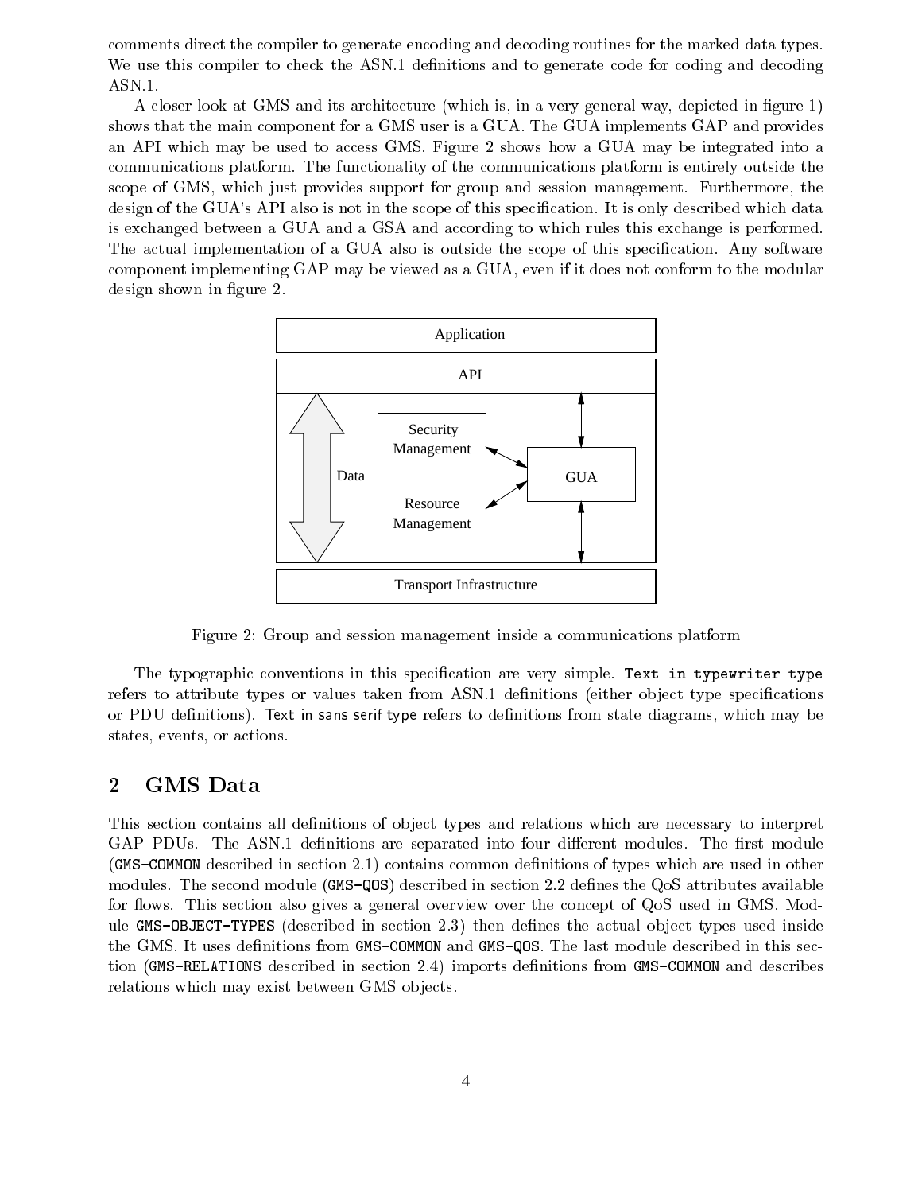comments direct the compiler to generate encoding and decoding routines for the marked data types. We use this compiler to check the ASN.1 definitions and to generate code for coding and decoding ASN.1.

A closer look at GMS and its architecture (which is, in a very general way, depicted in figure 1) shows that the main component for a GMS user is a GUA. The GUA implements GAP and provides an API which may be used to access GMS. Figure 2 shows how a GUA may be integrated into a communications platform. The functionality of the communications platform is entirely outside the scope of GMS, which just provides support for group and session management. Furthermore, the design of the GUA's API also is not in the scope of this specification. It is only described which data is exchanged between a GUA and a GSA and according to which rules this exchange is performed. The actual implementation of a GUA also is outside the scope of this specification. Any software component implementing GAP may be viewed as a GUA, even if it does not conform to the modular design shown in figure 2.

Application

API

Security Management

Data

GUA

Resource Management

Transport Infrastructure

Figure 2: Group and session management inside a communications platform

The typographic conventions in this specification are very simple. `Text in typewriter type` refers to attribute types or values taken from ASN.1 definitions (either object type specifications or PDU definitions). Text in sans serif type refers to definitions from state diagrams, which may be states, events, or actions.

## 2 GMS Data

This section contains all definitions of object types and relations which are necessary to interpret GAP PDUs. The ASN.1 definitions are separated into four different modules. The first module (`GMS-COMMON` described in section 2.1) contains common definitions of types which are used in other modules. The second module (`GMS-QOS`) described in section 2.2 defines the QoS attributes available for flows. This section also gives a general overview over the concept of QoS used in GMS. Module `GMS-OBJECT-TYPES` (described in section 2.3) then defines the actual object types used inside the GMS. It uses definitions from `GMS-COMMON` and `GMS-QOS`. The last module described in this section (`GMS-RELATIONS` described in section 2.4) imports definitions from `GMS-COMMON` and describes relations which may exist between GMS objects.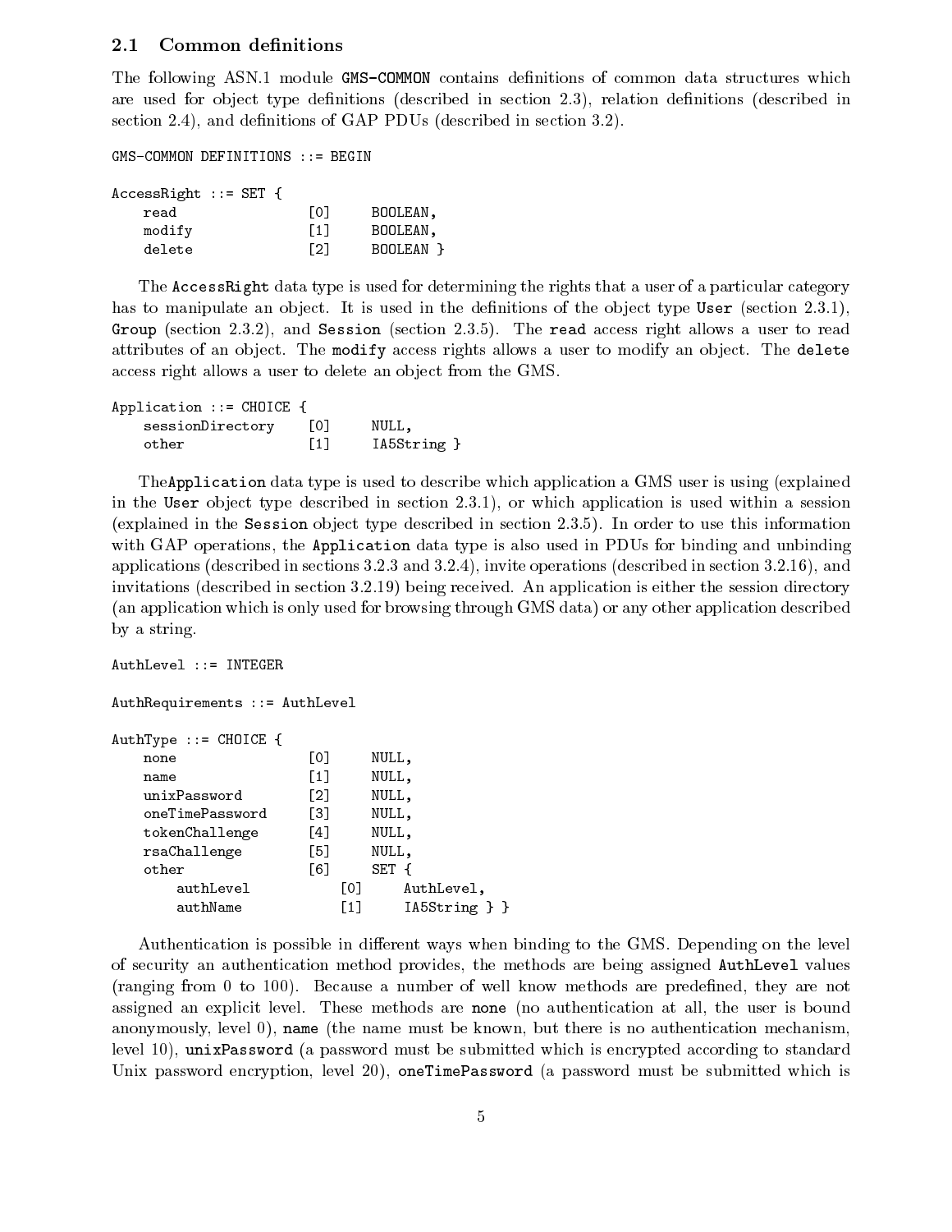### 2.1 Common definitions

The following ASN.1 module `GMS-COMMON` contains definitions of common data structures which are used for object type definitions (described in section 2.3), relation definitions (described in section 2.4), and definitions of GAP PDUs (described in section 3.2).

```
GMS-COMMON DEFINITIONS ::= BEGIN

AccessRight ::= SET {
    read                [0]     BOOLEAN,
    modify              [1]     BOOLEAN,
    delete              [2]     BOOLEAN }
```

The `AccessRight` data type is used for determining the rights that a user of a particular category has to manipulate an object. It is used in the definitions of the object type `User` (section 2.3.1), `Group` (section 2.3.2), and `Session` (section 2.3.5). The `read` access right allows a user to read attributes of an object. The `modify` access rights allows a user to modify an object. The `delete` access right allows a user to delete an object from the GMS.

```
Application ::= CHOICE {
    sessionDirectory    [0]     NULL,
    other               [1]     IA5String }
```

The`Application` data type is used to describe which application a GMS user is using (explained in the `User` object type described in section 2.3.1), or which application is used within a session (explained in the `Session` object type described in section 2.3.5). In order to use this information with GAP operations, the `Application` data type is also used in PDUs for binding and unbinding applications (described in sections 3.2.3 and 3.2.4), invite operations (described in section 3.2.16), and invitations (described in section 3.2.19) being received. An application is either the session directory (an application which is only used for browsing through GMS data) or any other application described by a string.

```
AuthLevel ::= INTEGER

AuthRequirements ::= AuthLevel

AuthType ::= CHOICE {
    none                [0]     NULL,
    name                [1]     NULL,
    unixPassword        [2]     NULL,
    oneTimePassword     [3]     NULL,
    tokenChallenge      [4]     NULL,
    rsaChallenge        [5]     NULL,
    other               [6]     SET {
        authLevel           [0]     AuthLevel,
        authName            [1]     IA5String } }
```

Authentication is possible in different ways when binding to the GMS. Depending on the level of security an authentication method provides, the methods are being assigned `AuthLevel` values (ranging from 0 to 100). Because a number of well know methods are predefined, they are not assigned an explicit level. These methods are `none` (no authentication at all, the user is bound anonymously, level 0), `name` (the name must be known, but there is no authentication mechanism, level 10), `unixPassword` (a password must be submitted which is encrypted according to standard Unix password encryption, level 20), `oneTimePassword` (a password must be submitted which is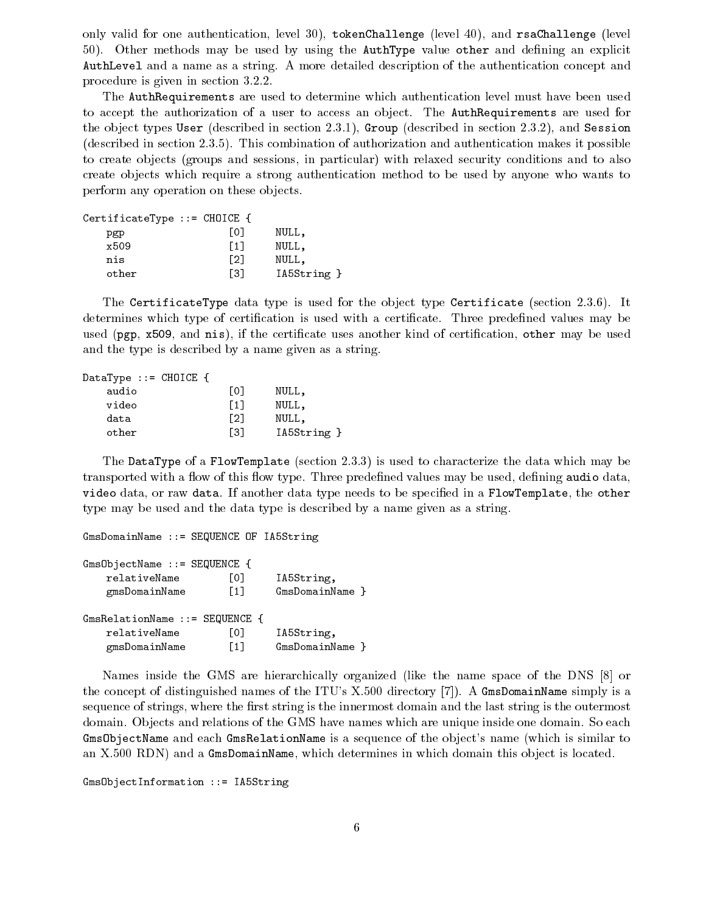only valid for one authentication, level 30), `tokenChallenge` (level 40), and `rsaChallenge` (level 50). Other methods may be used by using the `AuthType` value `other` and defining an explicit `AuthLevel` and a name as a string. A more detailed description of the authentication concept and procedure is given in section 3.2.2.

The `AuthRequirements` are used to determine which authentication level must have been used to accept the authorization of a user to access an object. The `AuthRequirements` are used for the object types `User` (described in section 2.3.1), `Group` (described in section 2.3.2), and `Session` (described in section 2.3.5). This combination of authorization and authentication makes it possible to create objects (groups and sessions, in particular) with relaxed security conditions and to also create objects which require a strong authentication method to be used by anyone who wants to perform any operation on these objects.

```
CertificateType ::= CHOICE {
    pgp                 [0]     NULL,
    x509                [1]     NULL,
    nis                 [2]     NULL,
    other               [3]     IA5String }
```

The `CertificateType` data type is used for the object type `Certificate` (section 2.3.6). It determines which type of certification is used with a certificate. Three predefined values may be used (`pgp`, `x509`, and `nis`), if the certificate uses another kind of certification, `other` may be used and the type is described by a name given as a string.

```
DataType ::= CHOICE {
    audio               [0]     NULL,
    video               [1]     NULL,
    data                [2]     NULL,
    other               [3]     IA5String }
```

The `DataType` of a `FlowTemplate` (section 2.3.3) is used to characterize the data which may be transported with a flow of this flow type. Three predefined values may be used, defining `audio` data, `video` data, or raw `data`. If another data type needs to be specified in a `FlowTemplate`, the `other` type may be used and the data type is described by a name given as a string.

```
GmsDomainName ::= SEQUENCE OF IA5String

GmsObjectName ::= SEQUENCE {
    relativeName        [0]     IA5String,
    gmsDomainName       [1]     GmsDomainName }

GmsRelationName ::= SEQUENCE {
    relativeName        [0]     IA5String,
    gmsDomainName       [1]     GmsDomainName }
```

Names inside the GMS are hierarchically organized (like the name space of the DNS [8] or the concept of distinguished names of the ITU's X.500 directory [7]). A `GmsDomainName` simply is a sequence of strings, where the first string is the innermost domain and the last string is the outermost domain. Objects and relations of the GMS have names which are unique inside one domain. So each `GmsObjectName` and each `GmsRelationName` is a sequence of the object's name (which is similar to an X.500 RDN) and a `GmsDomainName`, which determines in which domain this object is located.

```
GmsObjectInformation ::= IA5String
```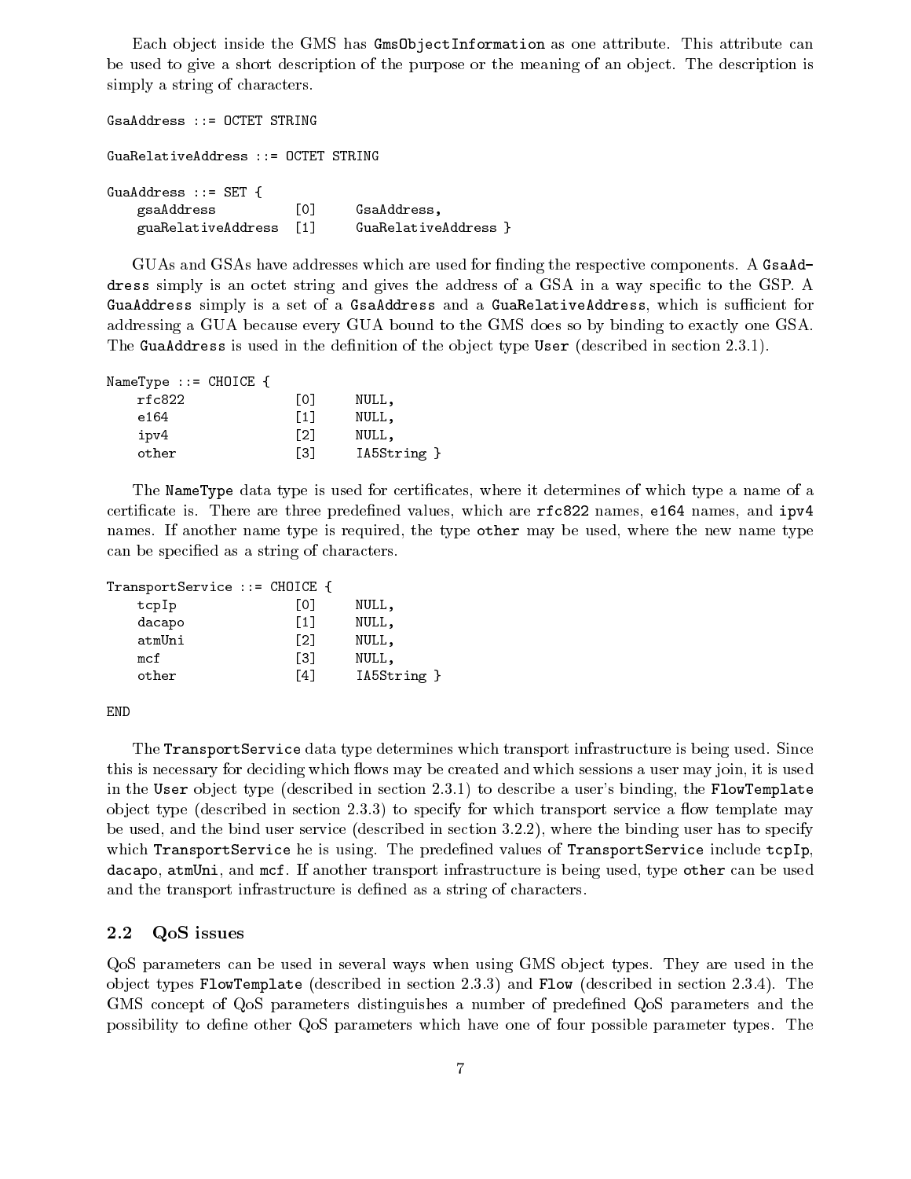Each object inside the GMS has `GmsObjectInformation` as one attribute. This attribute can be used to give a short description of the purpose or the meaning of an object. The description is simply a string of characters.

```
GsaAddress ::= OCTET STRING

GuaRelativeAddress ::= OCTET STRING

GuaAddress ::= SET {
    gsaAddress          [0]     GsaAddress,
    guaRelativeAddress  [1]     GuaRelativeAddress }
```

GUAs and GSAs have addresses which are used for finding the respective components. A `GsaAddress` simply is an octet string and gives the address of a GSA in a way specific to the GSP. A `GuaAddress` simply is a set of a `GsaAddress` and a `GuaRelativeAddress`, which is sufficient for addressing a GUA because every GUA bound to the GMS does so by binding to exactly one GSA. The `GuaAddress` is used in the definition of the object type `User` (described in section 2.3.1).

```
NameType ::= CHOICE {
    rfc822              [0]     NULL,
    e164                [1]     NULL,
    ipv4                [2]     NULL,
    other               [3]     IA5String }
```

The `NameType` data type is used for certificates, where it determines of which type a name of a certificate is. There are three predefined values, which are `rfc822` names, `e164` names, and `ipv4` names. If another name type is required, the type `other` may be used, where the new name type can be specified as a string of characters.

```
TransportService ::= CHOICE {
    tcpIp               [0]     NULL,
    dacapo              [1]     NULL,
    atmUni              [2]     NULL,
    mcf                 [3]     NULL,
    other               [4]     IA5String }

END
```

The `TransportService` data type determines which transport infrastructure is being used. Since this is necessary for deciding which flows may be created and which sessions a user may join, it is used in the `User` object type (described in section 2.3.1) to describe a user's binding, the `FlowTemplate` object type (described in section 2.3.3) to specify for which transport service a flow template may be used, and the bind user service (described in section 3.2.2), where the binding user has to specify which `TransportService` he is using. The predefined values of `TransportService` include `tcpIp`, `dacapo`, `atmUni`, and `mcf`. If another transport infrastructure is being used, type `other` can be used and the transport infrastructure is defined as a string of characters.

## 2.2 QoS issues

QoS parameters can be used in several ways when using GMS object types. They are used in the object types `FlowTemplate` (described in section 2.3.3) and `Flow` (described in section 2.3.4). The GMS concept of QoS parameters distinguishes a number of predefined QoS parameters and the possibility to define other QoS parameters which have one of four possible parameter types. The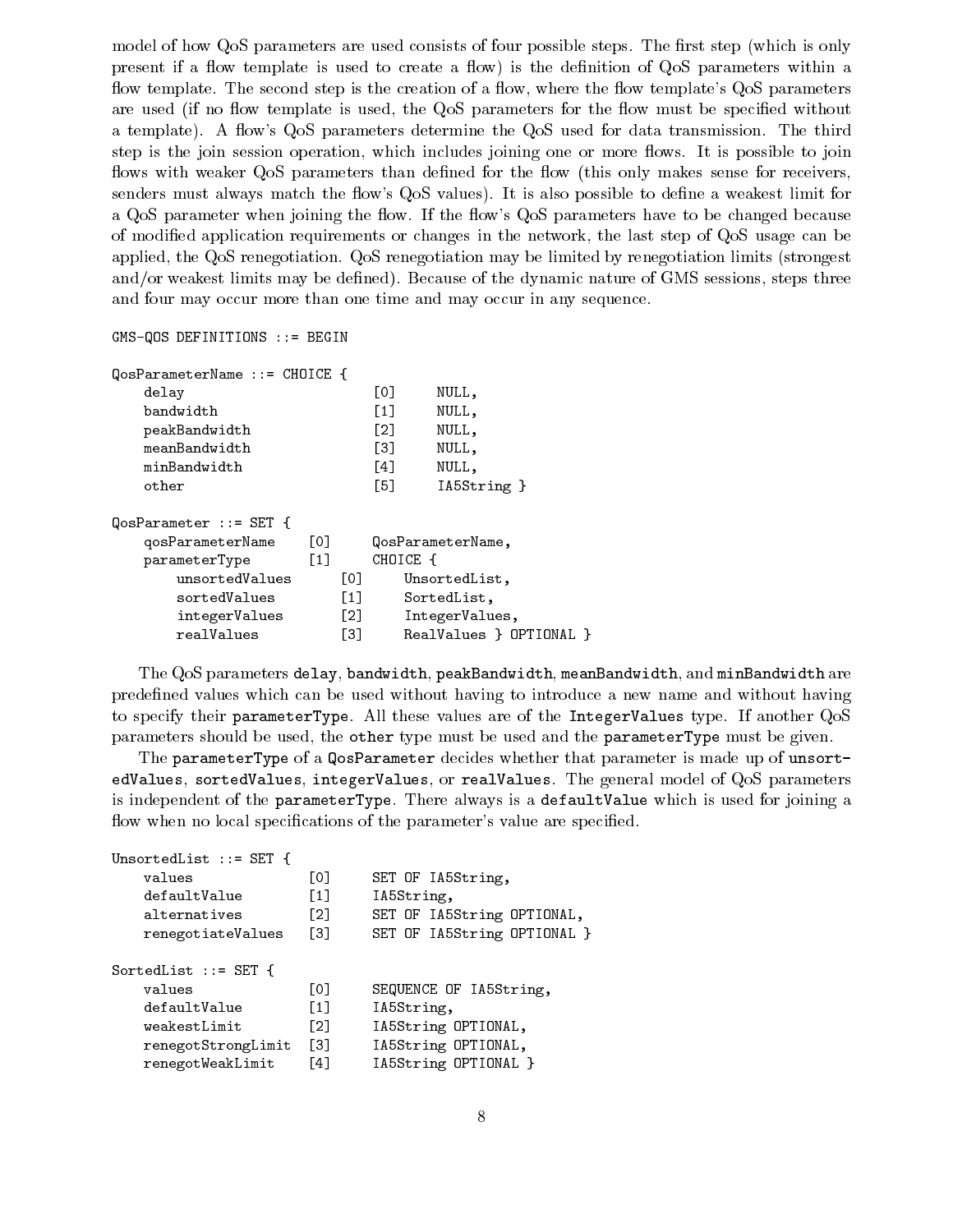model of how QoS parameters are used consists of four possible steps. The first step (which is only present if a flow template is used to create a flow) is the definition of QoS parameters within a flow template. The second step is the creation of a flow, where the flow template's QoS parameters are used (if no flow template is used, the QoS parameters for the flow must be specified without a template). A flow's QoS parameters determine the QoS used for data transmission. The third step is the join session operation, which includes joining one or more flows. It is possible to join flows with weaker QoS parameters than defined for the flow (this only makes sense for receivers, senders must always match the flow's QoS values). It is also possible to define a weakest limit for a QoS parameter when joining the flow. If the flow's QoS parameters have to be changed because of modified application requirements or changes in the network, the last step of QoS usage can be applied, the QoS renegotiation. QoS renegotiation may be limited by renegotiation limits (strongest and/or weakest limits may be defined). Because of the dynamic nature of GMS sessions, steps three and four may occur more than one time and may occur in any sequence.

```
GMS-QOS DEFINITIONS ::= BEGIN

QosParameterName ::= CHOICE {
    delay                       [0]     NULL,
    bandwidth                   [1]     NULL,
    peakBandwidth               [2]     NULL,
    meanBandwidth               [3]     NULL,
    minBandwidth                [4]     NULL,
    other                       [5]     IA5String }

QosParameter ::= SET {
    qosParameterName    [0]     QosParameterName,
    parameterType       [1]     CHOICE {
        unsortedValues      [0]     UnsortedList,
        sortedValues        [1]     SortedList,
        integerValues       [2]     IntegerValues,
        realValues          [3]     RealValues } OPTIONAL }
```

The QoS parameters `delay`, `bandwidth`, `peakBandwidth`, `meanBandwidth`, and `minBandwidth` are predefined values which can be used without having to introduce a new name and without having to specify their `parameterType`. All these values are of the `IntegerValues` type. If another QoS parameters should be used, the `other` type must be used and the `parameterType` must be given.

The `parameterType` of a `QosParameter` decides whether that parameter is made up of `unsortedValues`, `sortedValues`, `integerValues`, or `realValues`. The general model of QoS parameters is independent of the `parameterType`. There always is a `defaultValue` which is used for joining a flow when no local specifications of the parameter's value are specified.

```
UnsortedList ::= SET {
    values              [0]     SET OF IA5String,
    defaultValue        [1]     IA5String,
    alternatives        [2]     SET OF IA5String OPTIONAL,
    renegotiateValues   [3]     SET OF IA5String OPTIONAL }

SortedList ::= SET {
    values              [0]     SEQUENCE OF IA5String,
    defaultValue        [1]     IA5String,
    weakestLimit        [2]     IA5String OPTIONAL,
    renegotStrongLimit  [3]     IA5String OPTIONAL,
    renegotWeakLimit    [4]     IA5String OPTIONAL }
```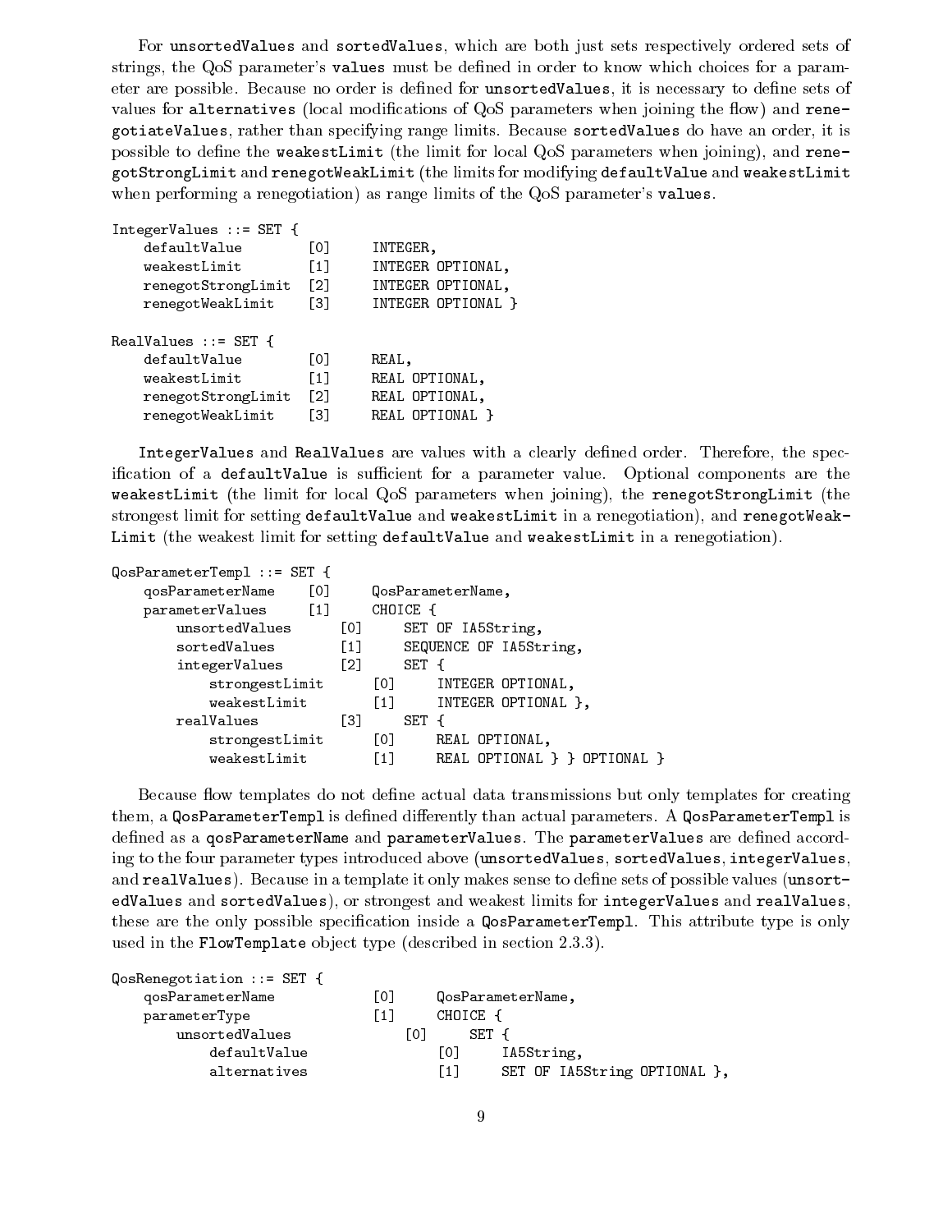For `unsortedValues` and `sortedValues`, which are both just sets respectively ordered sets of strings, the QoS parameter's `values` must be defined in order to know which choices for a parameter are possible. Because no order is defined for `unsortedValues`, it is necessary to define sets of values for `alternatives` (local modifications of QoS parameters when joining the flow) and `renegotiateValues`, rather than specifying range limits. Because `sortedValues` do have an order, it is possible to define the `weakestLimit` (the limit for local QoS parameters when joining), and `renegotStrongLimit` and `renegotWeakLimit` (the limits for modifying `defaultValue` and `weakestLimit` when performing a renegotiation) as range limits of the QoS parameter's `values`.

```
IntegerValues ::= SET {
    defaultValue        [0]     INTEGER,
    weakestLimit        [1]     INTEGER OPTIONAL,
    renegotStrongLimit  [2]     INTEGER OPTIONAL,
    renegotWeakLimit    [3]     INTEGER OPTIONAL }

RealValues ::= SET {
    defaultValue        [0]     REAL,
    weakestLimit        [1]     REAL OPTIONAL,
    renegotStrongLimit  [2]     REAL OPTIONAL,
    renegotWeakLimit    [3]     REAL OPTIONAL }
```

`IntegerValues` and `RealValues` are values with a clearly defined order. Therefore, the specification of a `defaultValue` is sufficient for a parameter value. Optional components are the `weakestLimit` (the limit for local QoS parameters when joining), the `renegotStrongLimit` (the strongest limit for setting `defaultValue` and `weakestLimit` in a renegotiation), and `renegotWeakLimit` (the weakest limit for setting `defaultValue` and `weakestLimit` in a renegotiation).

```
QosParameterTempl ::= SET {
    qosParameterName    [0]     QosParameterName,
    parameterValues     [1]     CHOICE {
        unsortedValues      [0]     SET OF IA5String,
        sortedValues        [1]     SEQUENCE OF IA5String,
        integerValues       [2]     SET {
            strongestLimit      [0]     INTEGER OPTIONAL,
            weakestLimit        [1]     INTEGER OPTIONAL },
        realValues          [3]     SET {
            strongestLimit      [0]     REAL OPTIONAL,
            weakestLimit        [1]     REAL OPTIONAL } } OPTIONAL }
```

Because flow templates do not define actual data transmissions but only templates for creating them, a `QosParameterTempl` is defined differently than actual parameters. A `QosParameterTempl` is defined as a `qosParameterName` and `parameterValues`. The `parameterValues` are defined according to the four parameter types introduced above (`unsortedValues`, `sortedValues`, `integerValues`, and `realValues`). Because in a template it only makes sense to define sets of possible values (`unsortedValues` and `sortedValues`), or strongest and weakest limits for `integerValues` and `realValues`, these are the only possible specification inside a `QosParameterTempl`. This attribute type is only used in the `FlowTemplate` object type (described in section 2.3.3).

```
QosRenegotiation ::= SET {
    qosParameterName            [0]     QosParameterName,
    parameterType               [1]     CHOICE {
        unsortedValues              [0]     SET {
            defaultValue                [0]     IA5String,
            alternatives                [1]     SET OF IA5String OPTIONAL },
```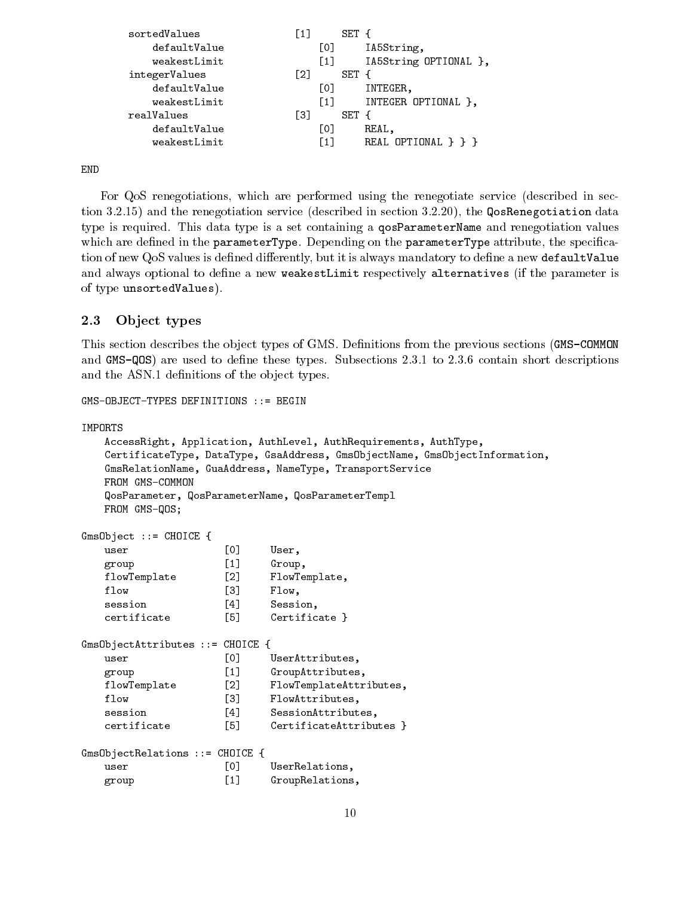```
        sortedValues                [1]     SET {
            defaultValue                [0]     IA5String,
            weakestLimit                [1]     IA5String OPTIONAL },
        integerValues               [2]     SET {
            defaultValue                [0]     INTEGER,
            weakestLimit                [1]     INTEGER OPTIONAL },
        realValues                  [3]     SET {
            defaultValue                [0]     REAL,
            weakestLimit                [1]     REAL OPTIONAL } } }

END
```

For QoS renegotiations, which are performed using the renegotiate service (described in section 3.2.15) and the renegotiation service (described in section 3.2.20), the `QosRenegotiation` data type is required. This data type is a set containing a `qosParameterName` and renegotiation values which are defined in the `parameterType`. Depending on the `parameterType` attribute, the specification of new QoS values is defined differently, but it is always mandatory to define a new `defaultValue` and always optional to define a new `weakestLimit` respectively `alternatives` (if the parameter is of type `unsortedValues`).

## 2.3 Object types

This section describes the object types of GMS. Definitions from the previous sections (`GMS-COMMON` and `GMS-QOS`) are used to define these types. Subsections 2.3.1 to 2.3.6 contain short descriptions and the ASN.1 definitions of the object types.

```
GMS-OBJECT-TYPES DEFINITIONS ::= BEGIN

IMPORTS
    AccessRight, Application, AuthLevel, AuthRequirements, AuthType,
    CertificateType, DataType, GsaAddress, GmsObjectName, GmsObjectInformation,
    GmsRelationName, GuaAddress, NameType, TransportService
    FROM GMS-COMMON
    QosParameter, QosParameterName, QosParameterTempl
    FROM GMS-QOS;

GmsObject ::= CHOICE {
    user                [0]     User,
    group               [1]     Group,
    flowTemplate        [2]     FlowTemplate,
    flow                [3]     Flow,
    session             [4]     Session,
    certificate         [5]     Certificate }

GmsObjectAttributes ::= CHOICE {
    user                [0]     UserAttributes,
    group               [1]     GroupAttributes,
    flowTemplate        [2]     FlowTemplateAttributes,
    flow                [3]     FlowAttributes,
    session             [4]     SessionAttributes,
    certificate         [5]     CertificateAttributes }

GmsObjectRelations ::= CHOICE {
    user                [0]     UserRelations,
    group               [1]     GroupRelations,
```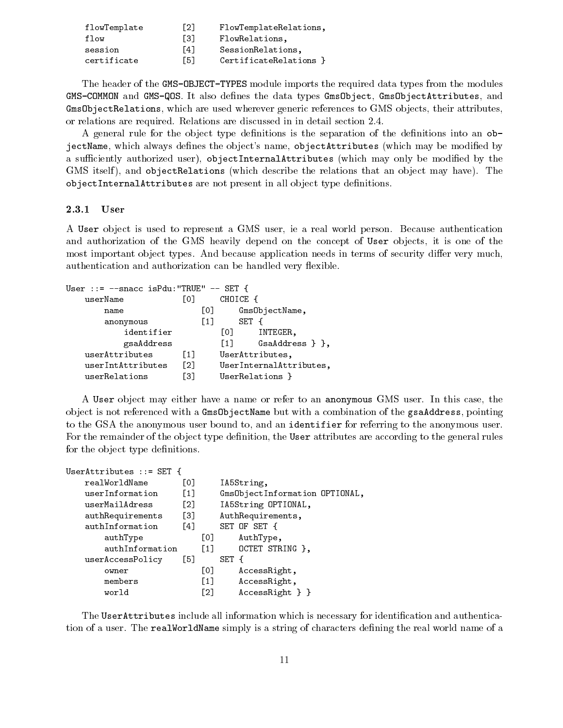```
    flowTemplate        [2]     FlowTemplateRelations,
    flow                [3]     FlowRelations,
    session             [4]     SessionRelations,
    certificate         [5]     CertificateRelations }
```

The header of the GMS-OBJECT-TYPES module imports the required data types from the modules GMS-COMMON and GMS-QOS. It also defines the data types GmsObject, GmsObjectAttributes, and GmsObjectRelations, which are used wherever generic references to GMS objects, their attributes, or relations are required. Relations are discussed in in detail section 2.4.

A general rule for the object type definitions is the separation of the definitions into an objectName, which always defines the object's name, objectAttributes (which may be modified by a sufficiently authorized user), objectInternalAttributes (which may only be modified by the GMS itself), and objectRelations (which describe the relations that an object may have). The objectInternalAttributes are not present in all object type definitions.

### 2.3.1 User

A User object is used to represent a GMS user, ie a real world person. Because authentication and authorization of the GMS heavily depend on the concept of User objects, it is one of the most important object types. And because application needs in terms of security differ very much, authentication and authorization can be handled very flexible.

```
User ::= --snacc isPdu:"TRUE" -- SET {
    userName            [0]     CHOICE {
        name                [0]     GmsObjectName,
        anonymous           [1]     SET {
            identifier          [0]     INTEGER,
            gsaAddress          [1]     GsaAddress } },
    userAttributes      [1]     UserAttributes,
    userIntAttributes   [2]     UserInternalAttributes,
    userRelations       [3]     UserRelations }
```

A User object may either have a name or refer to an anonymous GMS user. In this case, the object is not referenced with a GmsObjectName but with a combination of the gsaAddress, pointing to the GSA the anonymous user bound to, and an identifier for referring to the anonymous user. For the remainder of the object type definition, the User attributes are according to the general rules for the object type definitions.

```
UserAttributes ::= SET {
    realWorldName       [0]     IA5String,
    userInformation     [1]     GmsObjectInformation OPTIONAL,
    userMailAdress      [2]     IA5String OPTIONAL,
    authRequirements    [3]     AuthRequirements,
    authInformation     [4]     SET OF SET {
        authType            [0]     AuthType,
        authInformation     [1]     OCTET STRING },
    userAccessPolicy    [5]     SET {
        owner               [0]     AccessRight,
        members             [1]     AccessRight,
        world               [2]     AccessRight } }
```

The UserAttributes include all information which is necessary for identification and authentication of a user. The realWorldName simply is a string of characters defining the real world name of a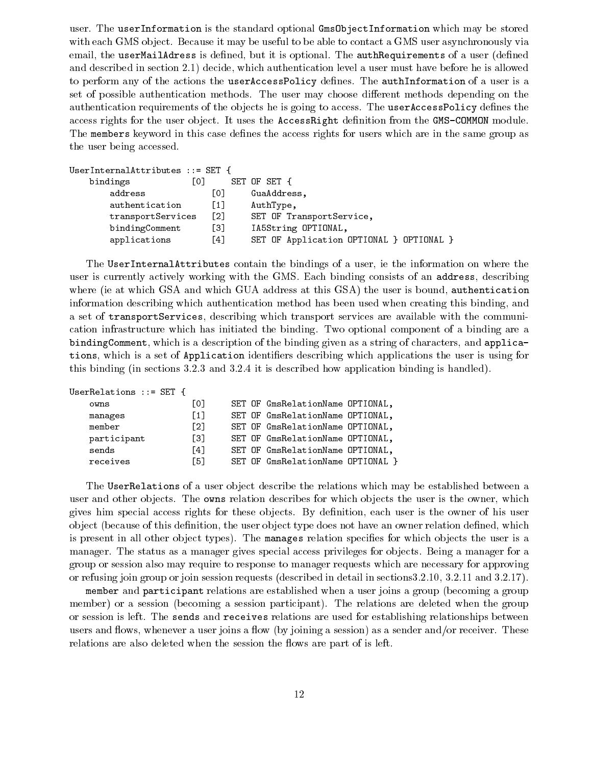user. The `userInformation` is the standard optional `GmsObjectInformation` which may be stored with each GMS object. Because it may be useful to be able to contact a GMS user asynchronously via email, the `userMailAdress` is defined, but it is optional. The `authRequirements` of a user (defined and described in section 2.1) decide, which authentication level a user must have before he is allowed to perform any of the actions the `userAccessPolicy` defines. The `authInformation` of a user is a set of possible authentication methods. The user may choose different methods depending on the authentication requirements of the objects he is going to access. The `userAccessPolicy` defines the access rights for the user object. It uses the `AccessRight` definition from the `GMS-COMMON` module. The `members` keyword in this case defines the access rights for users which are in the same group as the user being accessed.

```
UserInternalAttributes ::= SET {
    bindings            [0]     SET OF SET {
        address             [0]     GuaAddress,
        authentication      [1]     AuthType,
        transportServices   [2]     SET OF TransportService,
        bindingComment      [3]     IA5String OPTIONAL,
        applications        [4]     SET OF Application OPTIONAL } OPTIONAL }
```

The `UserInternalAttributes` contain the bindings of a user, ie the information on where the user is currently actively working with the GMS. Each binding consists of an `address`, describing where (ie at which GSA and which GUA address at this GSA) the user is bound, `authentication` information describing which authentication method has been used when creating this binding, and a set of `transportServices`, describing which transport services are available with the communication infrastructure which has initiated the binding. Two optional component of a binding are a `bindingComment`, which is a description of the binding given as a string of characters, and `applications`, which is a set of `Application` identifiers describing which applications the user is using for this binding (in sections 3.2.3 and 3.2.4 it is described how application binding is handled).

```
UserRelations ::= SET {
    owns                [0]     SET OF GmsRelationName OPTIONAL,
    manages             [1]     SET OF GmsRelationName OPTIONAL,
    member              [2]     SET OF GmsRelationName OPTIONAL,
    participant         [3]     SET OF GmsRelationName OPTIONAL,
    sends               [4]     SET OF GmsRelationName OPTIONAL,
    receives            [5]     SET OF GmsRelationName OPTIONAL }
```

The `UserRelations` of a user object describe the relations which may be established between a user and other objects. The `owns` relation describes for which objects the user is the owner, which gives him special access rights for these objects. By definition, each user is the owner of his user object (because of this definition, the user object type does not have an owner relation defined, which is present in all other object types). The `manages` relation specifies for which objects the user is a manager. The status as a manager gives special access privileges for objects. Being a manager for a group or session also may require to response to manager requests which are necessary for approving or refusing join group or join session requests (described in detail in sections3.2.10, 3.2.11 and 3.2.17).

`member` and `participant` relations are established when a user joins a group (becoming a group member) or a session (becoming a session participant). The relations are deleted when the group or session is left. The `sends` and `receives` relations are used for establishing relationships between users and flows, whenever a user joins a flow (by joining a session) as a sender and/or receiver. These relations are also deleted when the session the flows are part of is left.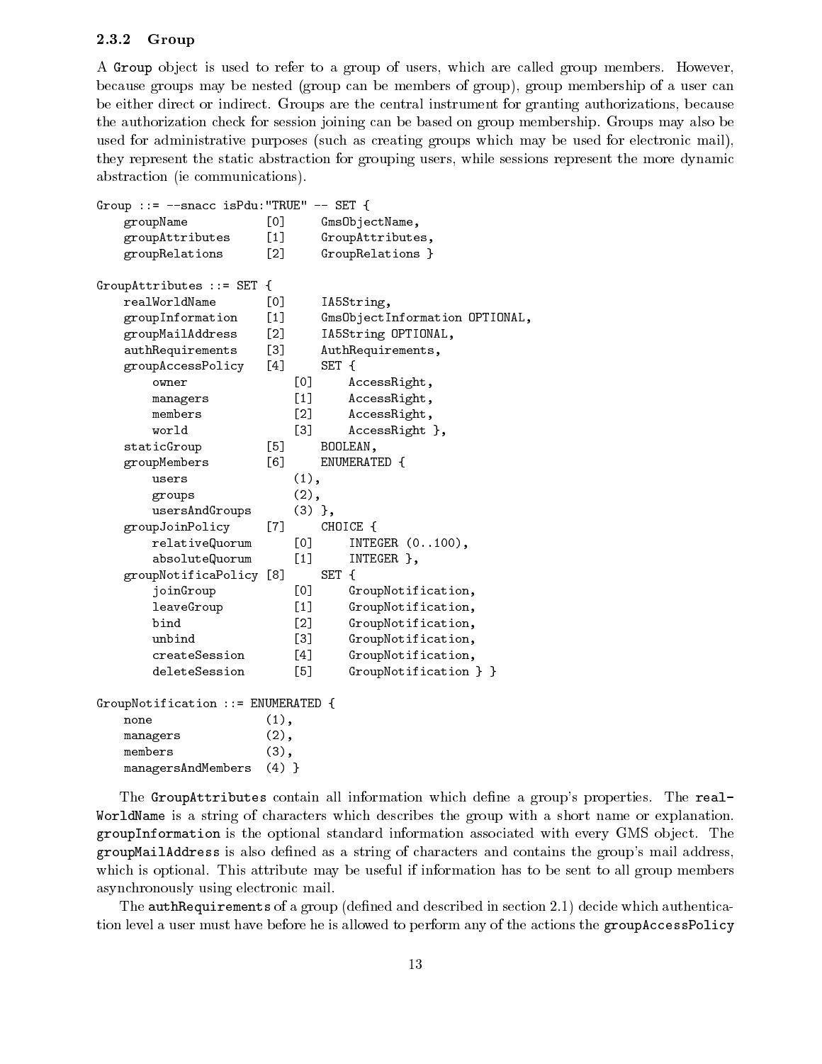### 2.3.2 Group

A Group object is used to refer to a group of users, which are called group members. However, because groups may be nested (group can be members of group), group membership of a user can be either direct or indirect. Groups are the central instrument for granting authorizations, because the authorization check for session joining can be based on group membership. Groups may also be used for administrative purposes (such as creating groups which may be used for electronic mail), they represent the static abstraction for grouping users, while sessions represent the more dynamic abstraction (ie communications).

```
Group ::= --snacc isPdu:"TRUE" -- SET {
    groupName           [0]     GmsObjectName,
    groupAttributes     [1]     GroupAttributes,
    groupRelations      [2]     GroupRelations }

GroupAttributes ::= SET {
    realWorldName       [0]     IA5String,
    groupInformation    [1]     GmsObjectInformation OPTIONAL,
    groupMailAddress    [2]     IA5String OPTIONAL,
    authRequirements    [3]     AuthRequirements,
    groupAccessPolicy   [4]     SET {
        owner               [0]     AccessRight,
        managers            [1]     AccessRight,
        members             [2]     AccessRight,
        world               [3]     AccessRight },
    staticGroup         [5]     BOOLEAN,
    groupMembers        [6]     ENUMERATED {
        users               (1),
        groups              (2),
        usersAndGroups      (3) },
    groupJoinPolicy     [7]     CHOICE {
        relativeQuorum      [0]     INTEGER (0..100),
        absoluteQuorum      [1]     INTEGER },
    groupNotificaPolicy [8]     SET {
        joinGroup           [0]     GroupNotification,
        leaveGroup          [1]     GroupNotification,
        bind                [2]     GroupNotification,
        unbind              [3]     GroupNotification,
        createSession       [4]     GroupNotification,
        deleteSession       [5]     GroupNotification } }

GroupNotification ::= ENUMERATED {
    none                (1),
    managers            (2),
    members             (3),
    managersAndMembers  (4) }
```

The GroupAttributes contain all information which define a group's properties. The realWorldName is a string of characters which describes the group with a short name or explanation. groupInformation is the optional standard information associated with every GMS object. The groupMailAddress is also defined as a string of characters and contains the group's mail address, which is optional. This attribute may be useful if information has to be sent to all group members asynchronously using electronic mail.

The authRequirements of a group (defined and described in section 2.1) decide which authentication level a user must have before he is allowed to perform any of the actions the groupAccessPolicy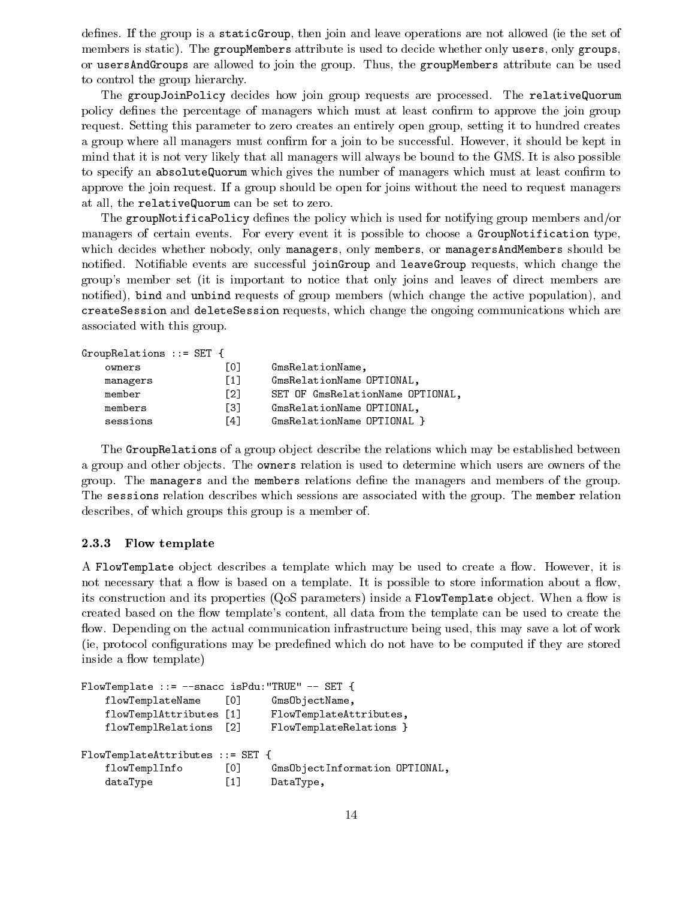defines. If the group is a staticGroup, then join and leave operations are not allowed (ie the set of members is static). The groupMembers attribute is used to decide whether only users, only groups, or usersAndGroups are allowed to join the group. Thus, the groupMembers attribute can be used to control the group hierarchy.

The groupJoinPolicy decides how join group requests are processed. The relativeQuorum policy defines the percentage of managers which must at least confirm to approve the join group request. Setting this parameter to zero creates an entirely open group, setting it to hundred creates a group where all managers must confirm for a join to be successful. However, it should be kept in mind that it is not very likely that all managers will always be bound to the GMS. It is also possible to specify an absoluteQuorum which gives the number of managers which must at least confirm to approve the join request. If a group should be open for joins without the need to request managers at all, the relativeQuorum can be set to zero.

The groupNotificaPolicy defines the policy which is used for notifying group members and/or managers of certain events. For every event it is possible to choose a GroupNotification type, which decides whether nobody, only managers, only members, or managersAndMembers should be notified. Notifiable events are successful joinGroup and leaveGroup requests, which change the group's member set (it is important to notice that only joins and leaves of direct members are notified), bind and unbind requests of group members (which change the active population), and createSession and deleteSession requests, which change the ongoing communications which are associated with this group.

```
GroupRelations ::= SET {
    owners              [0]     GmsRelationName,
    managers            [1]     GmsRelationName OPTIONAL,
    member              [2]     SET OF GmsRelationName OPTIONAL,
    members             [3]     GmsRelationName OPTIONAL,
    sessions            [4]     GmsRelationName OPTIONAL }
```

The GroupRelations of a group object describe the relations which may be established between a group and other objects. The owners relation is used to determine which users are owners of the group. The managers and the members relations define the managers and members of the group. The sessions relation describes which sessions are associated with the group. The member relation describes, of which groups this group is a member of.

### 2.3.3 Flow template

A FlowTemplate object describes a template which may be used to create a flow. However, it is not necessary that a flow is based on a template. It is possible to store information about a flow, its construction and its properties (QoS parameters) inside a FlowTemplate object. When a flow is created based on the flow template's content, all data from the template can be used to create the flow. Depending on the actual communication infrastructure being used, this may save a lot of work (ie, protocol configurations may be predefined which do not have to be computed if they are stored inside a flow template)

```
FlowTemplate ::= --snacc isPdu:"TRUE" -- SET {
    flowTemplateName    [0]     GmsObjectName,
    flowTemplAttributes [1]     FlowTemplateAttributes,
    flowTemplRelations  [2]     FlowTemplateRelations }

FlowTemplateAttributes ::= SET {
    flowTemplInfo       [0]     GmsObjectInformation OPTIONAL,
    dataType            [1]     DataType,
```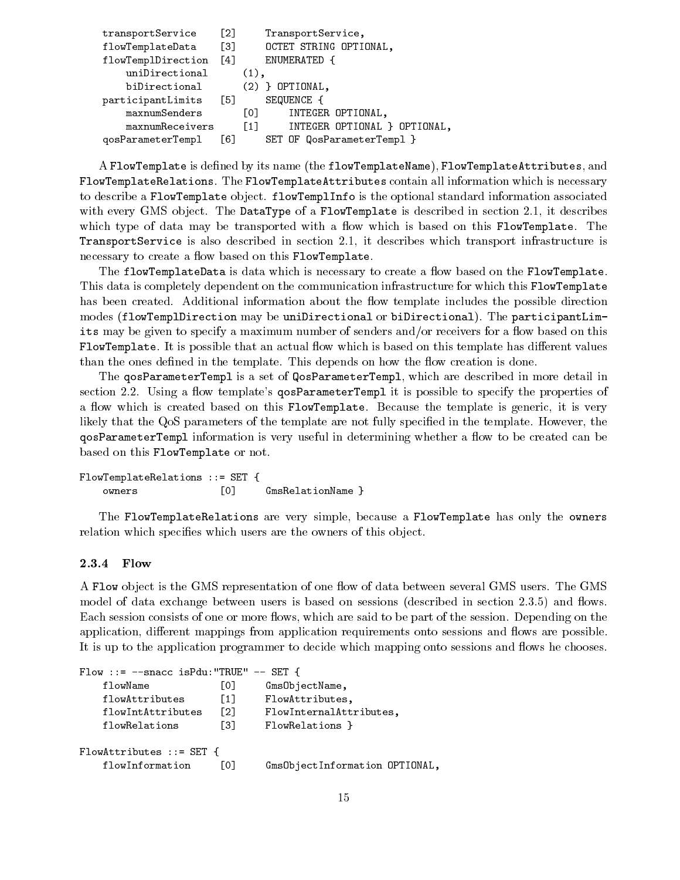```
    transportService    [2]     TransportService,
    flowTemplateData    [3]     OCTET STRING OPTIONAL,
    flowTemplDirection  [4]     ENUMERATED {
        uniDirectional      (1),
        biDirectional       (2) } OPTIONAL,
    participantLimits   [5]     SEQUENCE {
        maxnumSenders       [0]     INTEGER OPTIONAL,
        maxnumReceivers     [1]     INTEGER OPTIONAL } OPTIONAL,
    qosParameterTempl   [6]     SET OF QosParameterTempl }
```

A `FlowTemplate` is defined by its name (the `flowTemplateName`), `FlowTemplateAttributes`, and `FlowTemplateRelations`. The `FlowTemplateAttributes` contain all information which is necessary to describe a `FlowTemplate` object. `flowTemplInfo` is the optional standard information associated with every GMS object. The `DataType` of a `FlowTemplate` is described in section 2.1, it describes which type of data may be transported with a flow which is based on this `FlowTemplate`. The `TransportService` is also described in section 2.1, it describes which transport infrastructure is necessary to create a flow based on this `FlowTemplate`.

The `flowTemplateData` is data which is necessary to create a flow based on the `FlowTemplate`. This data is completely dependent on the communication infrastructure for which this `FlowTemplate` has been created. Additional information about the flow template includes the possible direction modes (`flowTemplDirection` may be `uniDirectional` or `biDirectional`). The `participantLimits` may be given to specify a maximum number of senders and/or receivers for a flow based on this `FlowTemplate`. It is possible that an actual flow which is based on this template has different values than the ones defined in the template. This depends on how the flow creation is done.

The `qosParameterTempl` is a set of `QosParameterTempl`, which are described in more detail in section 2.2. Using a flow template's `qosParameterTempl` it is possible to specify the properties of a flow which is created based on this `FlowTemplate`. Because the template is generic, it is very likely that the QoS parameters of the template are not fully specified in the template. However, the `qosParameterTempl` information is very useful in determining whether a flow to be created can be based on this `FlowTemplate` or not.

```
FlowTemplateRelations ::= SET {
    owners              [0]     GmsRelationName }
```

The `FlowTemplateRelations` are very simple, because a `FlowTemplate` has only the `owners` relation which specifies which users are the owners of this object.

### 2.3.4 Flow

A `Flow` object is the GMS representation of one flow of data between several GMS users. The GMS model of data exchange between users is based on sessions (described in section 2.3.5) and flows. Each session consists of one or more flows, which are said to be part of the session. Depending on the application, different mappings from application requirements onto sessions and flows are possible. It is up to the application programmer to decide which mapping onto sessions and flows he chooses.

```
Flow ::= --snacc isPdu:"TRUE" -- SET {
    flowName            [0]     GmsObjectName,
    flowAttributes      [1]     FlowAttributes,
    flowIntAttributes   [2]     FlowInternalAttributes,
    flowRelations       [3]     FlowRelations }

FlowAttributes ::= SET {
    flowInformation     [0]     GmsObjectInformation OPTIONAL,
```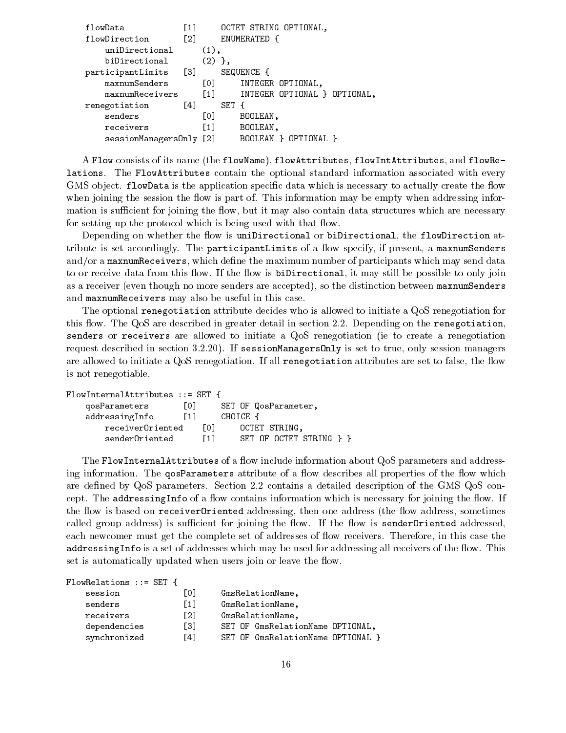```
    flowData            [1]     OCTET STRING OPTIONAL,
    flowDirection       [2]     ENUMERATED {
        uniDirectional      (1),
        biDirectional       (2) },
    participantLimits   [3]     SEQUENCE {
        maxnumSenders       [0]     INTEGER OPTIONAL,
        maxnumReceivers     [1]     INTEGER OPTIONAL } OPTIONAL,
    renegotiation       [4]     SET {
        senders             [0]     BOOLEAN,
        receivers           [1]     BOOLEAN,
        sessionManagersOnly [2]     BOOLEAN } OPTIONAL }
```

A `Flow` consists of its name (the `flowName`), `flowAttributes`, `flowIntAttributes`, and `flowRelations`. The `FlowAttributes` contain the optional standard information associated with every GMS object. `flowData` is the application specific data which is necessary to actually create the flow when joining the session the flow is part of. This information may be empty when addressing information is sufficient for joining the flow, but it may also contain data structures which are necessary for setting up the protocol which is being used with that flow.

Depending on whether the flow is `uniDirectional` or `biDirectional`, the `flowDirection` attribute is set accordingly. The `participantLimits` of a flow specify, if present, a `maxnumSenders` and/or a `maxnumReceivers`, which define the maximum number of participants which may send data to or receive data from this flow. If the flow is `biDirectional`, it may still be possible to only join as a receiver (even though no more senders are accepted), so the distinction between `maxnumSenders` and `maxnumReceivers` may also be useful in this case.

The optional `renegotiation` attribute decides who is allowed to initiate a QoS renegotiation for this flow. The QoS are described in greater detail in section 2.2. Depending on the `renegotiation`, `senders` or `receivers` are allowed to initiate a QoS renegotiation (ie to create a renegotiation request described in section 3.2.20). If `sessionManagersOnly` is set to true, only session managers are allowed to initiate a QoS renegotiation. If all `renegotiation` attributes are set to false, the flow is not renegotiable.

```
FlowInternalAttributes ::= SET {
    qosParameters       [0]     SET OF QosParameter,
    addressingInfo      [1]     CHOICE {
        receiverOriented    [0]     OCTET STRING,
        senderOriented      [1]     SET OF OCTET STRING } }
```

The `FlowInternalAttributes` of a flow include information about QoS parameters and addressing information. The `qosParameters` attribute of a flow describes all properties of the flow which are defined by QoS parameters. Section 2.2 contains a detailed description of the GMS QoS concept. The `addressingInfo` of a flow contains information which is necessary for joining the flow. If the flow is based on `receiverOriented` addressing, then one address (the flow address, sometimes called group address) is sufficient for joining the flow. If the flow is `senderOriented` addressed, each newcomer must get the complete set of addresses of flow receivers. Therefore, in this case the `addressingInfo` is a set of addresses which may be used for addressing all receivers of the flow. This set is automatically updated when users join or leave the flow.

```
FlowRelations ::= SET {
    session             [0]     GmsRelationName,
    senders             [1]     GmsRelationName,
    receivers           [2]     GmsRelationName,
    dependencies        [3]     SET OF GmsRelationName OPTIONAL,
    synchronized        [4]     SET OF GmsRelationName OPTIONAL }
```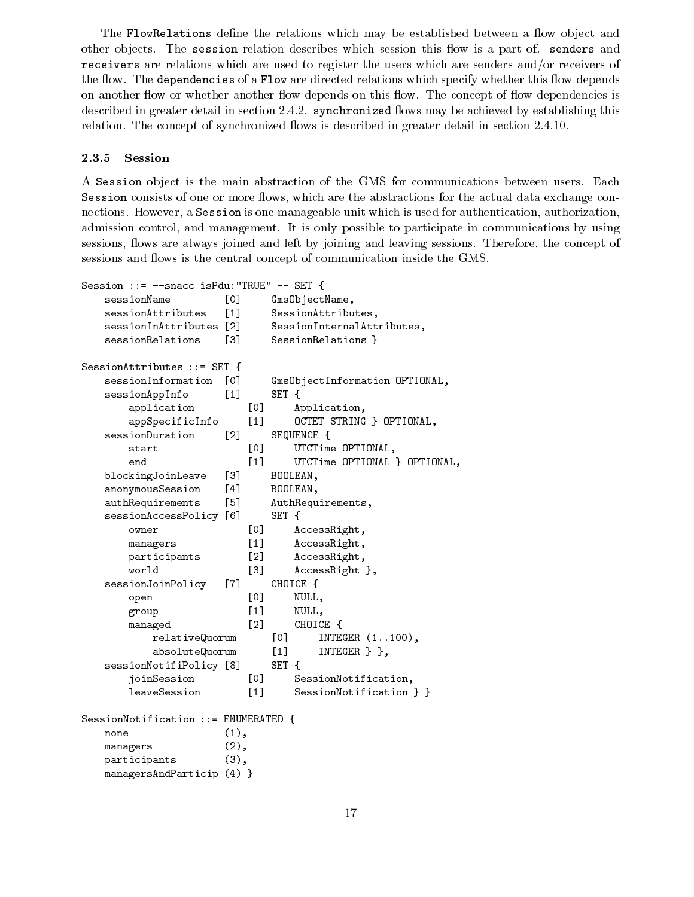The `FlowRelations` define the relations which may be established between a flow object and other objects. The `session` relation describes which session this flow is a part of. `senders` and `receivers` are relations which are used to register the users which are senders and/or receivers of the flow. The `dependencies` of a `Flow` are directed relations which specify whether this flow depends on another flow or whether another flow depends on this flow. The concept of flow dependencies is described in greater detail in section 2.4.2. `synchronized` flows may be achieved by establishing this relation. The concept of synchronized flows is described in greater detail in section 2.4.10.

### 2.3.5 Session

A `Session` object is the main abstraction of the GMS for communications between users. Each `Session` consists of one or more flows, which are the abstractions for the actual data exchange connections. However, a `Session` is one manageable unit which is used for authentication, authorization, admission control, and management. It is only possible to participate in communications by using sessions, flows are always joined and left by joining and leaving sessions. Therefore, the concept of sessions and flows is the central concept of communication inside the GMS.

```
Session ::= --snacc isPdu:"TRUE" -- SET {
    sessionName          [0]     GmsObjectName,
    sessionAttributes    [1]     SessionAttributes,
    sessionInAttributes  [2]     SessionInternalAttributes,
    sessionRelations     [3]     SessionRelations }

SessionAttributes ::= SET {
    sessionInformation  [0]     GmsObjectInformation OPTIONAL,
    sessionAppInfo      [1]     SET {
        application         [0]     Application,
        appSpecificInfo     [1]     OCTET STRING } OPTIONAL,
    sessionDuration     [2]     SEQUENCE {
        start               [0]     UTCTime OPTIONAL,
        end                 [1]     UTCTime OPTIONAL } OPTIONAL,
    blockingJoinLeave   [3]     BOOLEAN,
    anonymousSession    [4]     BOOLEAN,
    authRequirements    [5]     AuthRequirements,
    sessionAccessPolicy [6]     SET {
        owner               [0]     AccessRight,
        managers            [1]     AccessRight,
        participants        [2]     AccessRight,
        world               [3]     AccessRight },
    sessionJoinPolicy   [7]     CHOICE {
        open                [0]     NULL,
        group               [1]     NULL,
        managed             [2]     CHOICE {
            relativeQuorum      [0]     INTEGER (1..100),
            absoluteQuorum      [1]     INTEGER } },
    sessionNotifiPolicy [8]     SET {
        joinSession         [0]     SessionNotification,
        leaveSession        [1]     SessionNotification } }

SessionNotification ::= ENUMERATED {
    none                (1),
    managers            (2),
    participants        (3),
    managersAndParticip (4) }
```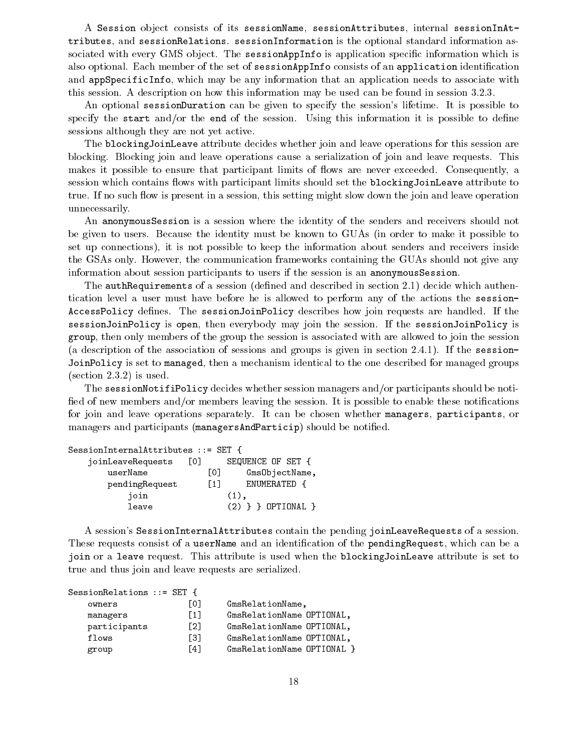A Session object consists of its sessionName, sessionAttributes, internal sessionInAttributes, and sessionRelations. sessionInformation is the optional standard information associated with every GMS object. The sessionAppInfo is application specific information which is also optional. Each member of the set of sessionAppInfo consists of an application identification and appSpecificInfo, which may be any information that an application needs to associate with this session. A description on how this information may be used can be found in session 3.2.3.

An optional sessionDuration can be given to specify the session's lifetime. It is possible to specify the start and/or the end of the session. Using this information it is possible to define sessions although they are not yet active.

The blockingJoinLeave attribute decides whether join and leave operations for this session are blocking. Blocking join and leave operations cause a serialization of join and leave requests. This makes it possible to ensure that participant limits of flows are never exceeded. Consequently, a session which contains flows with participant limits should set the blockingJoinLeave attribute to true. If no such flow is present in a session, this setting might slow down the join and leave operation unnecessarily.

An anonymousSession is a session where the identity of the senders and receivers should not be given to users. Because the identity must be known to GUAs (in order to make it possible to set up connections), it is not possible to keep the information about senders and receivers inside the GSAs only. However, the communication frameworks containing the GUAs should not give any information about session participants to users if the session is an anonymousSession.

The authRequirements of a session (defined and described in section 2.1) decide which authentication level a user must have before he is allowed to perform any of the actions the sessionAccessPolicy defines. The sessionJoinPolicy describes how join requests are handled. If the sessionJoinPolicy is open, then everybody may join the session. If the sessionJoinPolicy is group, then only members of the group the session is associated with are allowed to join the session (a description of the association of sessions and groups is given in section 2.4.1). If the sessionJoinPolicy is set to managed, then a mechanism identical to the one described for managed groups (section 2.3.2) is used.

The sessionNotifiPolicy decides whether session managers and/or participants should be notified of new members and/or members leaving the session. It is possible to enable these notifications for join and leave operations separately. It can be chosen whether managers, participants, or managers and participants (managersAndParticip) should be notified.

```
SessionInternalAttributes ::= SET {
    joinLeaveRequests   [0]     SEQUENCE OF SET {
        userName            [0]     GmsObjectName,
        pendingRequest      [1]     ENUMERATED {
            join                (1),
            leave               (2) } } OPTIONAL }
```

A session's SessionInternalAttributes contain the pending joinLeaveRequests of a session. These requests consist of a userName and an identification of the pendingRequest, which can be a join or a leave request. This attribute is used when the blockingJoinLeave attribute is set to true and thus join and leave requests are serialized.

```
SessionRelations ::= SET {
    owners              [0]     GmsRelationName,
    managers            [1]     GmsRelationName OPTIONAL,
    participants        [2]     GmsRelationName OPTIONAL,
    flows               [3]     GmsRelationName OPTIONAL,
    group               [4]     GmsRelationName OPTIONAL }
```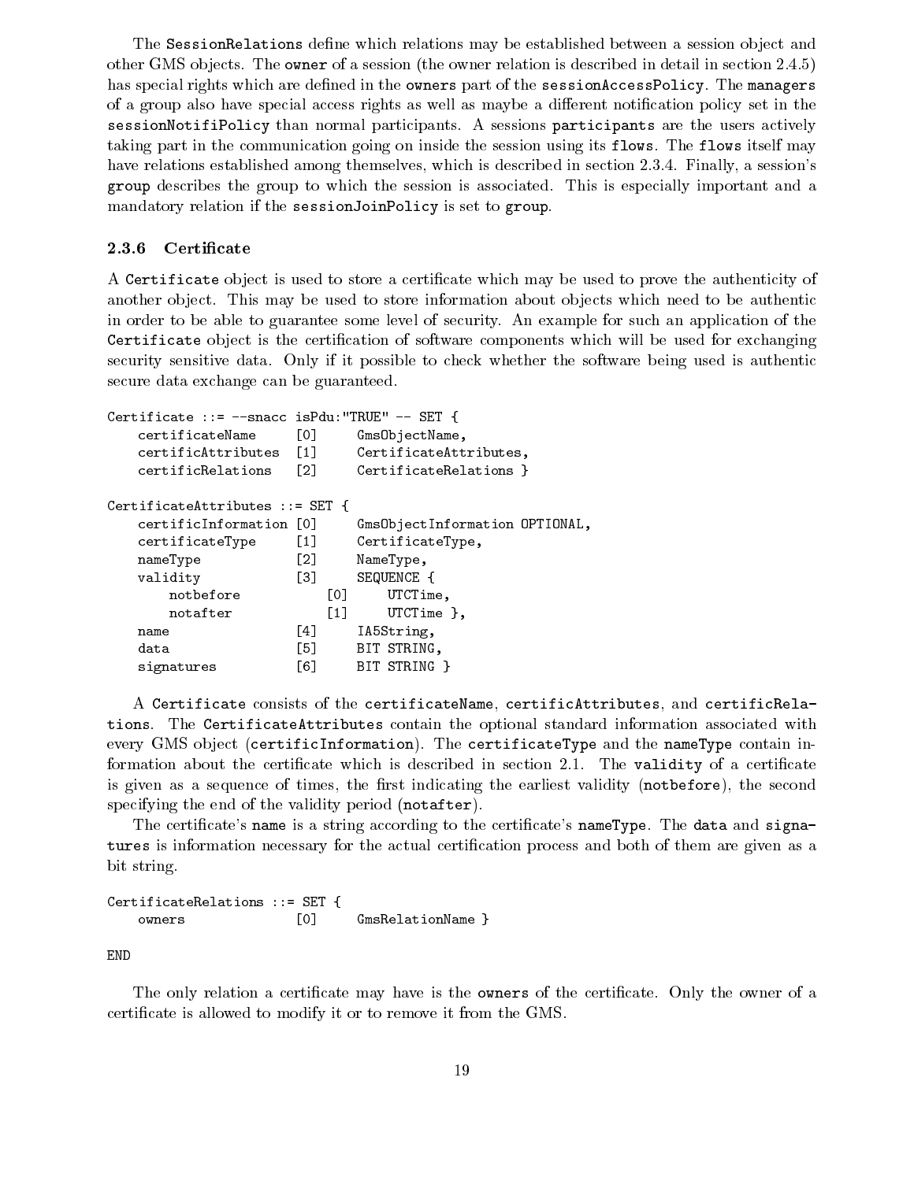The `SessionRelations` define which relations may be established between a session object and other GMS objects. The `owner` of a session (the owner relation is described in detail in section 2.4.5) has special rights which are defined in the `owners` part of the `sessionAccessPolicy`. The `managers` of a group also have special access rights as well as maybe a different notification policy set in the `sessionNotifiPolicy` than normal participants. A sessions `participants` are the users actively taking part in the communication going on inside the session using its `flows`. The `flows` itself may have relations established among themselves, which is described in section 2.3.4. Finally, a session's `group` describes the group to which the session is associated. This is especially important and a mandatory relation if the `sessionJoinPolicy` is set to `group`.

### 2.3.6 Certificate

A `Certificate` object is used to store a certificate which may be used to prove the authenticity of another object. This may be used to store information about objects which need to be authentic in order to be able to guarantee some level of security. An example for such an application of the `Certificate` object is the certification of software components which will be used for exchanging security sensitive data. Only if it possible to check whether the software being used is authentic secure data exchange can be guaranteed.

```
Certificate ::= --snacc isPdu:"TRUE" -- SET {
    certificateName     [0]     GmsObjectName,
    certificAttributes  [1]     CertificateAttributes,
    certificRelations   [2]     CertificateRelations }

CertificateAttributes ::= SET {
    certificInformation [0]     GmsObjectInformation OPTIONAL,
    certificateType     [1]     CertificateType,
    nameType            [2]     NameType,
    validity            [3]     SEQUENCE {
        notbefore           [0]     UTCTime,
        notafter            [1]     UTCTime },
    name                [4]     IA5String,
    data                [5]     BIT STRING,
    signatures          [6]     BIT STRING }
```

A `Certificate` consists of the `certificateName`, `certificAttributes`, and `certificRelations`. The `CertificateAttributes` contain the optional standard information associated with every GMS object (`certificInformation`). The `certificateType` and the `nameType` contain information about the certificate which is described in section 2.1. The `validity` of a certificate is given as a sequence of times, the first indicating the earliest validity (`notbefore`), the second specifying the end of the validity period (`notafter`).

The certificate's `name` is a string according to the certificate's `nameType`. The `data` and `signatures` is information necessary for the actual certification process and both of them are given as a bit string.

```
CertificateRelations ::= SET {
    owners              [0]     GmsRelationName }

END
```

The only relation a certificate may have is the `owners` of the certificate. Only the owner of a certificate is allowed to modify it or to remove it from the GMS.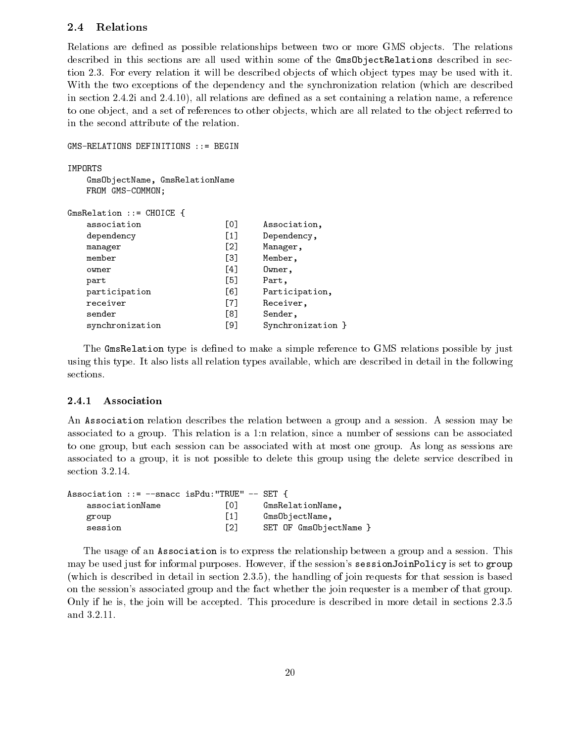## 2.4 Relations

Relations are defined as possible relationships between two or more GMS objects. The relations described in this sections are all used within some of the `GmsObjectRelations` described in section 2.3. For every relation it will be described objects of which object types may be used with it. With the two exceptions of the dependency and the synchronization relation (which are described in section 2.4.2i and 2.4.10), all relations are defined as a set containing a relation name, a reference to one object, and a set of references to other objects, which are all related to the object referred to in the second attribute of the relation.

```
GMS-RELATIONS DEFINITIONS ::= BEGIN

IMPORTS
    GmsObjectName, GmsRelationName
    FROM GMS-COMMON;

GmsRelation ::= CHOICE {
    association             [0]     Association,
    dependency              [1]     Dependency,
    manager                 [2]     Manager,
    member                  [3]     Member,
    owner                   [4]     Owner,
    part                    [5]     Part,
    participation           [6]     Participation,
    receiver                [7]     Receiver,
    sender                  [8]     Sender,
    synchronization         [9]     Synchronization }
```

The `GmsRelation` type is defined to make a simple reference to GMS relations possible by just using this type. It also lists all relation types available, which are described in detail in the following sections.

### 2.4.1 Association

An `Association` relation describes the relation between a group and a session. A session may be associated to a group. This relation is a 1:n relation, since a number of sessions can be associated to one group, but each session can be associated with at most one group. As long as sessions are associated to a group, it is not possible to delete this group using the delete service described in section 3.2.14.

```
Association ::= --snacc isPdu:"TRUE" -- SET {
    associationName         [0]     GmsRelationName,
    group                   [1]     GmsObjectName,
    session                 [2]     SET OF GmsObjectName }
```

The usage of an `Association` is to express the relationship between a group and a session. This may be used just for informal purposes. However, if the session's `sessionJoinPolicy` is set to `group` (which is described in detail in section 2.3.5), the handling of join requests for that session is based on the session's associated group and the fact whether the join requester is a member of that group. Only if he is, the join will be accepted. This procedure is described in more detail in sections 2.3.5 and 3.2.11.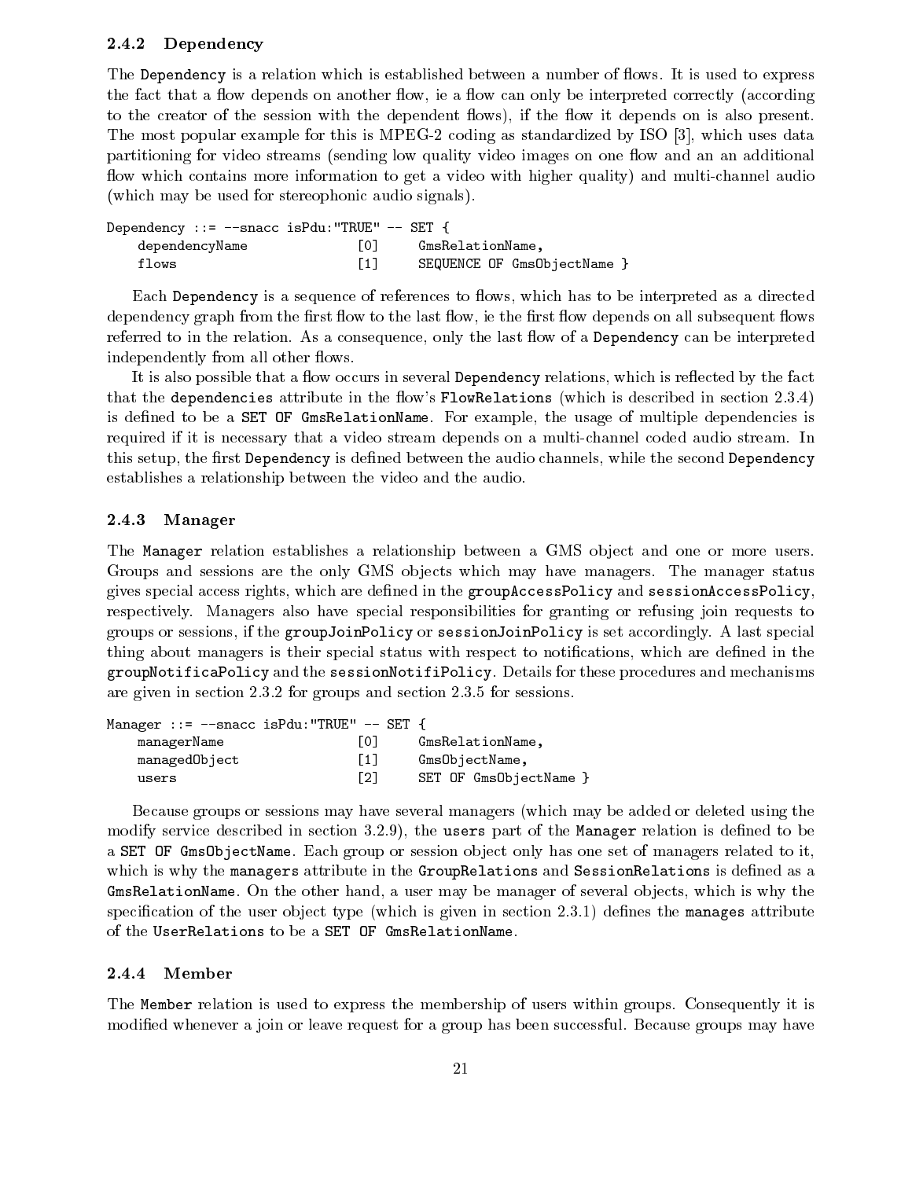### 2.4.2 Dependency

The `Dependency` is a relation which is established between a number of flows. It is used to express the fact that a flow depends on another flow, ie a flow can only be interpreted correctly (according to the creator of the session with the dependent flows), if the flow it depends on is also present. The most popular example for this is MPEG-2 coding as standardized by ISO [3], which uses data partitioning for video streams (sending low quality video images on one flow and an an additional flow which contains more information to get a video with higher quality) and multi-channel audio (which may be used for stereophonic audio signals).

```
Dependency ::= --snacc isPdu:"TRUE" -- SET {
    dependencyName              [0]     GmsRelationName,
    flows                       [1]     SEQUENCE OF GmsObjectName }
```

Each `Dependency` is a sequence of references to flows, which has to be interpreted as a directed dependency graph from the first flow to the last flow, ie the first flow depends on all subsequent flows referred to in the relation. As a consequence, only the last flow of a `Dependency` can be interpreted independently from all other flows.

It is also possible that a flow occurs in several `Dependency` relations, which is reflected by the fact that the `dependencies` attribute in the flow's `FlowRelations` (which is described in section 2.3.4) is defined to be a `SET OF GmsRelationName`. For example, the usage of multiple dependencies is required if it is necessary that a video stream depends on a multi-channel coded audio stream. In this setup, the first `Dependency` is defined between the audio channels, while the second `Dependency` establishes a relationship between the video and the audio.

### 2.4.3 Manager

The `Manager` relation establishes a relationship between a GMS object and one or more users. Groups and sessions are the only GMS objects which may have managers. The manager status gives special access rights, which are defined in the `groupAccessPolicy` and `sessionAccessPolicy`, respectively. Managers also have special responsibilities for granting or refusing join requests to groups or sessions, if the `groupJoinPolicy` or `sessionJoinPolicy` is set accordingly. A last special thing about managers is their special status with respect to notifications, which are defined in the `groupNotificaPolicy` and the `sessionNotifiPolicy`. Details for these procedures and mechanisms are given in section 2.3.2 for groups and section 2.3.5 for sessions.

```
Manager ::= --snacc isPdu:"TRUE" -- SET {
    managerName                 [0]     GmsRelationName,
    managedObject               [1]     GmsObjectName,
    users                       [2]     SET OF GmsObjectName }
```

Because groups or sessions may have several managers (which may be added or deleted using the modify service described in section 3.2.9), the `users` part of the `Manager` relation is defined to be a `SET OF GmsObjectName`. Each group or session object only has one set of managers related to it, which is why the `managers` attribute in the `GroupRelations` and `SessionRelations` is defined as a `GmsRelationName`. On the other hand, a user may be manager of several objects, which is why the specification of the user object type (which is given in section 2.3.1) defines the `manages` attribute of the `UserRelations` to be a `SET OF GmsRelationName`.

### 2.4.4 Member

The `Member` relation is used to express the membership of users within groups. Consequently it is modified whenever a join or leave request for a group has been successful. Because groups may have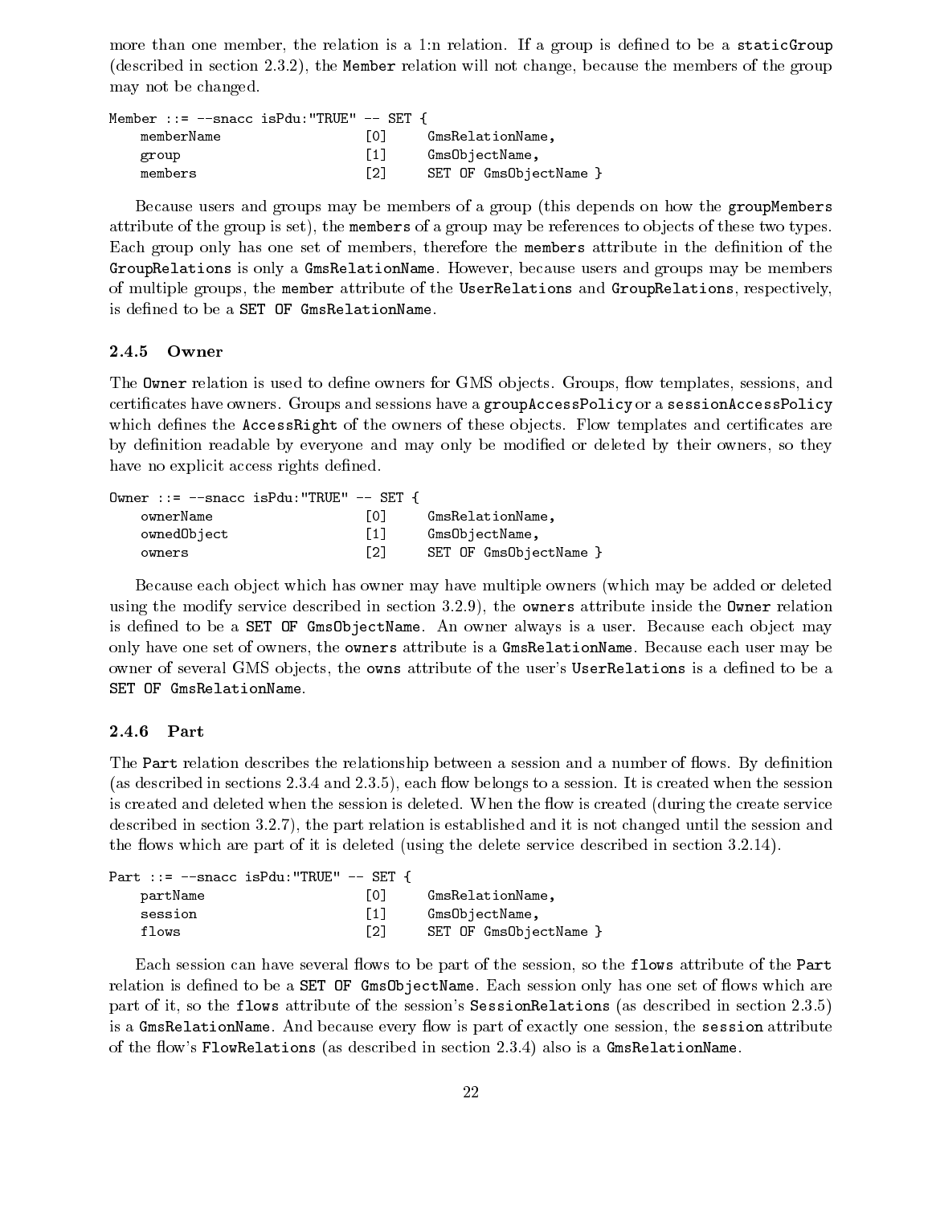more than one member, the relation is a 1:n relation. If a group is defined to be a `staticGroup` (described in section 2.3.2), the `Member` relation will not change, because the members of the group may not be changed.

```
Member ::= --snacc isPdu:"TRUE" -- SET {
    memberName                  [0]     GmsRelationName,
    group                       [1]     GmsObjectName,
    members                     [2]     SET OF GmsObjectName }
```

Because users and groups may be members of a group (this depends on how the `groupMembers` attribute of the group is set), the `members` of a group may be references to objects of these two types. Each group only has one set of members, therefore the `members` attribute in the definition of the `GroupRelations` is only a `GmsRelationName`. However, because users and groups may be members of multiple groups, the `member` attribute of the `UserRelations` and `GroupRelations`, respectively, is defined to be a `SET OF GmsRelationName`.

### 2.4.5 Owner

The `Owner` relation is used to define owners for GMS objects. Groups, flow templates, sessions, and certificates have owners. Groups and sessions have a `groupAccessPolicy` or a `sessionAccessPolicy` which defines the `AccessRight` of the owners of these objects. Flow templates and certificates are by definition readable by everyone and may only be modified or deleted by their owners, so they have no explicit access rights defined.

```
Owner ::= --snacc isPdu:"TRUE" -- SET {
    ownerName                   [0]     GmsRelationName,
    ownedObject                 [1]     GmsObjectName,
    owners                      [2]     SET OF GmsObjectName }
```

Because each object which has owner may have multiple owners (which may be added or deleted using the modify service described in section 3.2.9), the `owners` attribute inside the `Owner` relation is defined to be a `SET OF GmsObjectName`. An owner always is a user. Because each object may only have one set of owners, the `owners` attribute is a `GmsRelationName`. Because each user may be owner of several GMS objects, the `owns` attribute of the user's `UserRelations` is a defined to be a `SET OF GmsRelationName`.

### 2.4.6 Part

The `Part` relation describes the relationship between a session and a number of flows. By definition (as described in sections 2.3.4 and 2.3.5), each flow belongs to a session. It is created when the session is created and deleted when the session is deleted. When the flow is created (during the create service described in section 3.2.7), the part relation is established and it is not changed until the session and the flows which are part of it is deleted (using the delete service described in section 3.2.14).

```
Part ::= --snacc isPdu:"TRUE" -- SET {
    partName                    [0]     GmsRelationName,
    session                     [1]     GmsObjectName,
    flows                       [2]     SET OF GmsObjectName }
```

Each session can have several flows to be part of the session, so the `flows` attribute of the `Part` relation is defined to be a `SET OF GmsObjectName`. Each session only has one set of flows which are part of it, so the `flows` attribute of the session's `SessionRelations` (as described in section 2.3.5) is a `GmsRelationName`. And because every flow is part of exactly one session, the `session` attribute of the flow's `FlowRelations` (as described in section 2.3.4) also is a `GmsRelationName`.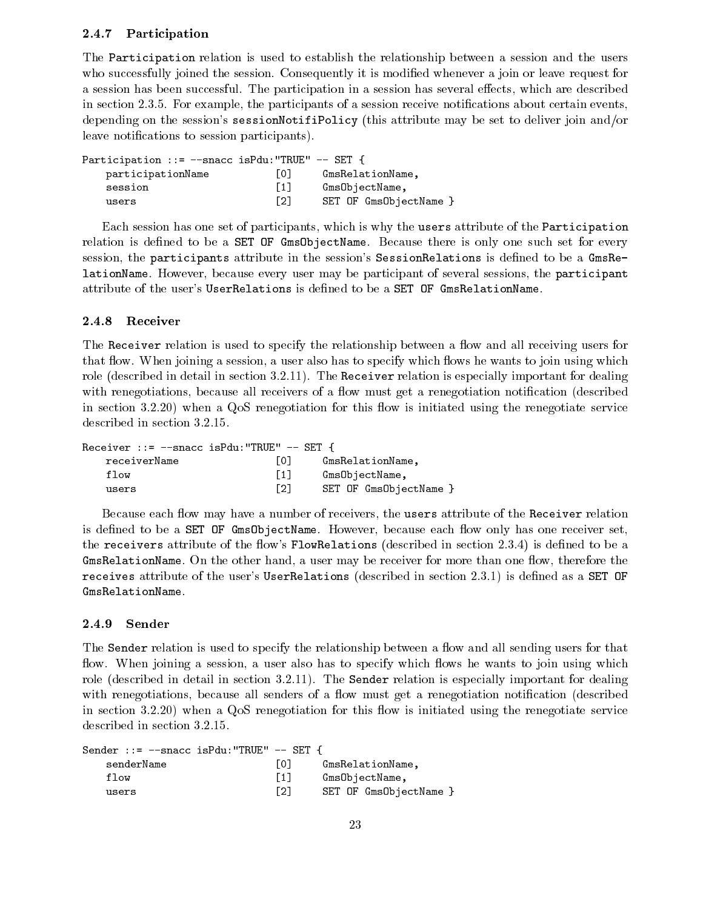### 2.4.7 Participation

The `Participation` relation is used to establish the relationship between a session and the users who successfully joined the session. Consequently it is modified whenever a join or leave request for a session has been successful. The participation in a session has several effects, which are described in section 2.3.5. For example, the participants of a session receive notifications about certain events, depending on the session's `sessionNotifiPolicy` (this attribute may be set to deliver join and/or leave notifications to session participants).

```
Participation ::= --snacc isPdu:"TRUE" -- SET {
    participationName           [0]     GmsRelationName,
    session                     [1]     GmsObjectName,
    users                       [2]     SET OF GmsObjectName }
```

Each session has one set of participants, which is why the `users` attribute of the `Participation` relation is defined to be a `SET OF GmsObjectName`. Because there is only one such set for every session, the `participants` attribute in the session's `SessionRelations` is defined to be a `GmsRelationName`. However, because every user may be participant of several sessions, the `participant` attribute of the user's `UserRelations` is defined to be a `SET OF GmsRelationName`.

### 2.4.8 Receiver

The `Receiver` relation is used to specify the relationship between a flow and all receiving users for that flow. When joining a session, a user also has to specify which flows he wants to join using which role (described in detail in section 3.2.11). The `Receiver` relation is especially important for dealing with renegotiations, because all receivers of a flow must get a renegotiation notification (described in section 3.2.20) when a QoS renegotiation for this flow is initiated using the renegotiate service described in section 3.2.15.

```
Receiver ::= --snacc isPdu:"TRUE" -- SET {
    receiverName                [0]     GmsRelationName,
    flow                        [1]     GmsObjectName,
    users                       [2]     SET OF GmsObjectName }
```

Because each flow may have a number of receivers, the `users` attribute of the `Receiver` relation is defined to be a `SET OF GmsObjectName`. However, because each flow only has one receiver set, the `receivers` attribute of the flow's `FlowRelations` (described in section 2.3.4) is defined to be a `GmsRelationName`. On the other hand, a user may be receiver for more than one flow, therefore the `receives` attribute of the user's `UserRelations` (described in section 2.3.1) is defined as a `SET OF GmsRelationName`.

### 2.4.9 Sender

The `Sender` relation is used to specify the relationship between a flow and all sending users for that flow. When joining a session, a user also has to specify which flows he wants to join using which role (described in detail in section 3.2.11). The `Sender` relation is especially important for dealing with renegotiations, because all senders of a flow must get a renegotiation notification (described in section 3.2.20) when a QoS renegotiation for this flow is initiated using the renegotiate service described in section 3.2.15.

```
Sender ::= --snacc isPdu:"TRUE" -- SET {
    senderName                  [0]     GmsRelationName,
    flow                        [1]     GmsObjectName,
    users                       [2]     SET OF GmsObjectName }
```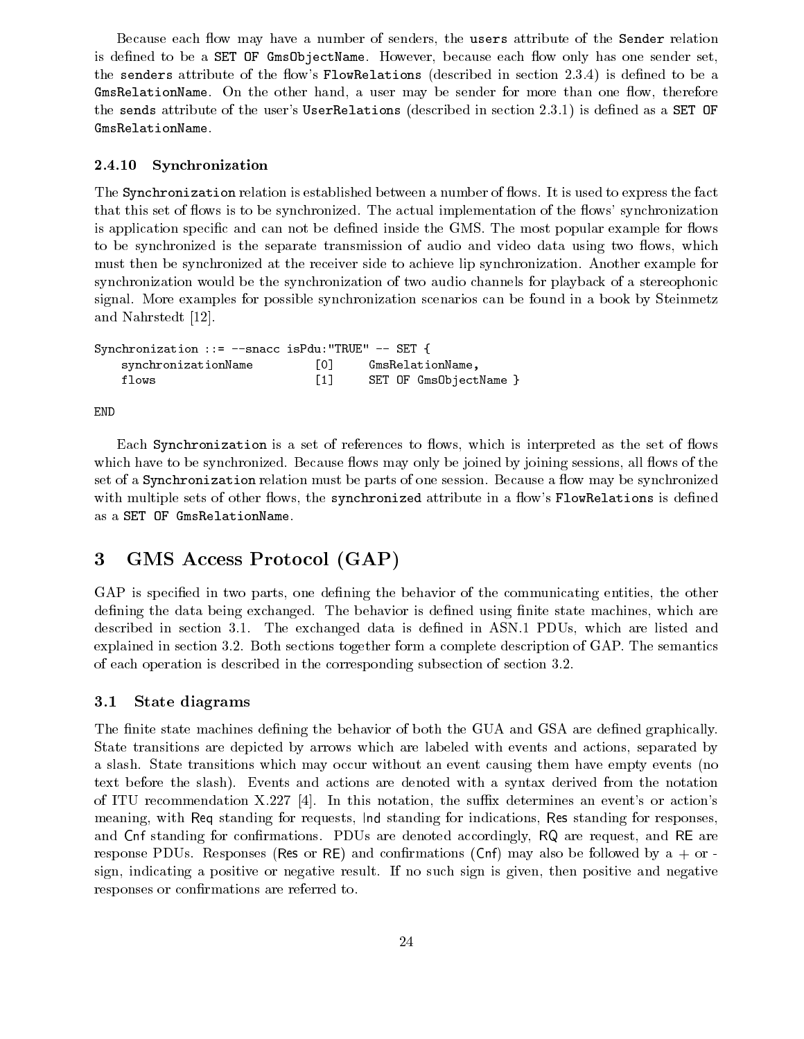Because each flow may have a number of senders, the `users` attribute of the `Sender` relation is defined to be a `SET OF GmsObjectName`. However, because each flow only has one sender set, the `senders` attribute of the flow's `FlowRelations` (described in section 2.3.4) is defined to be a `GmsRelationName`. On the other hand, a user may be sender for more than one flow, therefore the `sends` attribute of the user's `UserRelations` (described in section 2.3.1) is defined as a `SET OF GmsRelationName`.

#### 2.4.10 Synchronization

The `Synchronization` relation is established between a number of flows. It is used to express the fact that this set of flows is to be synchronized. The actual implementation of the flows' synchronization is application specific and can not be defined inside the GMS. The most popular example for flows to be synchronized is the separate transmission of audio and video data using two flows, which must then be synchronized at the receiver side to achieve lip synchronization. Another example for synchronization would be the synchronization of two audio channels for playback of a stereophonic signal. More examples for possible synchronization scenarios can be found in a book by Steinmetz and Nahrstedt [12].

```
Synchronization ::= --snacc isPdu:"TRUE" -- SET {
    synchronizationName         [0]     GmsRelationName,
    flows                       [1]     SET OF GmsObjectName }

END
```

Each `Synchronization` is a set of references to flows, which is interpreted as the set of flows which have to be synchronized. Because flows may only be joined by joining sessions, all flows of the set of a `Synchronization` relation must be parts of one session. Because a flow may be synchronized with multiple sets of other flows, the `synchronized` attribute in a flow's `FlowRelations` is defined as a `SET OF GmsRelationName`.

## 3 GMS Access Protocol (GAP)

GAP is specified in two parts, one defining the behavior of the communicating entities, the other defining the data being exchanged. The behavior is defined using finite state machines, which are described in section 3.1. The exchanged data is defined in ASN.1 PDUs, which are listed and explained in section 3.2. Both sections together form a complete description of GAP. The semantics of each operation is described in the corresponding subsection of section 3.2.

### 3.1 State diagrams

The finite state machines defining the behavior of both the GUA and GSA are defined graphically. State transitions are depicted by arrows which are labeled with events and actions, separated by a slash. State transitions which may occur without an event causing them have empty events (no text before the slash). Events and actions are denoted with a syntax derived from the notation of ITU recommendation X.227 [4]. In this notation, the suffix determines an event's or action's meaning, with Req standing for requests, Ind standing for indications, Res standing for responses, and Cnf standing for confirmations. PDUs are denoted accordingly, RQ are request, and RE are response PDUs. Responses (Res or RE) and confirmations (Cnf) may also be followed by a + or - sign, indicating a positive or negative result. If no such sign is given, then positive and negative responses or confirmations are referred to.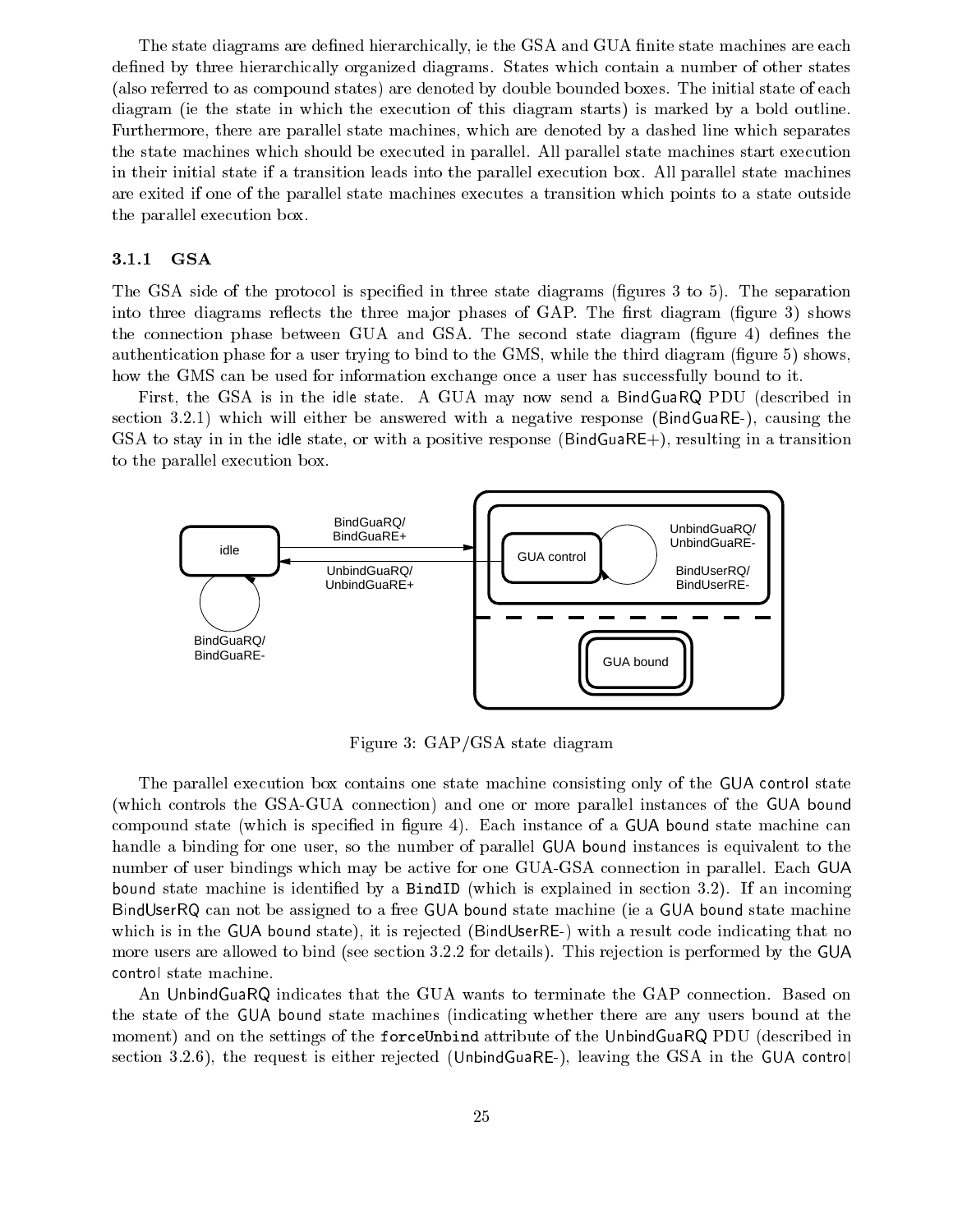The state diagrams are defined hierarchically, ie the GSA and GUA finite state machines are each defined by three hierarchically organized diagrams. States which contain a number of other states (also referred to as compound states) are denoted by double bounded boxes. The initial state of each diagram (ie the state in which the execution of this diagram starts) is marked by a bold outline. Furthermore, there are parallel state machines, which are denoted by a dashed line which separates the state machines which should be executed in parallel. All parallel state machines start execution in their initial state if a transition leads into the parallel execution box. All parallel state machines are exited if one of the parallel state machines executes a transition which points to a state outside the parallel execution box.

### 3.1.1 GSA

The GSA side of the protocol is specified in three state diagrams (figures 3 to 5). The separation into three diagrams reflects the three major phases of GAP. The first diagram (figure 3) shows the connection phase between GUA and GSA. The second state diagram (figure 4) defines the authentication phase for a user trying to bind to the GMS, while the third diagram (figure 5) shows, how the GMS can be used for information exchange once a user has successfully bound to it.

First, the GSA is in the idle state. A GUA may now send a BindGuaRQ PDU (described in section 3.2.1) which will either be answered with a negative response (BindGuaRE-), causing the GSA to stay in in the idle state, or with a positive response (BindGuaRE+), resulting in a transition to the parallel execution box.

Figure 3: GAP/GSA state diagram

The parallel execution box contains one state machine consisting only of the GUA control state (which controls the GSA-GUA connection) and one or more parallel instances of the GUA bound compound state (which is specified in figure 4). Each instance of a GUA bound state machine can handle a binding for one user, so the number of parallel GUA bound instances is equivalent to the number of user bindings which may be active for one GUA-GSA connection in parallel. Each GUA bound state machine is identified by a `BindID` (which is explained in section 3.2). If an incoming BindUserRQ can not be assigned to a free GUA bound state machine (ie a GUA bound state machine which is in the GUA bound state), it is rejected (BindUserRE-) with a result code indicating that no more users are allowed to bind (see section 3.2.2 for details). This rejection is performed by the GUA control state machine.

An UnbindGuaRQ indicates that the GUA wants to terminate the GAP connection. Based on the state of the GUA bound state machines (indicating whether there are any users bound at the moment) and on the settings of the `forceUnbind` attribute of the UnbindGuaRQ PDU (described in section 3.2.6), the request is either rejected (UnbindGuaRE-), leaving the GSA in the GUA control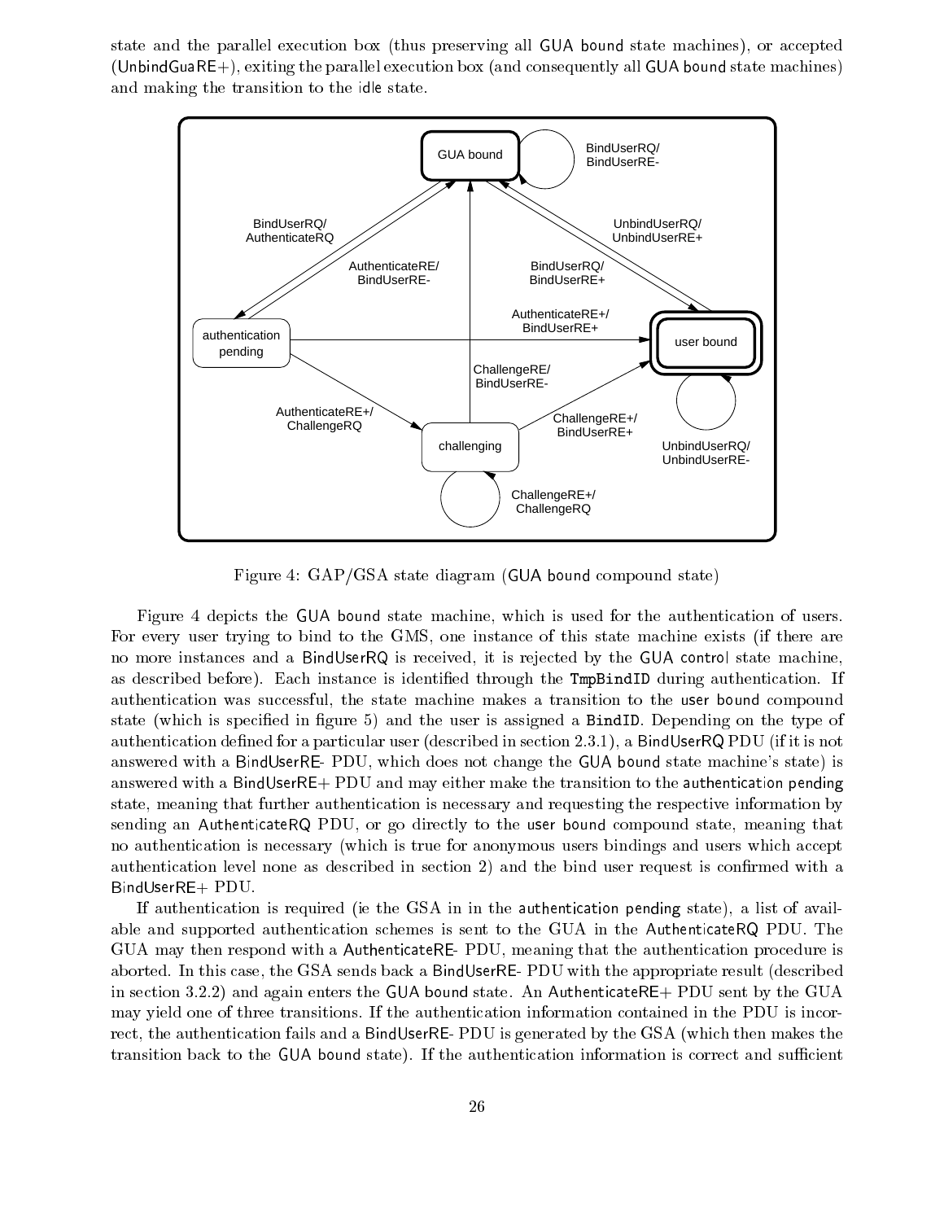state and the parallel execution box (thus preserving all GUA bound state machines), or accepted (UnbindGuaRE+), exiting the parallel execution box (and consequently all GUA bound state machines) and making the transition to the idle state.

Figure 4: GAP/GSA state diagram (GUA bound compound state)

Figure 4 depicts the GUA bound state machine, which is used for the authentication of users. For every user trying to bind to the GMS, one instance of this state machine exists (if there are no more instances and a BindUserRQ is received, it is rejected by the GUA control state machine, as described before). Each instance is identified through the TmpBindID during authentication. If authentication was successful, the state machine makes a transition to the user bound compound state (which is specified in figure 5) and the user is assigned a BindID. Depending on the type of authentication defined for a particular user (described in section 2.3.1), a BindUserRQ PDU (if it is not answered with a BindUserRE- PDU, which does not change the GUA bound state machine's state) is answered with a BindUserRE+ PDU and may either make the transition to the authentication pending state, meaning that further authentication is necessary and requesting the respective information by sending an AuthenticateRQ PDU, or go directly to the user bound compound state, meaning that no authentication is necessary (which is true for anonymous users bindings and users which accept authentication level none as described in section 2) and the bind user request is confirmed with a BindUserRE+ PDU.

If authentication is required (ie the GSA in in the authentication pending state), a list of available and supported authentication schemes is sent to the GUA in the AuthenticateRQ PDU. The GUA may then respond with a AuthenticateRE- PDU, meaning that the authentication procedure is aborted. In this case, the GSA sends back a BindUserRE- PDU with the appropriate result (described in section 3.2.2) and again enters the GUA bound state. An AuthenticateRE+ PDU sent by the GUA may yield one of three transitions. If the authentication information contained in the PDU is incorrect, the authentication fails and a BindUserRE- PDU is generated by the GSA (which then makes the transition back to the GUA bound state). If the authentication information is correct and sufficient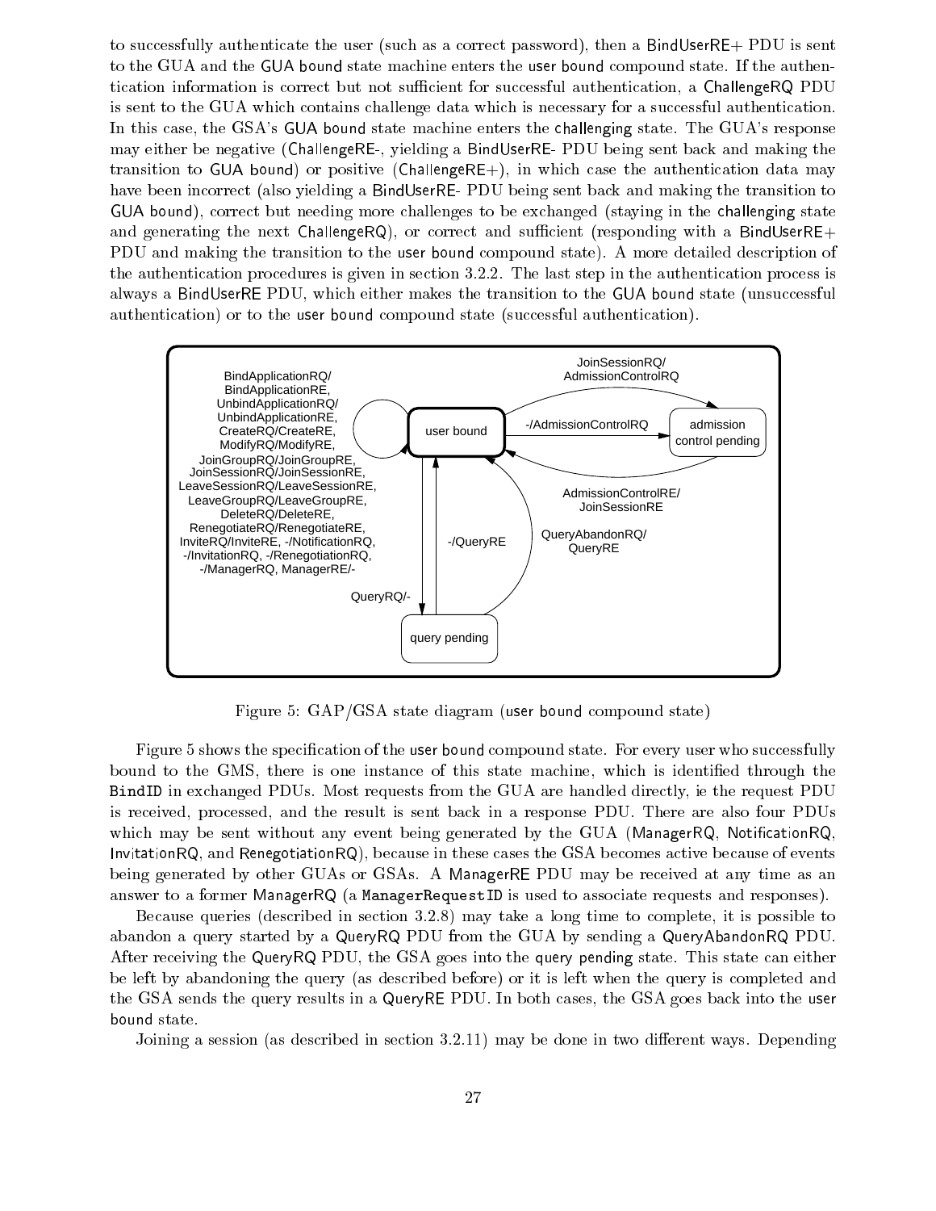to successfully authenticate the user (such as a correct password), then a BindUserRE+ PDU is sent to the GUA and the GUA bound state machine enters the user bound compound state. If the authentication information is correct but not sufficient for successful authentication, a ChallengeRQ PDU is sent to the GUA which contains challenge data which is necessary for a successful authentication. In this case, the GSA's GUA bound state machine enters the challenging state. The GUA's response may either be negative (ChallengeRE-, yielding a BindUserRE- PDU being sent back and making the transition to GUA bound) or positive (ChallengeRE+), in which case the authentication data may have been incorrect (also yielding a BindUserRE- PDU being sent back and making the transition to GUA bound), correct but needing more challenges to be exchanged (staying in the challenging state and generating the next ChallengeRQ), or correct and sufficient (responding with a BindUserRE+ PDU and making the transition to the user bound compound state). A more detailed description of the authentication procedures is given in section 3.2.2. The last step in the authentication process is always a BindUserRE PDU, which either makes the transition to the GUA bound state (unsuccessful authentication) or to the user bound compound state (successful authentication).

Figure 5: GAP/GSA state diagram (user bound compound state)

Figure 5 shows the specification of the user bound compound state. For every user who successfully bound to the GMS, there is one instance of this state machine, which is identified through the BindID in exchanged PDUs. Most requests from the GUA are handled directly, ie the request PDU is received, processed, and the result is sent back in a response PDU. There are also four PDUs which may be sent without any event being generated by the GUA (ManagerRQ, NotificationRQ, InvitationRQ, and RenegotiationRQ), because in these cases the GSA becomes active because of events being generated by other GUAs or GSAs. A ManagerRE PDU may be received at any time as an answer to a former ManagerRQ (a ManagerRequestID is used to associate requests and responses).

Because queries (described in section 3.2.8) may take a long time to complete, it is possible to abandon a query started by a QueryRQ PDU from the GUA by sending a QueryAbandonRQ PDU. After receiving the QueryRQ PDU, the GSA goes into the query pending state. This state can either be left by abandoning the query (as described before) or it is left when the query is completed and the GSA sends the query results in a QueryRE PDU. In both cases, the GSA goes back into the user bound state.

Joining a session (as described in section 3.2.11) may be done in two different ways. Depending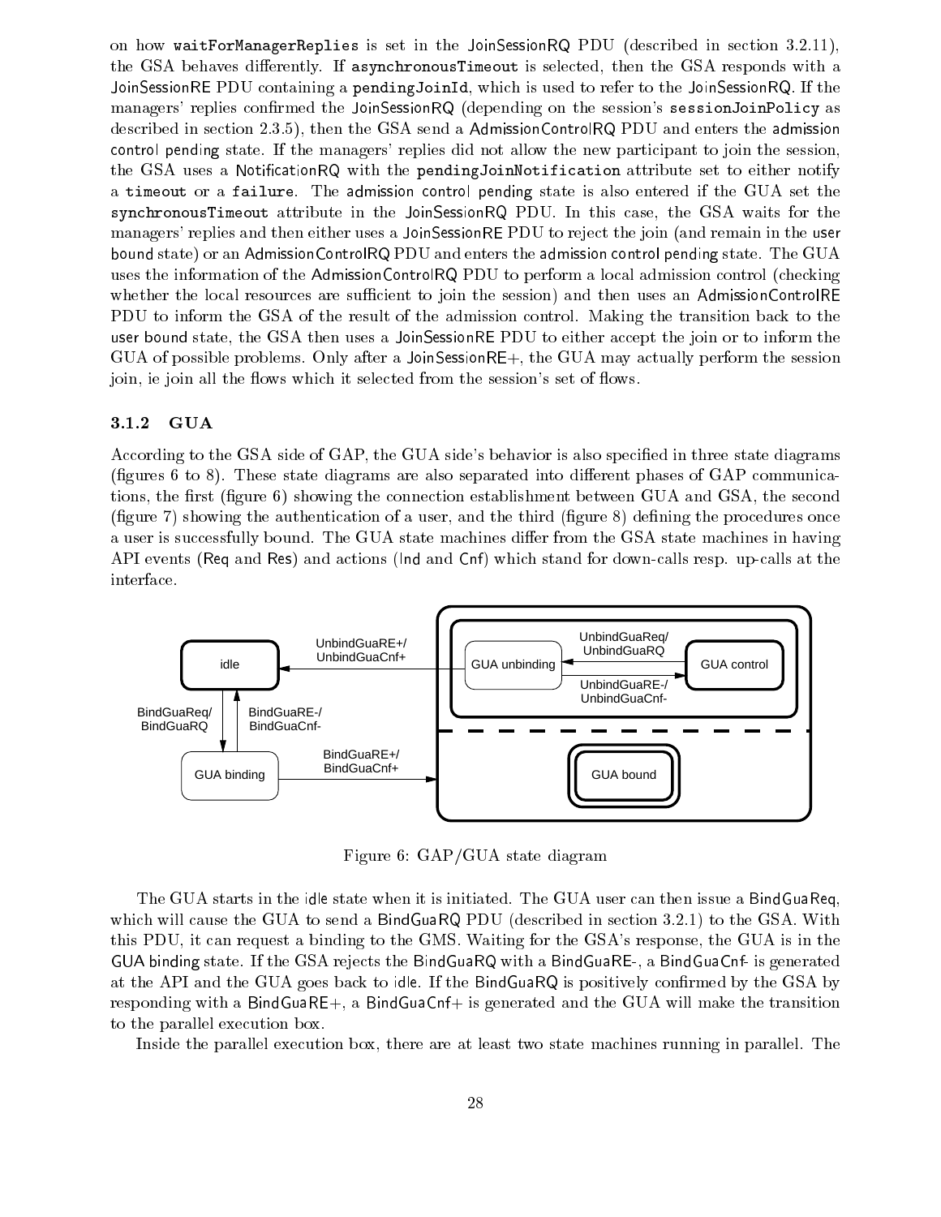on how `waitForManagerReplies` is set in the JoinSessionRQ PDU (described in section 3.2.11), the GSA behaves differently. If `asynchronousTimeout` is selected, then the GSA responds with a JoinSessionRE PDU containing a `pendingJoinId`, which is used to refer to the JoinSessionRQ. If the managers' replies confirmed the JoinSessionRQ (depending on the session's `sessionJoinPolicy` as described in section 2.3.5), then the GSA send a AdmissionControlRQ PDU and enters the admission control pending state. If the managers' replies did not allow the new participant to join the session, the GSA uses a NotificationRQ with the `pendingJoinNotification` attribute set to either notify a `timeout` or a `failure`. The admission control pending state is also entered if the GUA set the `synchronousTimeout` attribute in the JoinSessionRQ PDU. In this case, the GSA waits for the managers' replies and then either uses a JoinSessionRE PDU to reject the join (and remain in the user bound state) or an AdmissionControlRQ PDU and enters the admission control pending state. The GUA uses the information of the AdmissionControlRQ PDU to perform a local admission control (checking whether the local resources are sufficient to join the session) and then uses an AdmissionControlRE PDU to inform the GSA of the result of the admission control. Making the transition back to the user bound state, the GSA then uses a JoinSessionRE PDU to either accept the join or to inform the GUA of possible problems. Only after a JoinSessionRE+, the GUA may actually perform the session join, ie join all the flows which it selected from the session's set of flows.

### 3.1.2 GUA

According to the GSA side of GAP, the GUA side's behavior is also specified in three state diagrams (figures 6 to 8). These state diagrams are also separated into different phases of GAP communications, the first (figure 6) showing the connection establishment between GUA and GSA, the second (figure 7) showing the authentication of a user, and the third (figure 8) defining the procedures once a user is successfully bound. The GUA state machines differ from the GSA state machines in having API events (Req and Res) and actions (Ind and Cnf) which stand for down-calls resp. up-calls at the interface.

Figure 6: GAP/GUA state diagram

The GUA starts in the idle state when it is initiated. The GUA user can then issue a BindGuaReq, which will cause the GUA to send a BindGuaRQ PDU (described in section 3.2.1) to the GSA. With this PDU, it can request a binding to the GMS. Waiting for the GSA's response, the GUA is in the GUA binding state. If the GSA rejects the BindGuaRQ with a BindGuaRE-, a BindGuaCnf- is generated at the API and the GUA goes back to idle. If the BindGuaRQ is positively confirmed by the GSA by responding with a BindGuaRE+, a BindGuaCnf+ is generated and the GUA will make the transition to the parallel execution box.

Inside the parallel execution box, there are at least two state machines running in parallel. The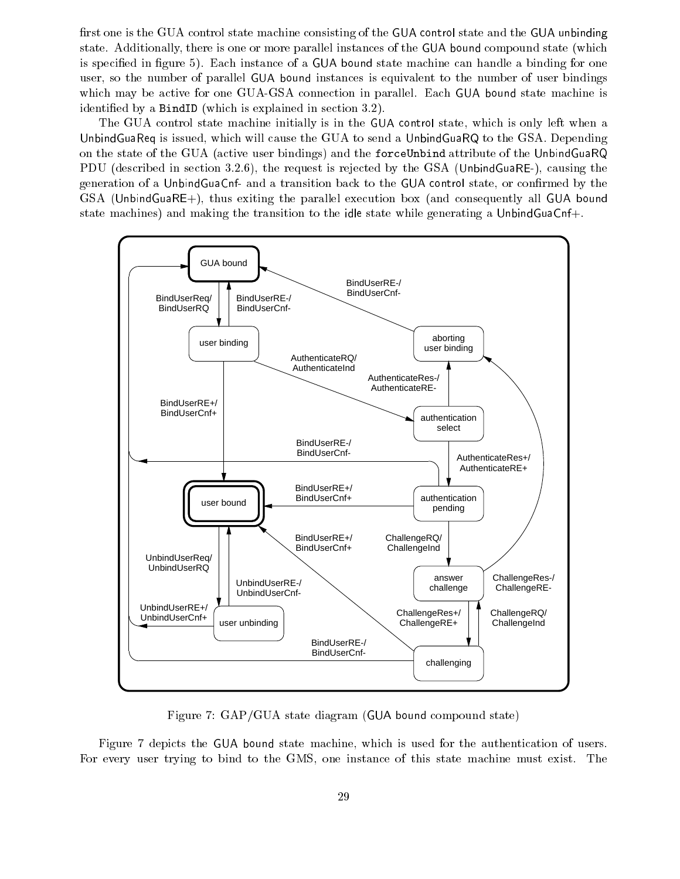first one is the GUA control state machine consisting of the GUA control state and the GUA unbinding state. Additionally, there is one or more parallel instances of the GUA bound compound state (which is specified in figure 5). Each instance of a GUA bound state machine can handle a binding for one user, so the number of parallel GUA bound instances is equivalent to the number of user bindings which may be active for one GUA-GSA connection in parallel. Each GUA bound state machine is identified by a `BindID` (which is explained in section 3.2).

The GUA control state machine initially is in the GUA control state, which is only left when a UnbindGuaReq is issued, which will cause the GUA to send a UnbindGuaRQ to the GSA. Depending on the state of the GUA (active user bindings) and the `forceUnbind` attribute of the UnbindGuaRQ PDU (described in section 3.2.6), the request is rejected by the GSA (UnbindGuaRE-), causing the generation of a UnbindGuaCnf- and a transition back to the GUA control state, or confirmed by the GSA (UnbindGuaRE+), thus exiting the parallel execution box (and consequently all GUA bound state machines) and making the transition to the idle state while generating a UnbindGuaCnf+.

Figure 7: GAP/GUA state diagram (GUA bound compound state)

Figure 7 depicts the GUA bound state machine, which is used for the authentication of users. For every user trying to bind to the GMS, one instance of this state machine must exist. The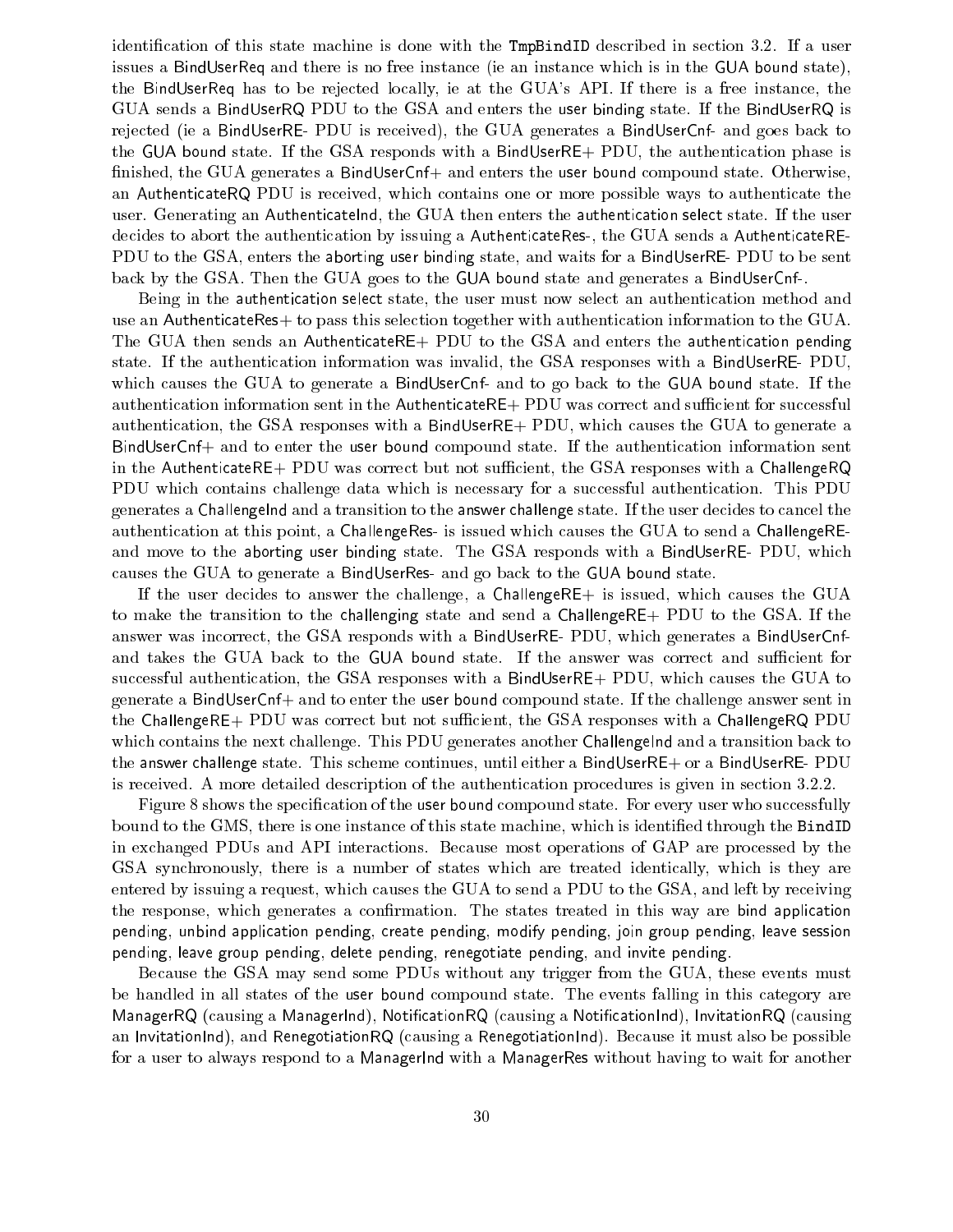identification of this state machine is done with the TmpBindID described in section 3.2. If a user issues a BindUserReq and there is no free instance (ie an instance which is in the GUA bound state), the BindUserReq has to be rejected locally, ie at the GUA's API. If there is a free instance, the GUA sends a BindUserRQ PDU to the GSA and enters the user binding state. If the BindUserRQ is rejected (ie a BindUserRE- PDU is received), the GUA generates a BindUserCnf- and goes back to the GUA bound state. If the GSA responds with a BindUserRE+ PDU, the authentication phase is finished, the GUA generates a BindUserCnf+ and enters the user bound compound state. Otherwise, an AuthenticateRQ PDU is received, which contains one or more possible ways to authenticate the user. Generating an AuthenticateInd, the GUA then enters the authentication select state. If the user decides to abort the authentication by issuing a AuthenticateRes-, the GUA sends a AuthenticateRE- PDU to the GSA, enters the aborting user binding state, and waits for a BindUserRE- PDU to be sent back by the GSA. Then the GUA goes to the GUA bound state and generates a BindUserCnf-.

Being in the authentication select state, the user must now select an authentication method and use an AuthenticateRes+ to pass this selection together with authentication information to the GUA. The GUA then sends an AuthenticateRE+ PDU to the GSA and enters the authentication pending state. If the authentication information was invalid, the GSA responses with a BindUserRE- PDU, which causes the GUA to generate a BindUserCnf- and to go back to the GUA bound state. If the authentication information sent in the AuthenticateRE+ PDU was correct and sufficient for successful authentication, the GSA responses with a BindUserRE+ PDU, which causes the GUA to generate a BindUserCnf+ and to enter the user bound compound state. If the authentication information sent in the AuthenticateRE+ PDU was correct but not sufficient, the GSA responses with a ChallengeRQ PDU which contains challenge data which is necessary for a successful authentication. This PDU generates a ChallengeInd and a transition to the answer challenge state. If the user decides to cancel the authentication at this point, a ChallengeRes- is issued which causes the GUA to send a ChallengeRE- and move to the aborting user binding state. The GSA responds with a BindUserRE- PDU, which causes the GUA to generate a BindUserRes- and go back to the GUA bound state.

If the user decides to answer the challenge, a ChallengeRE+ is issued, which causes the GUA to make the transition to the challenging state and send a ChallengeRE+ PDU to the GSA. If the answer was incorrect, the GSA responds with a BindUserRE- PDU, which generates a BindUserCnf- and takes the GUA back to the GUA bound state. If the answer was correct and sufficient for successful authentication, the GSA responses with a BindUserRE+ PDU, which causes the GUA to generate a BindUserCnf+ and to enter the user bound compound state. If the challenge answer sent in the ChallengeRE+ PDU was correct but not sufficient, the GSA responses with a ChallengeRQ PDU which contains the next challenge. This PDU generates another ChallengeInd and a transition back to the answer challenge state. This scheme continues, until either a BindUserRE+ or a BindUserRE- PDU is received. A more detailed description of the authentication procedures is given in section 3.2.2.

Figure 8 shows the specification of the user bound compound state. For every user who successfully bound to the GMS, there is one instance of this state machine, which is identified through the BindID in exchanged PDUs and API interactions. Because most operations of GAP are processed by the GSA synchronously, there is a number of states which are treated identically, which is they are entered by issuing a request, which causes the GUA to send a PDU to the GSA, and left by receiving the response, which generates a confirmation. The states treated in this way are bind application pending, unbind application pending, create pending, modify pending, join group pending, leave session pending, leave group pending, delete pending, renegotiate pending, and invite pending.

Because the GSA may send some PDUs without any trigger from the GUA, these events must be handled in all states of the user bound compound state. The events falling in this category are ManagerRQ (causing a ManagerInd), NotificationRQ (causing a NotificationInd), InvitationRQ (causing an InvitationInd), and RenegotiationRQ (causing a RenegotiationInd). Because it must also be possible for a user to always respond to a ManagerInd with a ManagerRes without having to wait for another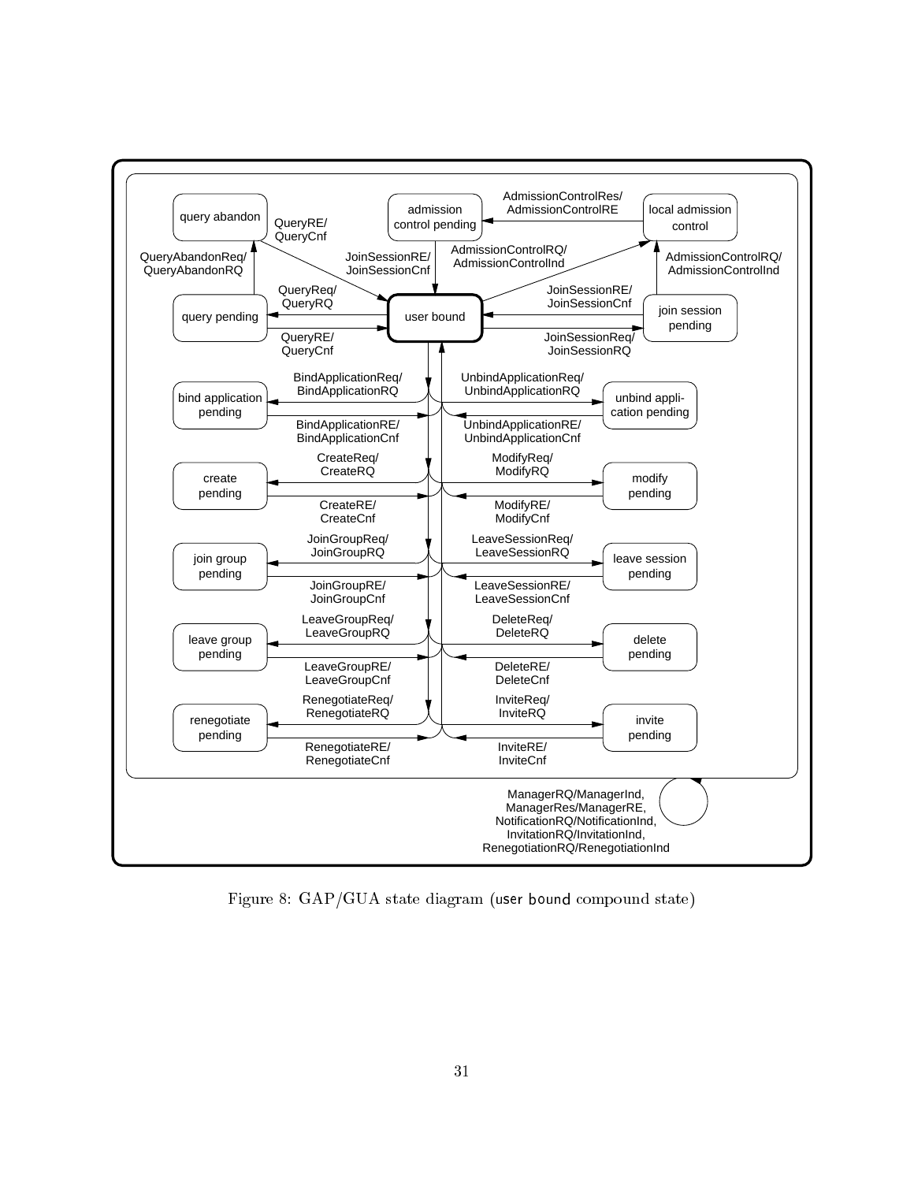Figure 8: GAP/GUA state diagram (user bound compound state)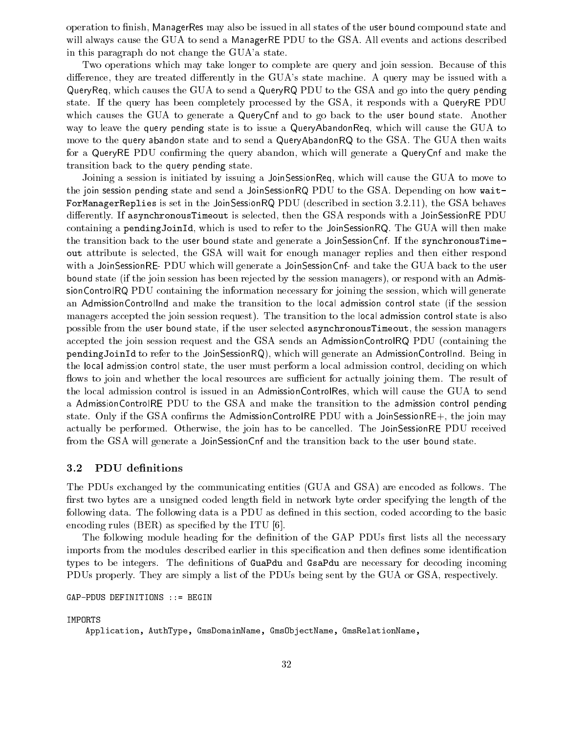operation to finish, ManagerRes may also be issued in all states of the user bound compound state and will always cause the GUA to send a ManagerRE PDU to the GSA. All events and actions described in this paragraph do not change the GUA'a state.

Two operations which may take longer to complete are query and join session. Because of this difference, they are treated differently in the GUA's state machine. A query may be issued with a QueryReq, which causes the GUA to send a QueryRQ PDU to the GSA and go into the query pending state. If the query has been completely processed by the GSA, it responds with a QueryRE PDU which causes the GUA to generate a QueryCnf and to go back to the user bound state. Another way to leave the query pending state is to issue a QueryAbandonReq, which will cause the GUA to move to the query abandon state and to send a QueryAbandonRQ to the GSA. The GUA then waits for a QueryRE PDU confirming the query abandon, which will generate a QueryCnf and make the transition back to the query pending state.

Joining a session is initiated by issuing a JoinSessionReq, which will cause the GUA to move to the join session pending state and send a JoinSessionRQ PDU to the GSA. Depending on how `waitForManagerReplies` is set in the JoinSessionRQ PDU (described in section 3.2.11), the GSA behaves differently. If `asynchronousTimeout` is selected, then the GSA responds with a JoinSessionRE PDU containing a `pendingJoinId`, which is used to refer to the JoinSessionRQ. The GUA will then make the transition back to the user bound state and generate a JoinSessionCnf. If the `synchronousTimeout` attribute is selected, the GSA will wait for enough manager replies and then either respond with a JoinSessionRE- PDU which will generate a JoinSessionCnf- and take the GUA back to the user bound state (if the join session has been rejected by the session managers), or respond with an AdmissionControlRQ PDU containing the information necessary for joining the session, which will generate an AdmissionControlInd and make the transition to the local admission control state (if the session managers accepted the join session request). The transition to the local admission control state is also possible from the user bound state, if the user selected `asynchronousTimeout`, the session managers accepted the join session request and the GSA sends an AdmissionControlRQ PDU (containing the `pendingJoinId` to refer to the JoinSessionRQ), which will generate an AdmissionControlInd. Being in the local admission control state, the user must perform a local admission control, deciding on which flows to join and whether the local resources are sufficient for actually joining them. The result of the local admission control is issued in an AdmissionControlRes, which will cause the GUA to send a AdmissionControlRE PDU to the GSA and make the transition to the admission control pending state. Only if the GSA confirms the AdmissionControlRE PDU with a JoinSessionRE+, the join may actually be performed. Otherwise, the join has to be cancelled. The JoinSessionRE PDU received from the GSA will generate a JoinSessionCnf and the transition back to the user bound state.

## 3.2 PDU definitions

The PDUs exchanged by the communicating entities (GUA and GSA) are encoded as follows. The first two bytes are a unsigned coded length field in network byte order specifying the length of the following data. The following data is a PDU as defined in this section, coded according to the basic encoding rules (BER) as specified by the ITU [6].

The following module heading for the definition of the GAP PDUs first lists all the necessary imports from the modules described earlier in this specification and then defines some identification types to be integers. The definitions of `GuaPdu` and `GsaPdu` are necessary for decoding incoming PDUs properly. They are simply a list of the PDUs being sent by the GUA or GSA, respectively.

```
GAP-PDUS DEFINITIONS ::= BEGIN

IMPORTS
    Application, AuthType, GmsDomainName, GmsObjectName, GmsRelationName,
```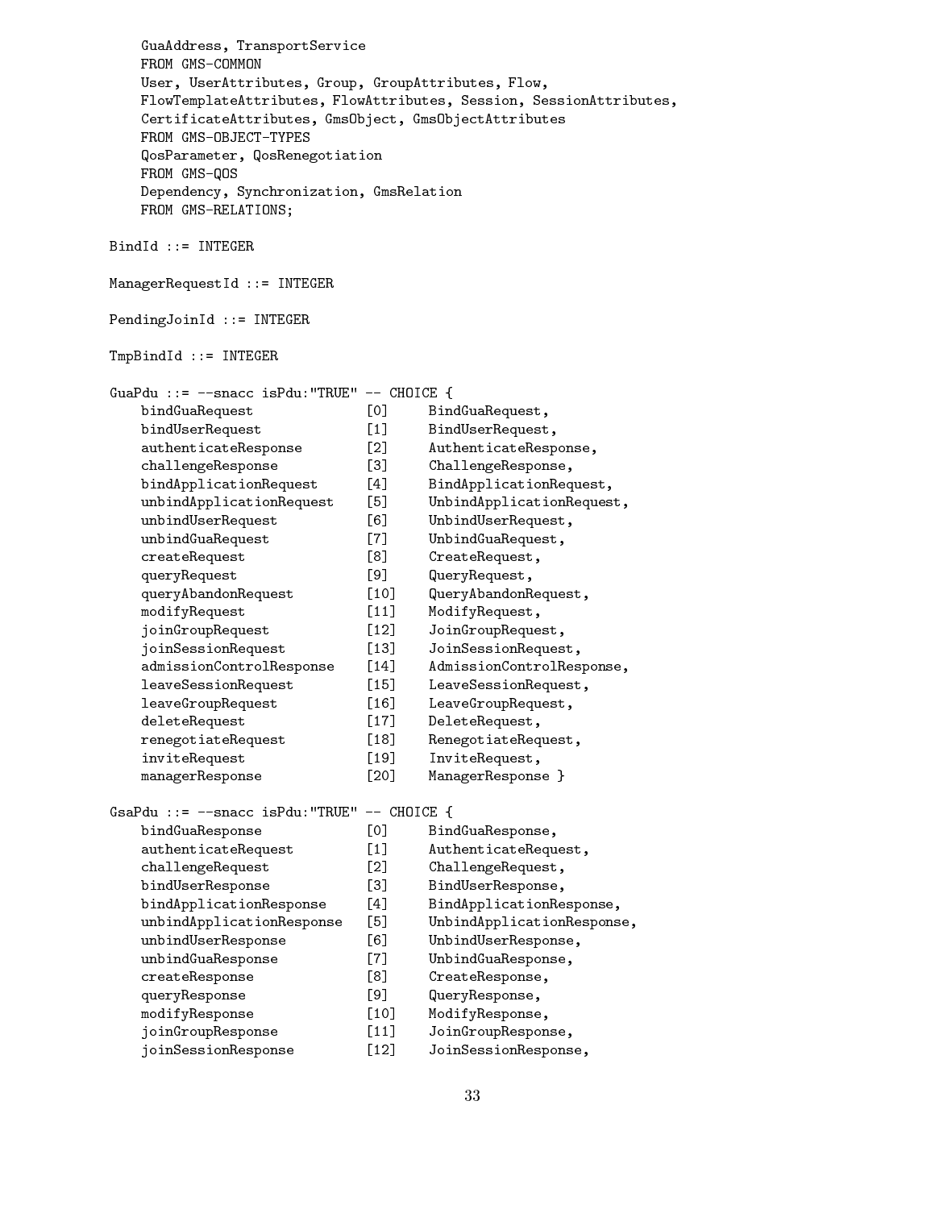```
    GuaAddress, TransportService
    FROM GMS-COMMON
    User, UserAttributes, Group, GroupAttributes, Flow,
    FlowTemplateAttributes, FlowAttributes, Session, SessionAttributes,
    CertificateAttributes, GmsObject, GmsObjectAttributes
    FROM GMS-OBJECT-TYPES
    QosParameter, QosRenegotiation
    FROM GMS-QOS
    Dependency, Synchronization, GmsRelation
    FROM GMS-RELATIONS;

BindId ::= INTEGER

ManagerRequestId ::= INTEGER

PendingJoinId ::= INTEGER

TmpBindId ::= INTEGER

GuaPdu ::= --snacc isPdu:"TRUE" -- CHOICE {
    bindGuaRequest              [0]     BindGuaRequest,
    bindUserRequest             [1]     BindUserRequest,
    authenticateResponse        [2]     AuthenticateResponse,
    challengeResponse           [3]     ChallengeResponse,
    bindApplicationRequest      [4]     BindApplicationRequest,
    unbindApplicationRequest    [5]     UnbindApplicationRequest,
    unbindUserRequest           [6]     UnbindUserRequest,
    unbindGuaRequest            [7]     UnbindGuaRequest,
    createRequest               [8]     CreateRequest,
    queryRequest                [9]     QueryRequest,
    queryAbandonRequest         [10]    QueryAbandonRequest,
    modifyRequest               [11]    ModifyRequest,
    joinGroupRequest            [12]    JoinGroupRequest,
    joinSessionRequest          [13]    JoinSessionRequest,
    admissionControlResponse    [14]    AdmissionControlResponse,
    leaveSessionRequest         [15]    LeaveSessionRequest,
    leaveGroupRequest           [16]    LeaveGroupRequest,
    deleteRequest               [17]    DeleteRequest,
    renegotiateRequest          [18]    RenegotiateRequest,
    inviteRequest               [19]    InviteRequest,
    managerResponse             [20]    ManagerResponse }

GsaPdu ::= --snacc isPdu:"TRUE" -- CHOICE {
    bindGuaResponse             [0]     BindGuaResponse,
    authenticateRequest         [1]     AuthenticateRequest,
    challengeRequest            [2]     ChallengeRequest,
    bindUserResponse            [3]     BindUserResponse,
    bindApplicationResponse     [4]     BindApplicationResponse,
    unbindApplicationResponse   [5]     UnbindApplicationResponse,
    unbindUserResponse          [6]     UnbindUserResponse,
    unbindGuaResponse           [7]     UnbindGuaResponse,
    createResponse              [8]     CreateResponse,
    queryResponse               [9]     QueryResponse,
    modifyResponse              [10]    ModifyResponse,
    joinGroupResponse           [11]    JoinGroupResponse,
    joinSessionResponse         [12]    JoinSessionResponse,
```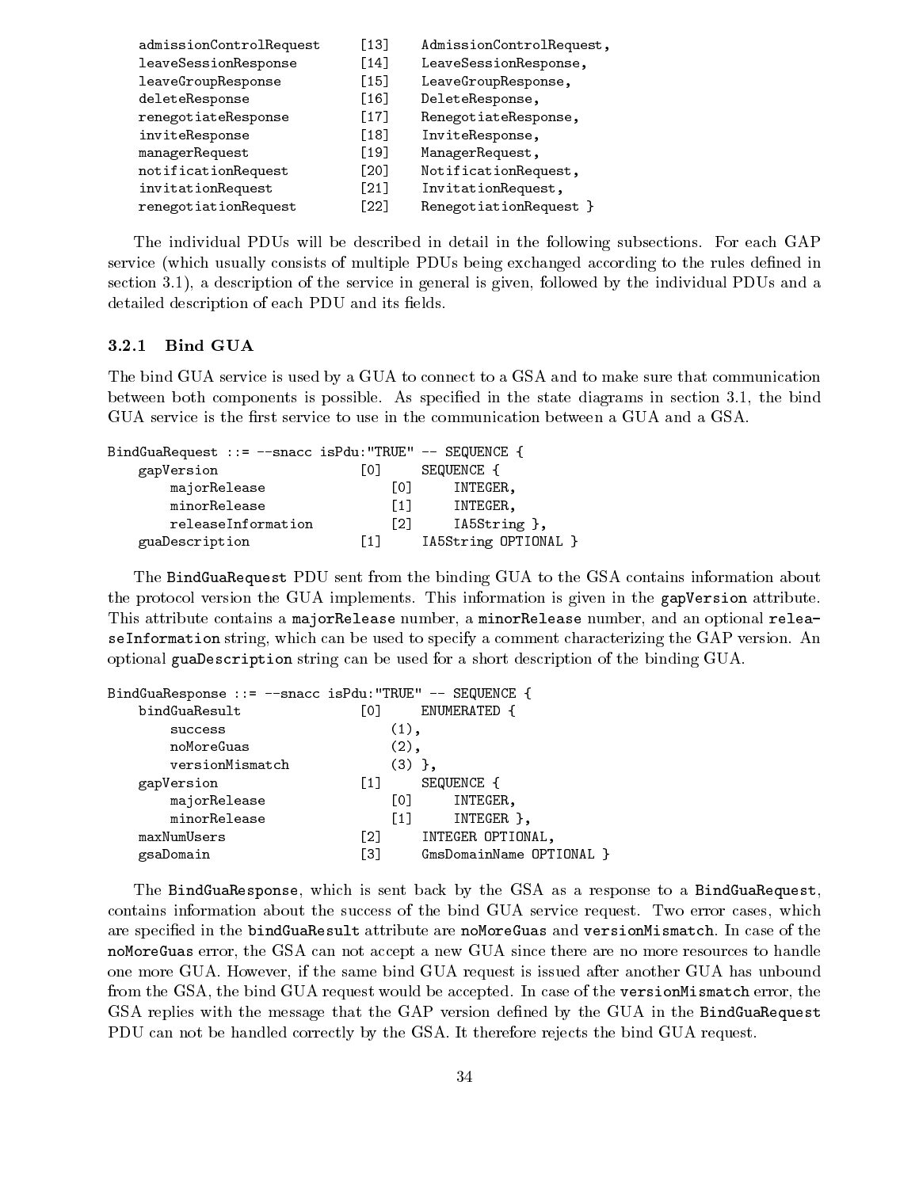```
    admissionControlRequest     [13]    AdmissionControlRequest,
    leaveSessionResponse        [14]    LeaveSessionResponse,
    leaveGroupResponse          [15]    LeaveGroupResponse,
    deleteResponse              [16]    DeleteResponse,
    renegotiateResponse         [17]    RenegotiateResponse,
    inviteResponse              [18]    InviteResponse,
    managerRequest              [19]    ManagerRequest,
    notificationRequest         [20]    NotificationRequest,
    invitationRequest           [21]    InvitationRequest,
    renegotiationRequest        [22]    RenegotiationRequest }
```

The individual PDUs will be described in detail in the following subsections. For each GAP service (which usually consists of multiple PDUs being exchanged according to the rules defined in section 3.1), a description of the service in general is given, followed by the individual PDUs and a detailed description of each PDU and its fields.

### 3.2.1 Bind GUA

The bind GUA service is used by a GUA to connect to a GSA and to make sure that communication between both components is possible. As specified in the state diagrams in section 3.1, the bind GUA service is the first service to use in the communication between a GUA and a GSA.

```
BindGuaRequest ::= --snacc isPdu:"TRUE" -- SEQUENCE {
    gapVersion                  [0]     SEQUENCE {
        majorRelease                [0]     INTEGER,
        minorRelease                [1]     INTEGER,
        releaseInformation          [2]     IA5String },
    guaDescription              [1]     IA5String OPTIONAL }
```

The `BindGuaRequest` PDU sent from the binding GUA to the GSA contains information about the protocol version the GUA implements. This information is given in the `gapVersion` attribute. This attribute contains a `majorRelease` number, a `minorRelease` number, and an optional `releaseInformation` string, which can be used to specify a comment characterizing the GAP version. An optional `guaDescription` string can be used for a short description of the binding GUA.

```
BindGuaResponse ::= --snacc isPdu:"TRUE" -- SEQUENCE {
    bindGuaResult               [0]     ENUMERATED {
        success                     (1),
        noMoreGuas                  (2),
        versionMismatch             (3) },
    gapVersion                  [1]     SEQUENCE {
        majorRelease                [0]     INTEGER,
        minorRelease                [1]     INTEGER },
    maxNumUsers                 [2]     INTEGER OPTIONAL,
    gsaDomain                   [3]     GmsDomainName OPTIONAL }
```

The `BindGuaResponse`, which is sent back by the GSA as a response to a `BindGuaRequest`, contains information about the success of the bind GUA service request. Two error cases, which are specified in the `bindGuaResult` attribute are `noMoreGuas` and `versionMismatch`. In case of the `noMoreGuas` error, the GSA can not accept a new GUA since there are no more resources to handle one more GUA. However, if the same bind GUA request is issued after another GUA has unbound from the GSA, the bind GUA request would be accepted. In case of the `versionMismatch` error, the GSA replies with the message that the GAP version defined by the GUA in the `BindGuaRequest` PDU can not be handled correctly by the GSA. It therefore rejects the bind GUA request.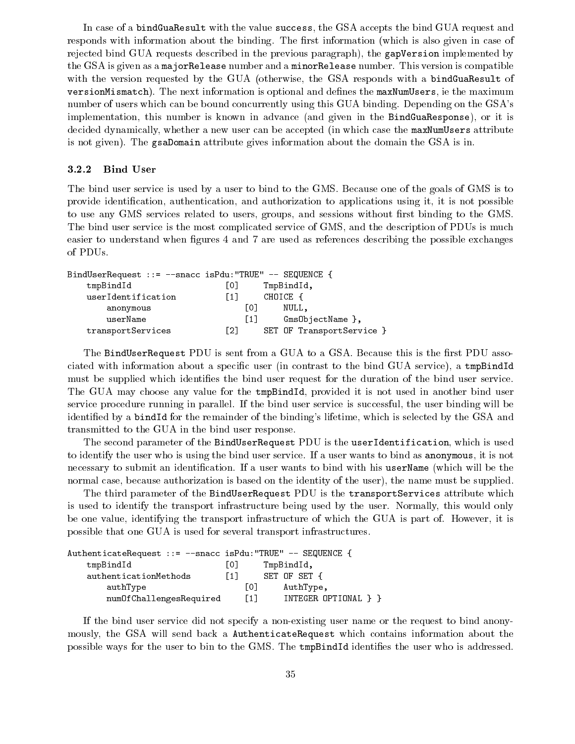In case of a `bindGuaResult` with the value `success`, the GSA accepts the bind GUA request and responds with information about the binding. The first information (which is also given in case of rejected bind GUA requests described in the previous paragraph), the `gapVersion` implemented by the GSA is given as a `majorRelease` number and a `minorRelease` number. This version is compatible with the version requested by the GUA (otherwise, the GSA responds with a `bindGuaResult` of `versionMismatch`). The next information is optional and defines the `maxNumUsers`, ie the maximum number of users which can be bound concurrently using this GUA binding. Depending on the GSA's implementation, this number is known in advance (and given in the `BindGuaResponse`), or it is decided dynamically, whether a new user can be accepted (in which case the `maxNumUsers` attribute is not given). The `gsaDomain` attribute gives information about the domain the GSA is in.

### 3.2.2 Bind User

The bind user service is used by a user to bind to the GMS. Because one of the goals of GMS is to provide identification, authentication, and authorization to applications using it, it is not possible to use any GMS services related to users, groups, and sessions without first binding to the GMS. The bind user service is the most complicated service of GMS, and the description of PDUs is much easier to understand when figures 4 and 7 are used as references describing the possible exchanges of PDUs.

```
BindUserRequest ::= --snacc isPdu:"TRUE" -- SEQUENCE {
    tmpBindId                  [0]     TmpBindId,
    userIdentification         [1]     CHOICE {
        anonymous                  [0]     NULL,
        userName                   [1]     GmsObjectName },
    transportServices          [2]     SET OF TransportService }
```

The `BindUserRequest` PDU is sent from a GUA to a GSA. Because this is the first PDU associated with information about a specific user (in contrast to the bind GUA service), a `tmpBindId` must be supplied which identifies the bind user request for the duration of the bind user service. The GUA may choose any value for the `tmpBindId`, provided it is not used in another bind user service procedure running in parallel. If the bind user service is successful, the user binding will be identified by a `bindId` for the remainder of the binding's lifetime, which is selected by the GSA and transmitted to the GUA in the bind user response.

The second parameter of the `BindUserRequest` PDU is the `userIdentification`, which is used to identify the user who is using the bind user service. If a user wants to bind as `anonymous`, it is not necessary to submit an identification. If a user wants to bind with his `userName` (which will be the normal case, because authorization is based on the identity of the user), the name must be supplied.

The third parameter of the `BindUserRequest` PDU is the `transportServices` attribute which is used to identify the transport infrastructure being used by the user. Normally, this would only be one value, identifying the transport infrastructure of which the GUA is part of. However, it is possible that one GUA is used for several transport infrastructures.

```
AuthenticateRequest ::= --snacc isPdu:"TRUE" -- SEQUENCE {
    tmpBindId                  [0]     TmpBindId,
    authenticationMethods      [1]     SET OF SET {
        authType                   [0]     AuthType,
        numOfChallengesRequired    [1]     INTEGER OPTIONAL } }
```

If the bind user service did not specify a non-existing user name or the request to bind anonymously, the GSA will send back a `AuthenticateRequest` which contains information about the possible ways for the user to bin to the GMS. The `tmpBindId` identifies the user who is addressed.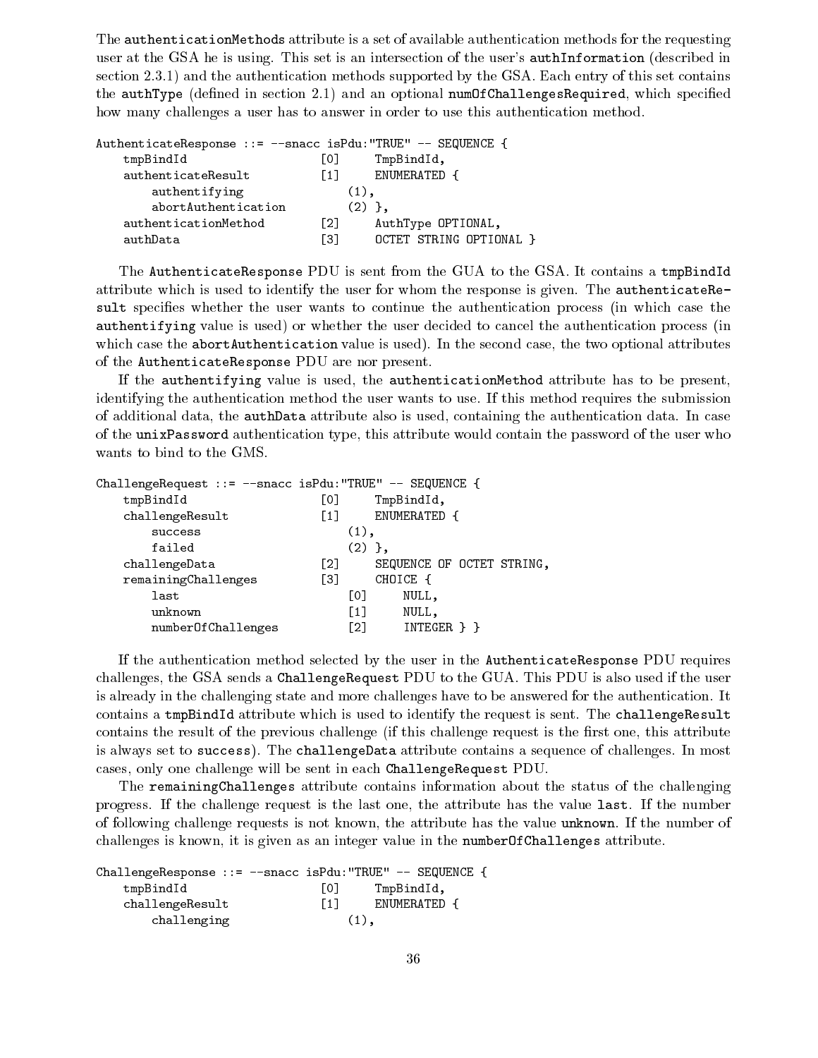The `authenticationMethods` attribute is a set of available authentication methods for the requesting user at the GSA he is using. This set is an intersection of the user's `authInformation` (described in section 2.3.1) and the authentication methods supported by the GSA. Each entry of this set contains the `authType` (defined in section 2.1) and an optional `numOfChallengesRequired`, which specified how many challenges a user has to answer in order to use this authentication method.

```
AuthenticateResponse ::= --snacc isPdu:"TRUE" -- SEQUENCE {
    tmpBindId                   [0]     TmpBindId,
    authenticateResult          [1]     ENUMERATED {
        authentifying               (1),
        abortAuthentication         (2) },
    authenticationMethod        [2]     AuthType OPTIONAL,
    authData                    [3]     OCTET STRING OPTIONAL }
```

The `AuthenticateResponse` PDU is sent from the GUA to the GSA. It contains a `tmpBindId` attribute which is used to identify the user for whom the response is given. The `authenticateResult` specifies whether the user wants to continue the authentication process (in which case the `authentifying` value is used) or whether the user decided to cancel the authentication process (in which case the `abortAuthentication` value is used). In the second case, the two optional attributes of the `AuthenticateResponse` PDU are nor present.

If the `authentifying` value is used, the `authenticationMethod` attribute has to be present, identifying the authentication method the user wants to use. If this method requires the submission of additional data, the `authData` attribute also is used, containing the authentication data. In case of the `unixPassword` authentication type, this attribute would contain the password of the user who wants to bind to the GMS.

```
ChallengeRequest ::= --snacc isPdu:"TRUE" -- SEQUENCE {
    tmpBindId                   [0]     TmpBindId,
    challengeResult             [1]     ENUMERATED {
        success                     (1),
        failed                      (2) },
    challengeData               [2]     SEQUENCE OF OCTET STRING,
    remainingChallenges         [3]     CHOICE {
        last                        [0]     NULL,
        unknown                     [1]     NULL,
        numberOfChallenges          [2]     INTEGER } }
```

If the authentication method selected by the user in the `AuthenticateResponse` PDU requires challenges, the GSA sends a `ChallengeRequest` PDU to the GUA. This PDU is also used if the user is already in the challenging state and more challenges have to be answered for the authentication. It contains a `tmpBindId` attribute which is used to identify the request is sent. The `challengeResult` contains the result of the previous challenge (if this challenge request is the first one, this attribute is always set to `success`). The `challengeData` attribute contains a sequence of challenges. In most cases, only one challenge will be sent in each `ChallengeRequest` PDU.

The `remainingChallenges` attribute contains information about the status of the challenging progress. If the challenge request is the last one, the attribute has the value `last`. If the number of following challenge requests is not known, the attribute has the value `unknown`. If the number of challenges is known, it is given as an integer value in the `numberOfChallenges` attribute.

```
ChallengeResponse ::= --snacc isPdu:"TRUE" -- SEQUENCE {
    tmpBindId                   [0]     TmpBindId,
    challengeResult             [1]     ENUMERATED {
        challenging                 (1),
```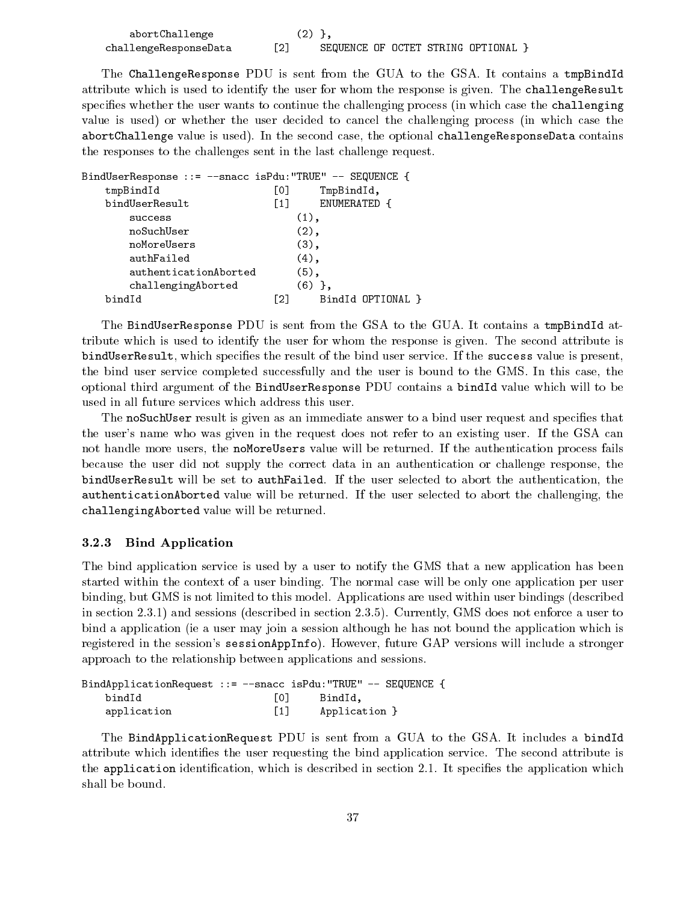```
        abortChallenge              (2) },
    challengeResponseData       [2]     SEQUENCE OF OCTET STRING OPTIONAL }
```

The `ChallengeResponse` PDU is sent from the GUA to the GSA. It contains a `tmpBindId` attribute which is used to identify the user for whom the response is given. The `challengeResult` specifies whether the user wants to continue the challenging process (in which case the `challenging` value is used) or whether the user decided to cancel the challenging process (in which case the `abortChallenge` value is used). In the second case, the optional `challengeResponseData` contains the responses to the challenges sent in the last challenge request.

```
BindUserResponse ::= --snacc isPdu:"TRUE" -- SEQUENCE {
    tmpBindId                   [0]     TmpBindId,
    bindUserResult              [1]     ENUMERATED {
        success                     (1),
        noSuchUser                  (2),
        noMoreUsers                 (3),
        authFailed                  (4),
        authenticationAborted       (5),
        challengingAborted          (6) },
    bindId                      [2]     BindId OPTIONAL }
```

The `BindUserResponse` PDU is sent from the GSA to the GUA. It contains a `tmpBindId` attribute which is used to identify the user for whom the response is given. The second attribute is `bindUserResult`, which specifies the result of the bind user service. If the `success` value is present, the bind user service completed successfully and the user is bound to the GMS. In this case, the optional third argument of the `BindUserResponse` PDU contains a `bindId` value which will to be used in all future services which address this user.

The `noSuchUser` result is given as an immediate answer to a bind user request and specifies that the user's name who was given in the request does not refer to an existing user. If the GSA can not handle more users, the `noMoreUsers` value will be returned. If the authentication process fails because the user did not supply the correct data in an authentication or challenge response, the `bindUserResult` will be set to `authFailed`. If the user selected to abort the authentication, the `authenticationAborted` value will be returned. If the user selected to abort the challenging, the `challengingAborted` value will be returned.

### 3.2.3 Bind Application

The bind application service is used by a user to notify the GMS that a new application has been started within the context of a user binding. The normal case will be only one application per user binding, but GMS is not limited to this model. Applications are used within user bindings (described in section 2.3.1) and sessions (described in section 2.3.5). Currently, GMS does not enforce a user to bind a application (ie a user may join a session although he has not bound the application which is registered in the session's `sessionAppInfo`). However, future GAP versions will include a stronger approach to the relationship between applications and sessions.

```
BindApplicationRequest ::= --snacc isPdu:"TRUE" -- SEQUENCE {
    bindId                      [0]     BindId,
    application                 [1]     Application }
```

The `BindApplicationRequest` PDU is sent from a GUA to the GSA. It includes a `bindId` attribute which identifies the user requesting the bind application service. The second attribute is the `application` identification, which is described in section 2.1. It specifies the application which shall be bound.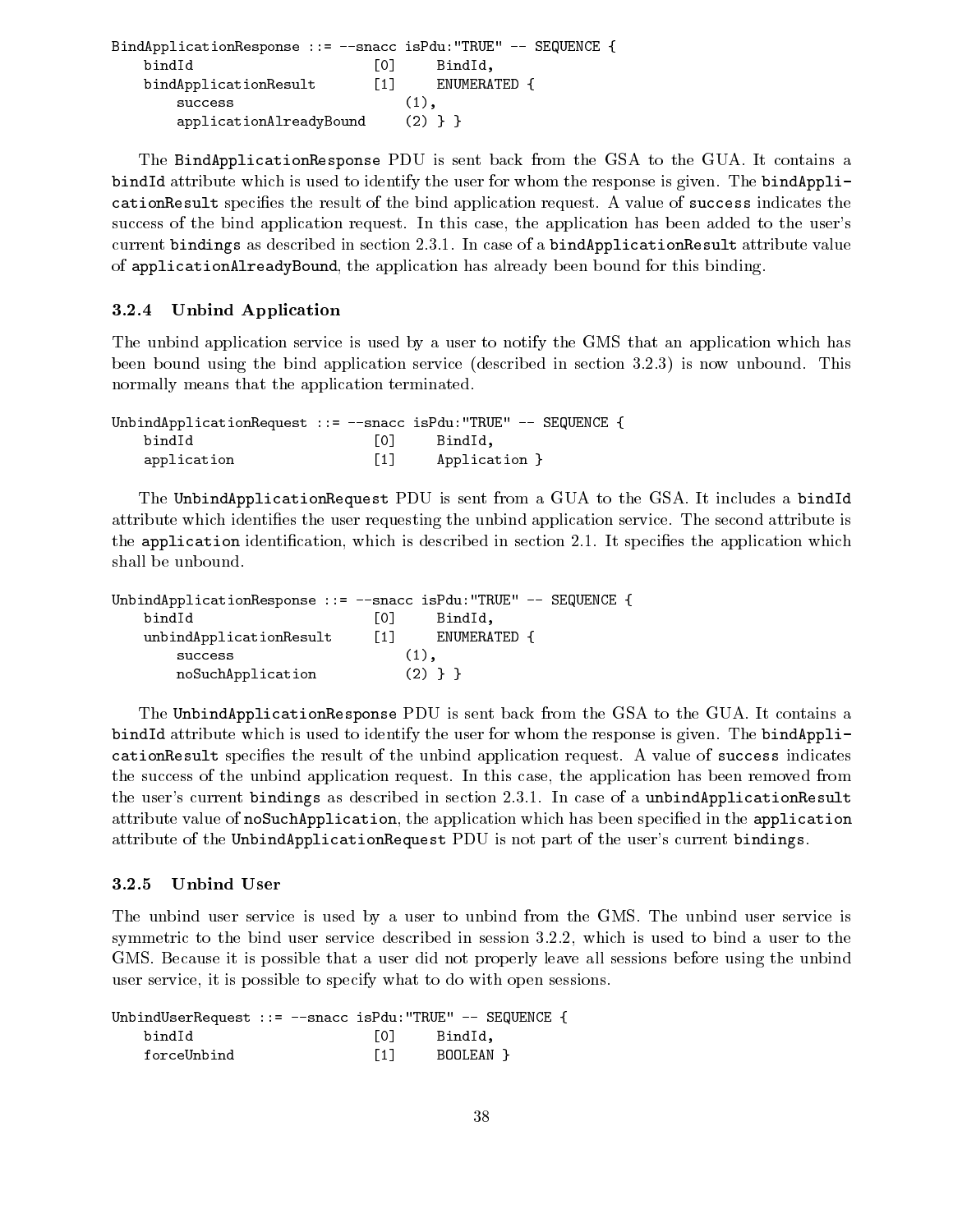```
BindApplicationResponse ::= --snacc isPdu:"TRUE" -- SEQUENCE {
    bindId                      [0]     BindId,
    bindApplicationResult       [1]     ENUMERATED {
        success                     (1),
        applicationAlreadyBound     (2) } }
```

The `BindApplicationResponse` PDU is sent back from the GSA to the GUA. It contains a `bindId` attribute which is used to identify the user for whom the response is given. The `bindApplicationResult` specifies the result of the bind application request. A value of `success` indicates the success of the bind application request. In this case, the application has been added to the user's current `bindings` as described in section 2.3.1. In case of a `bindApplicationResult` attribute value of `applicationAlreadyBound`, the application has already been bound for this binding.

### 3.2.4 Unbind Application

The unbind application service is used by a user to notify the GMS that an application which has been bound using the bind application service (described in section 3.2.3) is now unbound. This normally means that the application terminated.

```
UnbindApplicationRequest ::= --snacc isPdu:"TRUE" -- SEQUENCE {
    bindId                      [0]     BindId,
    application                 [1]     Application }
```

The `UnbindApplicationRequest` PDU is sent from a GUA to the GSA. It includes a `bindId` attribute which identifies the user requesting the unbind application service. The second attribute is the `application` identification, which is described in section 2.1. It specifies the application which shall be unbound.

```
UnbindApplicationResponse ::= --snacc isPdu:"TRUE" -- SEQUENCE {
    bindId                      [0]     BindId,
    unbindApplicationResult     [1]     ENUMERATED {
        success                     (1),
        noSuchApplication           (2) } }
```

The `UnbindApplicationResponse` PDU is sent back from the GSA to the GUA. It contains a `bindId` attribute which is used to identify the user for whom the response is given. The `bindApplicationResult` specifies the result of the unbind application request. A value of `success` indicates the success of the unbind application request. In this case, the application has been removed from the user's current `bindings` as described in section 2.3.1. In case of a `unbindApplicationResult` attribute value of `noSuchApplication`, the application which has been specified in the `application` attribute of the `UnbindApplicationRequest` PDU is not part of the user's current `bindings`.

### 3.2.5 Unbind User

The unbind user service is used by a user to unbind from the GMS. The unbind user service is symmetric to the bind user service described in session 3.2.2, which is used to bind a user to the GMS. Because it is possible that a user did not properly leave all sessions before using the unbind user service, it is possible to specify what to do with open sessions.

```
UnbindUserRequest ::= --snacc isPdu:"TRUE" -- SEQUENCE {
    bindId                      [0]     BindId,
    forceUnbind                 [1]     BOOLEAN }
```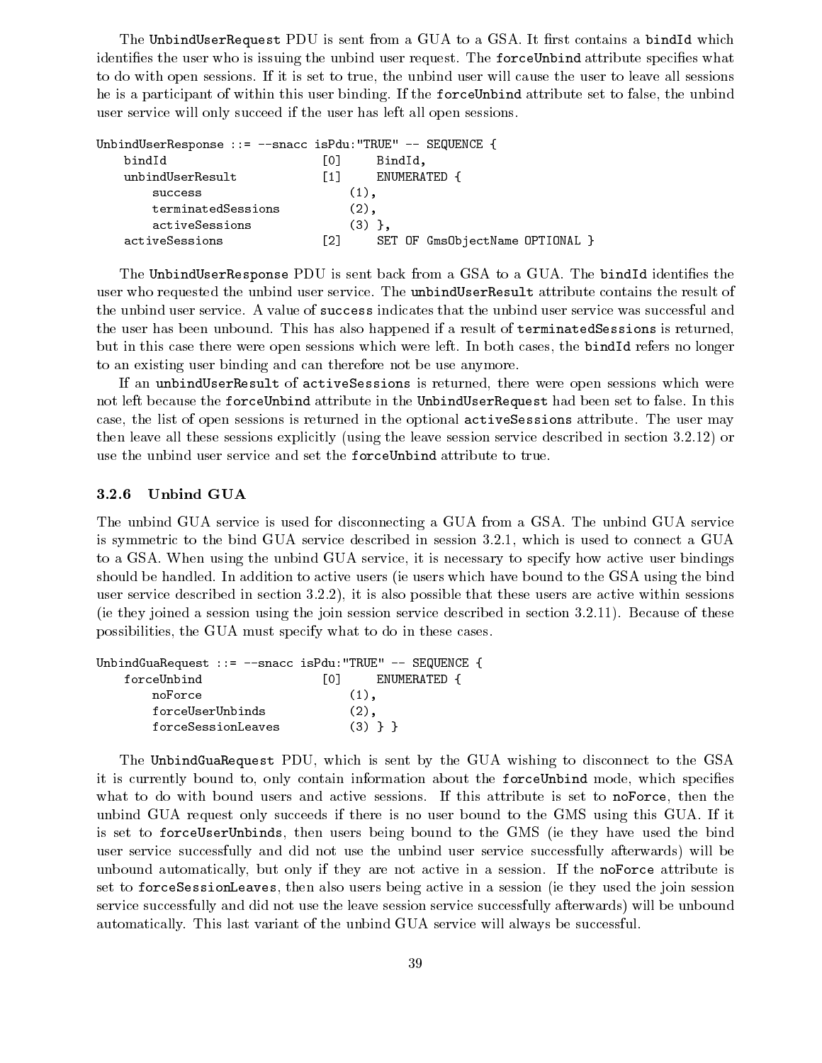The `UnbindUserRequest` PDU is sent from a GUA to a GSA. It first contains a `bindId` which identifies the user who is issuing the unbind user request. The `forceUnbind` attribute specifies what to do with open sessions. If it is set to true, the unbind user will cause the user to leave all sessions he is a participant of within this user binding. If the `forceUnbind` attribute set to false, the unbind user service will only succeed if the user has left all open sessions.

```
UnbindUserResponse ::= --snacc isPdu:"TRUE" -- SEQUENCE {
    bindId                      [0]     BindId,
    unbindUserResult            [1]     ENUMERATED {
        success                     (1),
        terminatedSessions          (2),
        activeSessions              (3) },
    activeSessions              [2]     SET OF GmsObjectName OPTIONAL }
```

The `UnbindUserResponse` PDU is sent back from a GSA to a GUA. The `bindId` identifies the user who requested the unbind user service. The `unbindUserResult` attribute contains the result of the unbind user service. A value of `success` indicates that the unbind user service was successful and the user has been unbound. This has also happened if a result of `terminatedSessions` is returned, but in this case there were open sessions which were left. In both cases, the `bindId` refers no longer to an existing user binding and can therefore not be use anymore.

If an `unbindUserResult` of `activeSessions` is returned, there were open sessions which were not left because the `forceUnbind` attribute in the `UnbindUserRequest` had been set to false. In this case, the list of open sessions is returned in the optional `activeSessions` attribute. The user may then leave all these sessions explicitly (using the leave session service described in section 3.2.12) or use the unbind user service and set the `forceUnbind` attribute to true.

### 3.2.6 Unbind GUA

The unbind GUA service is used for disconnecting a GUA from a GSA. The unbind GUA service is symmetric to the bind GUA service described in session 3.2.1, which is used to connect a GUA to a GSA. When using the unbind GUA service, it is necessary to specify how active user bindings should be handled. In addition to active users (ie users which have bound to the GSA using the bind user service described in section 3.2.2), it is also possible that these users are active within sessions (ie they joined a session using the join session service described in section 3.2.11). Because of these possibilities, the GUA must specify what to do in these cases.

```
UnbindGuaRequest ::= --snacc isPdu:"TRUE" -- SEQUENCE {
    forceUnbind                 [0]     ENUMERATED {
        noForce                     (1),
        forceUserUnbinds            (2),
        forceSessionLeaves          (3) } }
```

The `UnbindGuaRequest` PDU, which is sent by the GUA wishing to disconnect to the GSA it is currently bound to, only contain information about the `forceUnbind` mode, which specifies what to do with bound users and active sessions. If this attribute is set to `noForce`, then the unbind GUA request only succeeds if there is no user bound to the GMS using this GUA. If it is set to `forceUserUnbinds`, then users being bound to the GMS (ie they have used the bind user service successfully and did not use the unbind user service successfully afterwards) will be unbound automatically, but only if they are not active in a session. If the `noForce` attribute is set to `forceSessionLeaves`, then also users being active in a session (ie they used the join session service successfully and did not use the leave session service successfully afterwards) will be unbound automatically. This last variant of the unbind GUA service will always be successful.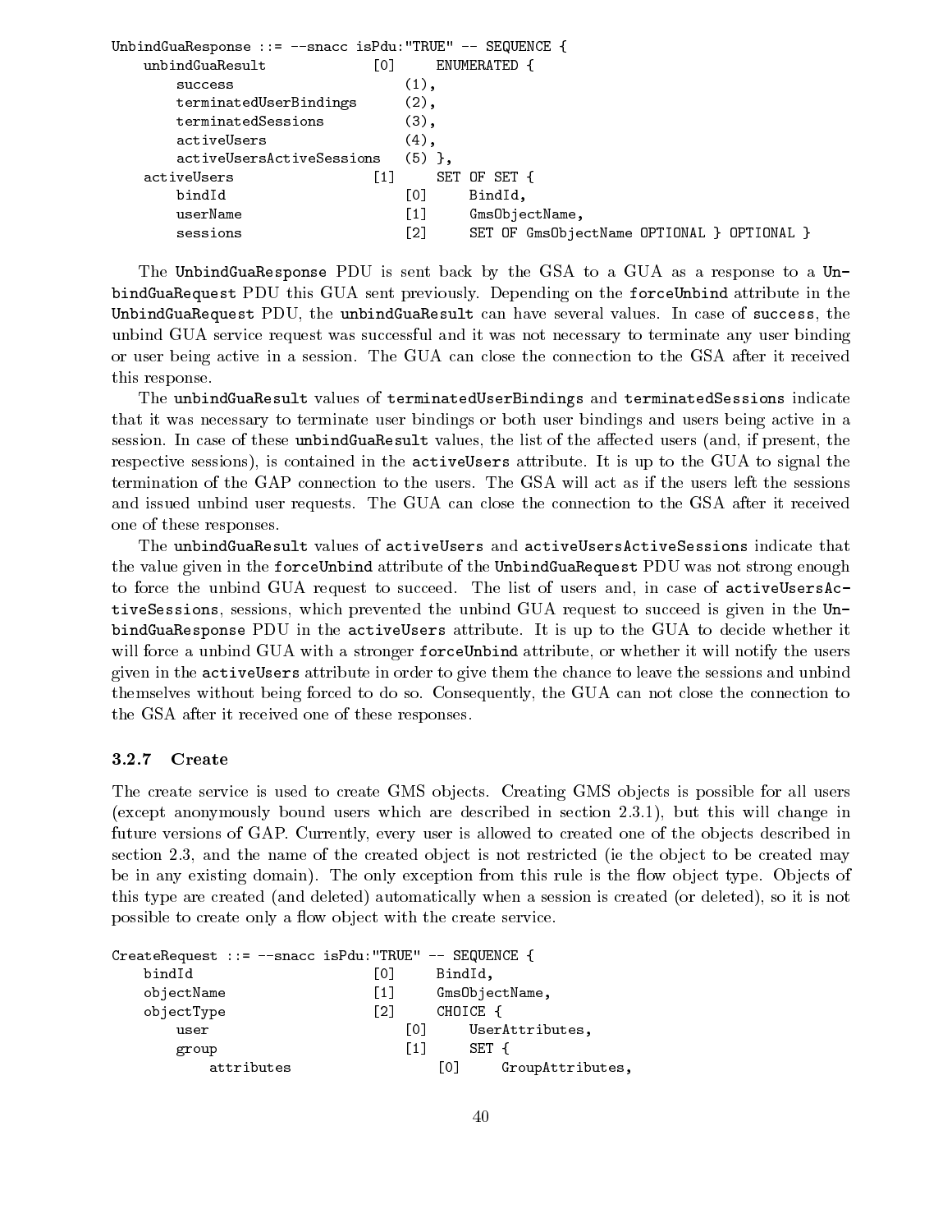```
UnbindGuaResponse ::= --snacc isPdu:"TRUE" -- SEQUENCE {
    unbindGuaResult             [0]     ENUMERATED {
        success                     (1),
        terminatedUserBindings      (2),
        terminatedSessions          (3),
        activeUsers                 (4),
        activeUsersActiveSessions   (5) },
    activeUsers                 [1]     SET OF SET {
        bindId                      [0]     BindId,
        userName                    [1]     GmsObjectName,
        sessions                    [2]     SET OF GmsObjectName OPTIONAL } OPTIONAL }
```

The `UnbindGuaResponse` PDU is sent back by the GSA to a GUA as a response to a `UnbindGuaRequest` PDU this GUA sent previously. Depending on the `forceUnbind` attribute in the `UnbindGuaRequest` PDU, the `unbindGuaResult` can have several values. In case of `success`, the unbind GUA service request was successful and it was not necessary to terminate any user binding or user being active in a session. The GUA can close the connection to the GSA after it received this response.

The `unbindGuaResult` values of `terminatedUserBindings` and `terminatedSessions` indicate that it was necessary to terminate user bindings or both user bindings and users being active in a session. In case of these `unbindGuaResult` values, the list of the affected users (and, if present, the respective sessions), is contained in the `activeUsers` attribute. It is up to the GUA to signal the termination of the GAP connection to the users. The GSA will act as if the users left the sessions and issued unbind user requests. The GUA can close the connection to the GSA after it received one of these responses.

The `unbindGuaResult` values of `activeUsers` and `activeUsersActiveSessions` indicate that the value given in the `forceUnbind` attribute of the `UnbindGuaRequest` PDU was not strong enough to force the unbind GUA request to succeed. The list of users and, in case of `activeUsersActiveSessions`, sessions, which prevented the unbind GUA request to succeed is given in the `UnbindGuaResponse` PDU in the `activeUsers` attribute. It is up to the GUA to decide whether it will force a unbind GUA with a stronger `forceUnbind` attribute, or whether it will notify the users given in the `activeUsers` attribute in order to give them the chance to leave the sessions and unbind themselves without being forced to do so. Consequently, the GUA can not close the connection to the GSA after it received one of these responses.

### 3.2.7 Create

The create service is used to create GMS objects. Creating GMS objects is possible for all users (except anonymously bound users which are described in section 2.3.1), but this will change in future versions of GAP. Currently, every user is allowed to created one of the objects described in section 2.3, and the name of the created object is not restricted (ie the object to be created may be in any existing domain). The only exception from this rule is the flow object type. Objects of this type are created (and deleted) automatically when a session is created (or deleted), so it is not possible to create only a flow object with the create service.

```
CreateRequest ::= --snacc isPdu:"TRUE" -- SEQUENCE {
    bindId                      [0]     BindId,
    objectName                  [1]     GmsObjectName,
    objectType                  [2]     CHOICE {
        user                        [0]     UserAttributes,
        group                       [1]     SET {
            attributes                  [0]     GroupAttributes,
```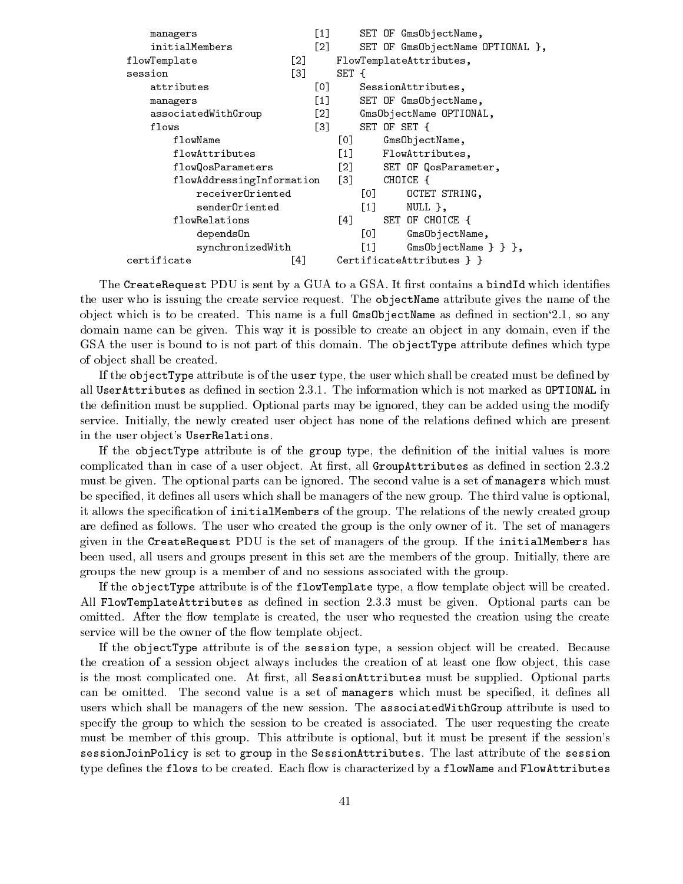```
            managers                    [1]     SET OF GmsObjectName,
            initialMembers              [2]     SET OF GmsObjectName OPTIONAL },
        flowTemplate                [2]     FlowTemplateAttributes,
        session                     [3]     SET {
            attributes                  [0]     SessionAttributes,
            managers                    [1]     SET OF GmsObjectName,
            associatedWithGroup         [2]     GmsObjectName OPTIONAL,
            flows                       [3]     SET OF SET {
                flowName                    [0]     GmsObjectName,
                flowAttributes              [1]     FlowAttributes,
                flowQosParameters           [2]     SET OF QosParameter,
                flowAddressingInformation   [3]     CHOICE {
                    receiverOriented            [0]     OCTET STRING,
                    senderOriented              [1]     NULL },
                flowRelations               [4]     SET OF CHOICE {
                    dependsOn                   [0]     GmsObjectName,
                    synchronizedWith            [1]     GmsObjectName } } },
        certificate                 [4]     CertificateAttributes } }
```

The `CreateRequest` PDU is sent by a GUA to a GSA. It first contains a `bindId` which identifies the user who is issuing the create service request. The `objectName` attribute gives the name of the object which is to be created. This name is a full `GmsObjectName` as defined in section'2.1, so any domain name can be given. This way it is possible to create an object in any domain, even if the GSA the user is bound to is not part of this domain. The `objectType` attribute defines which type of object shall be created.

If the `objectType` attribute is of the `user` type, the user which shall be created must be defined by all `UserAttributes` as defined in section 2.3.1. The information which is not marked as `OPTIONAL` in the definition must be supplied. Optional parts may be ignored, they can be added using the modify service. Initially, the newly created user object has none of the relations defined which are present in the user object's `UserRelations`.

If the `objectType` attribute is of the `group` type, the definition of the initial values is more complicated than in case of a user object. At first, all `GroupAttributes` as defined in section 2.3.2 must be given. The optional parts can be ignored. The second value is a set of `managers` which must be specified, it defines all users which shall be managers of the new group. The third value is optional, it allows the specification of `initialMembers` of the group. The relations of the newly created group are defined as follows. The user who created the group is the only owner of it. The set of managers given in the `CreateRequest` PDU is the set of managers of the group. If the `initialMembers` has been used, all users and groups present in this set are the members of the group. Initially, there are groups the new group is a member of and no sessions associated with the group.

If the `objectType` attribute is of the `flowTemplate` type, a flow template object will be created. All `FlowTemplateAttributes` as defined in section 2.3.3 must be given. Optional parts can be omitted. After the flow template is created, the user who requested the creation using the create service will be the owner of the flow template object.

If the `objectType` attribute is of the `session` type, a session object will be created. Because the creation of a session object always includes the creation of at least one flow object, this case is the most complicated one. At first, all `SessionAttributes` must be supplied. Optional parts can be omitted. The second value is a set of `managers` which must be specified, it defines all users which shall be managers of the new session. The `associatedWithGroup` attribute is used to specify the group to which the session to be created is associated. The user requesting the create must be member of this group. This attribute is optional, but it must be present if the session's `sessionJoinPolicy` is set to `group` in the `SessionAttributes`. The last attribute of the `session` type defines the `flows` to be created. Each flow is characterized by a `flowName` and `FlowAttributes`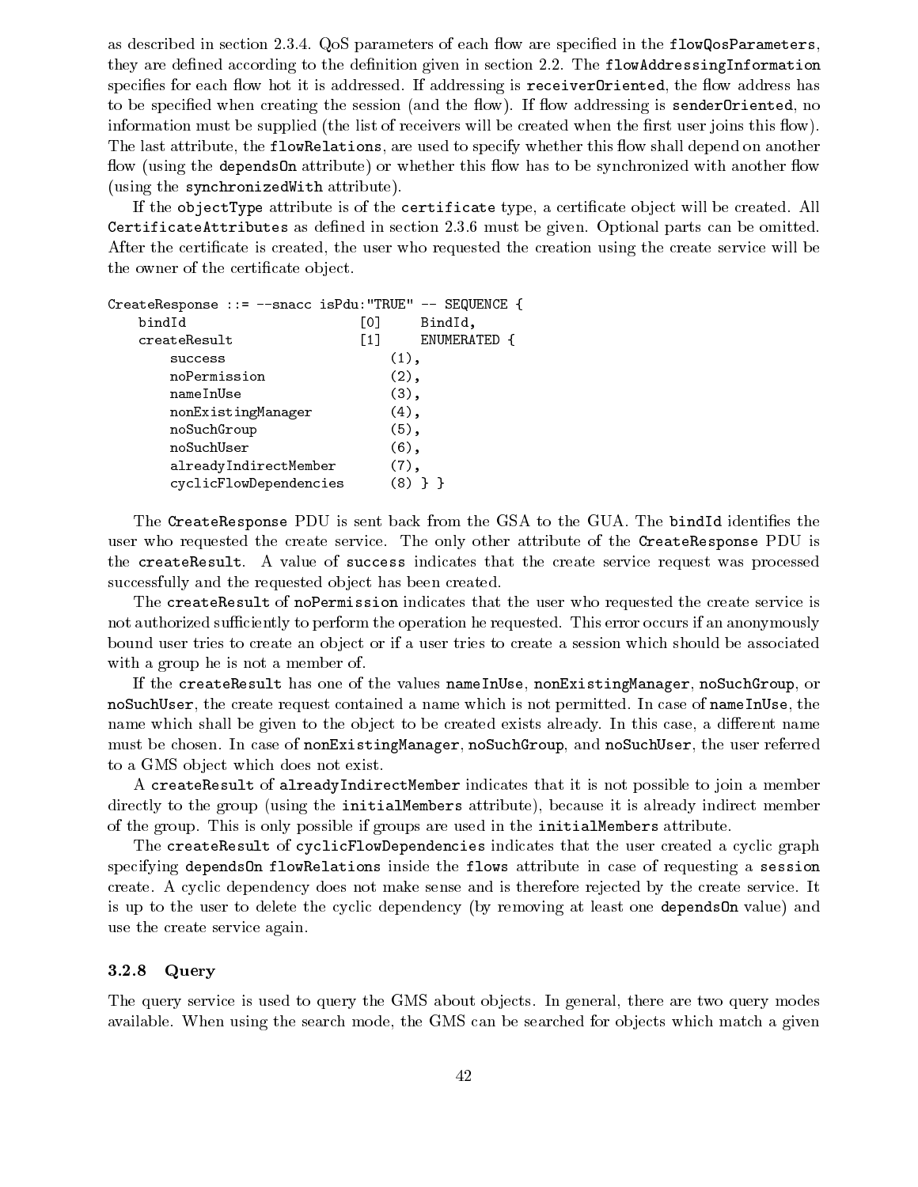as described in section 2.3.4. QoS parameters of each flow are specified in the `flowQosParameters`, they are defined according to the definition given in section 2.2. The `flowAddressingInformation` specifies for each flow hot it is addressed. If addressing is `receiverOriented`, the flow address has to be specified when creating the session (and the flow). If flow addressing is `senderOriented`, no information must be supplied (the list of receivers will be created when the first user joins this flow). The last attribute, the `flowRelations`, are used to specify whether this flow shall depend on another flow (using the `dependsOn` attribute) or whether this flow has to be synchronized with another flow (using the `synchronizedWith` attribute).

If the `objectType` attribute is of the `certificate` type, a certificate object will be created. All `CertificateAttributes` as defined in section 2.3.6 must be given. Optional parts can be omitted. After the certificate is created, the user who requested the creation using the create service will be the owner of the certificate object.

```
CreateResponse ::= --snacc isPdu:"TRUE" -- SEQUENCE {
    bindId                      [0]     BindId,
    createResult                [1]     ENUMERATED {
        success                     (1),
        noPermission                (2),
        nameInUse                   (3),
        nonExistingManager          (4),
        noSuchGroup                 (5),
        noSuchUser                  (6),
        alreadyIndirectMember       (7),
        cyclicFlowDependencies      (8) } }
```

The `CreateResponse` PDU is sent back from the GSA to the GUA. The `bindId` identifies the user who requested the create service. The only other attribute of the `CreateResponse` PDU is the `createResult`. A value of `success` indicates that the create service request was processed successfully and the requested object has been created.

The `createResult` of `noPermission` indicates that the user who requested the create service is not authorized sufficiently to perform the operation he requested. This error occurs if an anonymously bound user tries to create an object or if a user tries to create a session which should be associated with a group he is not a member of.

If the `createResult` has one of the values `nameInUse`, `nonExistingManager`, `noSuchGroup`, or `noSuchUser`, the create request contained a name which is not permitted. In case of `nameInUse`, the name which shall be given to the object to be created exists already. In this case, a different name must be chosen. In case of `nonExistingManager`, `noSuchGroup`, and `noSuchUser`, the user referred to a GMS object which does not exist.

A `createResult` of `alreadyIndirectMember` indicates that it is not possible to join a member directly to the group (using the `initialMembers` attribute), because it is already indirect member of the group. This is only possible if groups are used in the `initialMembers` attribute.

The `createResult` of `cyclicFlowDependencies` indicates that the user created a cyclic graph specifying `dependsOn` `flowRelations` inside the `flows` attribute in case of requesting a `session` create. A cyclic dependency does not make sense and is therefore rejected by the create service. It is up to the user to delete the cyclic dependency (by removing at least one `dependsOn` value) and use the create service again.

### 3.2.8 Query

The query service is used to query the GMS about objects. In general, there are two query modes available. When using the search mode, the GMS can be searched for objects which match a given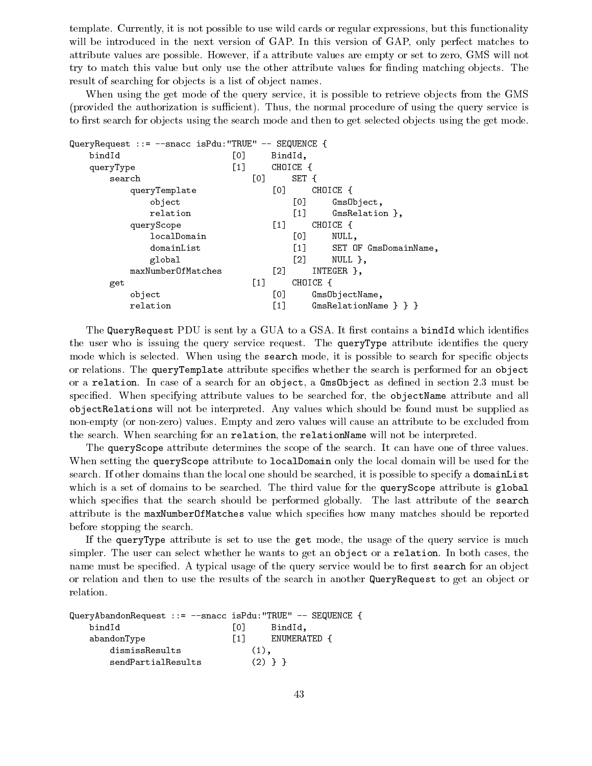template. Currently, it is not possible to use wild cards or regular expressions, but this functionality will be introduced in the next version of GAP. In this version of GAP, only perfect matches to attribute values are possible. However, if a attribute values are empty or set to zero, GMS will not try to match this value but only use the other attribute values for finding matching objects. The result of searching for objects is a list of object names.

When using the get mode of the query service, it is possible to retrieve objects from the GMS (provided the authorization is sufficient). Thus, the normal procedure of using the query service is to first search for objects using the search mode and then to get selected objects using the get mode.

```
QueryRequest ::= --snacc isPdu:"TRUE" -- SEQUENCE {
    bindId                      [0]     BindId,
    queryType                   [1]     CHOICE {
        search                      [0]     SET {
            queryTemplate               [0]     CHOICE {
                object                      [0]     GmsObject,
                relation                    [1]     GmsRelation },
            queryScope                  [1]     CHOICE {
                localDomain                 [0]     NULL,
                domainList                  [1]     SET OF GmsDomainName,
                global                      [2]     NULL },
            maxNumberOfMatches          [2]     INTEGER },
        get                         [1]     CHOICE {
            object                      [0]     GmsObjectName,
            relation                    [1]     GmsRelationName } } }
```

The `QueryRequest` PDU is sent by a GUA to a GSA. It first contains a `bindId` which identifies the user who is issuing the query service request. The `queryType` attribute identifies the query mode which is selected. When using the `search` mode, it is possible to search for specific objects or relations. The `queryTemplate` attribute specifies whether the search is performed for an `object` or a `relation`. In case of a search for an `object`, a `GmsObject` as defined in section 2.3 must be specified. When specifying attribute values to be searched for, the `objectName` attribute and all `objectRelations` will not be interpreted. Any values which should be found must be supplied as non-empty (or non-zero) values. Empty and zero values will cause an attribute to be excluded from the search. When searching for an `relation`, the `relationName` will not be interpreted.

The `queryScope` attribute determines the scope of the search. It can have one of three values. When setting the `queryScope` attribute to `localDomain` only the local domain will be used for the search. If other domains than the local one should be searched, it is possible to specify a `domainList` which is a set of domains to be searched. The third value for the `queryScope` attribute is `global` which specifies that the search should be performed globally. The last attribute of the `search` attribute is the `maxNumberOfMatches` value which specifies how many matches should be reported before stopping the search.

If the `queryType` attribute is set to use the `get` mode, the usage of the query service is much simpler. The user can select whether he wants to get an `object` or a `relation`. In both cases, the name must be specified. A typical usage of the query service would be to first `search` for an object or relation and then to use the results of the search in another `QueryRequest` to get an object or relation.

```
QueryAbandonRequest ::= --snacc isPdu:"TRUE" -- SEQUENCE {
    bindId                      [0]     BindId,
    abandonType                 [1]     ENUMERATED {
        dismissResults              (1),
        sendPartialResults          (2) } }
```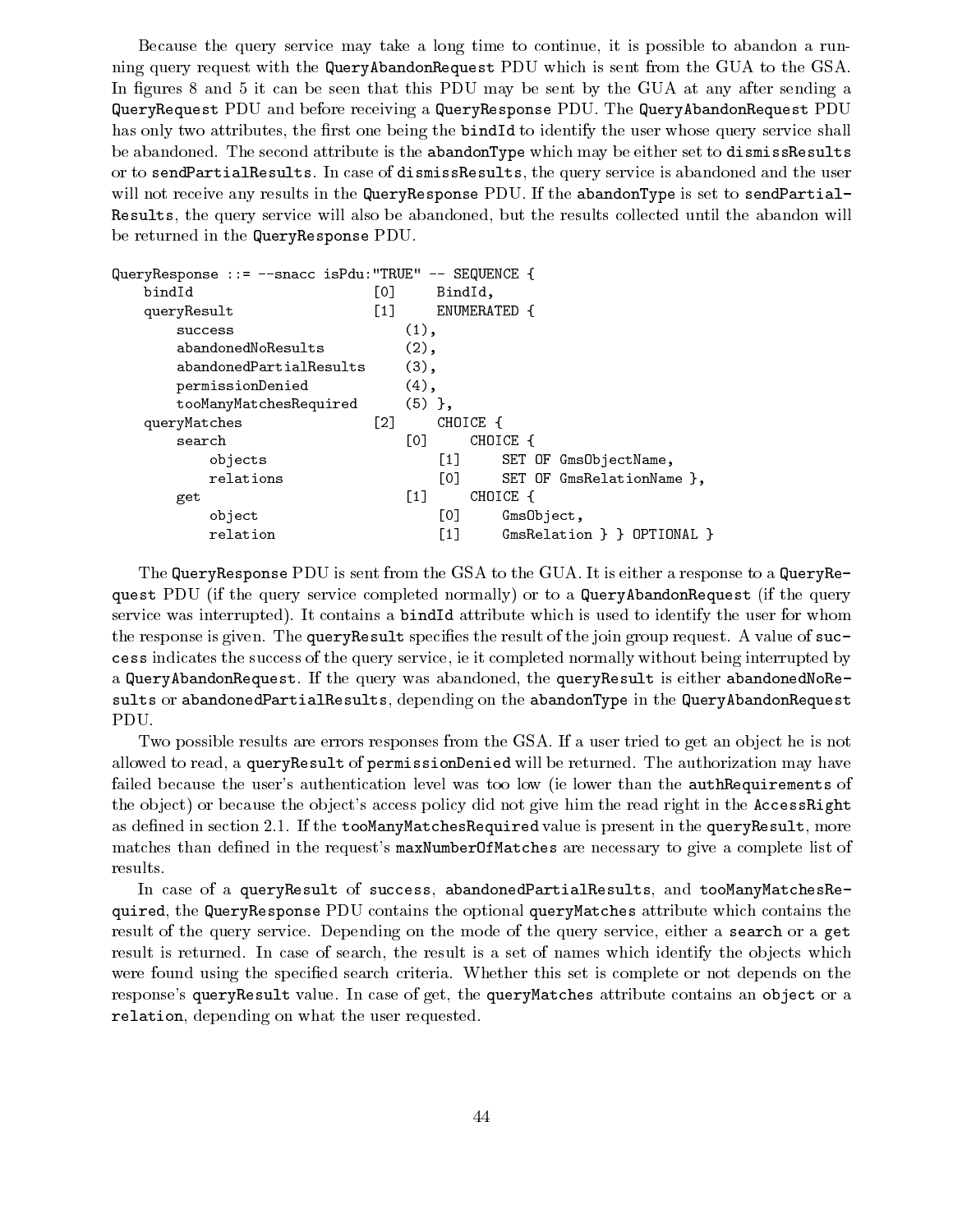Because the query service may take a long time to continue, it is possible to abandon a running query request with the `QueryAbandonRequest` PDU which is sent from the GUA to the GSA. In figures 8 and 5 it can be seen that this PDU may be sent by the GUA at any after sending a `QueryRequest` PDU and before receiving a `QueryResponse` PDU. The `QueryAbandonRequest` PDU has only two attributes, the first one being the `bindId` to identify the user whose query service shall be abandoned. The second attribute is the `abandonType` which may be either set to `dismissResults` or to `sendPartialResults`. In case of `dismissResults`, the query service is abandoned and the user will not receive any results in the `QueryResponse` PDU. If the `abandonType` is set to `sendPartialResults`, the query service will also be abandoned, but the results collected until the abandon will be returned in the `QueryResponse` PDU.

```
QueryResponse ::= --snacc isPdu:"TRUE" -- SEQUENCE {
    bindId                      [0]     BindId,
    queryResult                 [1]     ENUMERATED {
        success                     (1),
        abandonedNoResults          (2),
        abandonedPartialResults     (3),
        permissionDenied            (4),
        tooManyMatchesRequired      (5) },
    queryMatches                [2]     CHOICE {
        search                      [0]     CHOICE {
            objects                     [1]     SET OF GmsObjectName,
            relations                   [0]     SET OF GmsRelationName },
        get                         [1]     CHOICE {
            object                      [0]     GmsObject,
            relation                    [1]     GmsRelation } } OPTIONAL }
```

The `QueryResponse` PDU is sent from the GSA to the GUA. It is either a response to a `QueryRequest` PDU (if the query service completed normally) or to a `QueryAbandonRequest` (if the query service was interrupted). It contains a `bindId` attribute which is used to identify the user for whom the response is given. The `queryResult` specifies the result of the join group request. A value of `success` indicates the success of the query service, ie it completed normally without being interrupted by a `QueryAbandonRequest`. If the query was abandoned, the `queryResult` is either `abandonedNoResults` or `abandonedPartialResults`, depending on the `abandonType` in the `QueryAbandonRequest` PDU.

Two possible results are errors responses from the GSA. If a user tried to get an object he is not allowed to read, a `queryResult` of `permissionDenied` will be returned. The authorization may have failed because the user's authentication level was too low (ie lower than the `authRequirements` of the object) or because the object's access policy did not give him the read right in the `AccessRight` as defined in section 2.1. If the `tooManyMatchesRequired` value is present in the `queryResult`, more matches than defined in the request's `maxNumberOfMatches` are necessary to give a complete list of results.

In case of a `queryResult` of `success`, `abandonedPartialResults`, and `tooManyMatchesRequired`, the `QueryResponse` PDU contains the optional `queryMatches` attribute which contains the result of the query service. Depending on the mode of the query service, either a `search` or a `get` result is returned. In case of search, the result is a set of names which identify the objects which were found using the specified search criteria. Whether this set is complete or not depends on the response's `queryResult` value. In case of get, the `queryMatches` attribute contains an `object` or a `relation`, depending on what the user requested.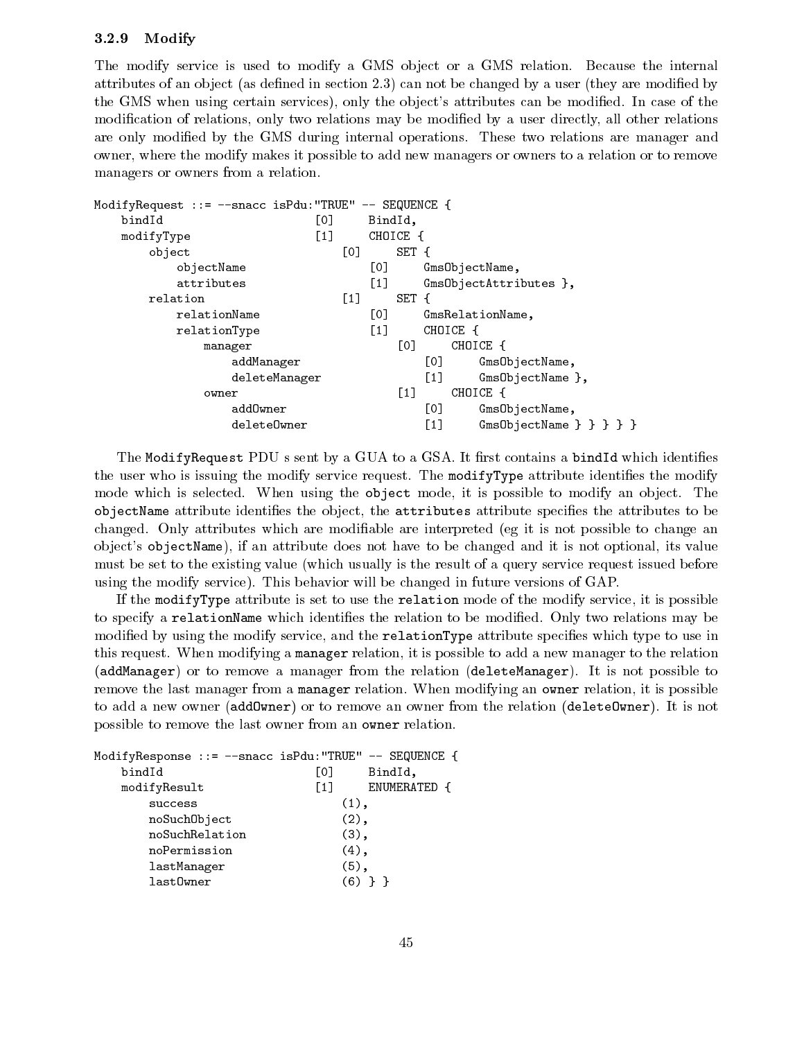### 3.2.9 Modify

The modify service is used to modify a GMS object or a GMS relation. Because the internal attributes of an object (as defined in section 2.3) can not be changed by a user (they are modified by the GMS when using certain services), only the object's attributes can be modified. In case of the modification of relations, only two relations may be modified by a user directly, all other relations are only modified by the GMS during internal operations. These two relations are manager and owner, where the modify makes it possible to add new managers or owners to a relation or to remove managers or owners from a relation.

```
ModifyRequest ::= --snacc isPdu:"TRUE" -- SEQUENCE {
    bindId                      [0]     BindId,
    modifyType                  [1]     CHOICE {
        object                      [0]     SET {
            objectName                  [0]     GmsObjectName,
            attributes                  [1]     GmsObjectAttributes },
        relation                    [1]     SET {
            relationName                [0]     GmsRelationName,
            relationType                [1]     CHOICE {
                manager                     [0]     CHOICE {
                    addManager                  [0]     GmsObjectName,
                    deleteManager               [1]     GmsObjectName },
                owner                       [1]     CHOICE {
                    addOwner                    [0]     GmsObjectName,
                    deleteOwner                 [1]     GmsObjectName } } } } }
```

The `ModifyRequest` PDU s sent by a GUA to a GSA. It first contains a `bindId` which identifies the user who is issuing the modify service request. The `modifyType` attribute identifies the modify mode which is selected. When using the `object` mode, it is possible to modify an object. The `objectName` attribute identifies the object, the `attributes` attribute specifies the attributes to be changed. Only attributes which are modifiable are interpreted (eg it is not possible to change an object's `objectName`), if an attribute does not have to be changed and it is not optional, its value must be set to the existing value (which usually is the result of a query service request issued before using the modify service). This behavior will be changed in future versions of GAP.

If the `modifyType` attribute is set to use the `relation` mode of the modify service, it is possible to specify a `relationName` which identifies the relation to be modified. Only two relations may be modified by using the modify service, and the `relationType` attribute specifies which type to use in this request. When modifying a `manager` relation, it is possible to add a new manager to the relation (`addManager`) or to remove a manager from the relation (`deleteManager`). It is not possible to remove the last manager from a `manager` relation. When modifying an `owner` relation, it is possible to add a new owner (`addOwner`) or to remove an owner from the relation (`deleteOwner`). It is not possible to remove the last owner from an `owner` relation.

```
ModifyResponse ::= --snacc isPdu:"TRUE" -- SEQUENCE {
    bindId                      [0]     BindId,
    modifyResult                [1]     ENUMERATED {
        success                     (1),
        noSuchObject                (2),
        noSuchRelation              (3),
        noPermission                (4),
        lastManager                 (5),
        lastOwner                   (6) } }
```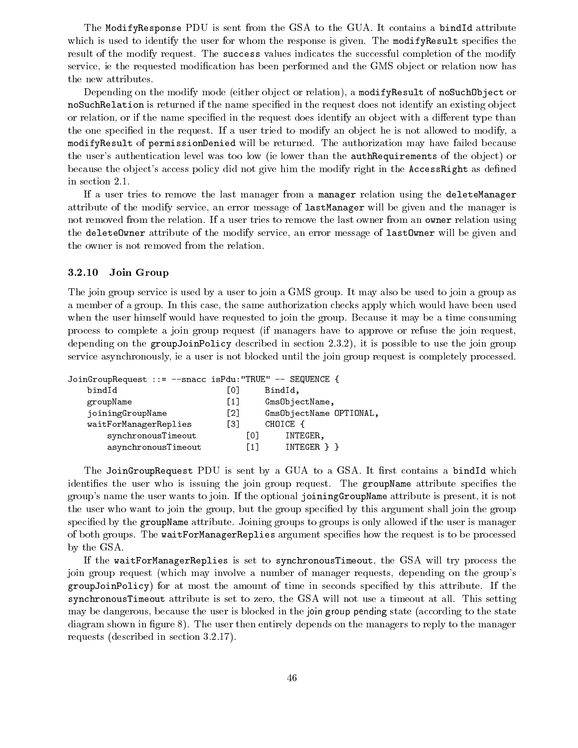The `ModifyResponse` PDU is sent from the GSA to the GUA. It contains a `bindId` attribute which is used to identify the user for whom the response is given. The `modifyResult` specifies the result of the modify request. The `success` values indicates the successful completion of the modify service, ie the requested modification has been performed and the GMS object or relation now has the new attributes.

Depending on the modify mode (either object or relation), a `modifyResult` of `noSuchObject` or `noSuchRelation` is returned if the name specified in the request does not identify an existing object or relation, or if the name specified in the request does identify an object with a different type than the one specified in the request. If a user tried to modify an object he is not allowed to modify, a `modifyResult` of `permissionDenied` will be returned. The authorization may have failed because the user's authentication level was too low (ie lower than the `authRequirements` of the object) or because the object's access policy did not give him the modify right in the `AccessRight` as defined in section 2.1.

If a user tries to remove the last manager from a `manager` relation using the `deleteManager` attribute of the modify service, an error message of `lastManager` will be given and the manager is not removed from the relation. If a user tries to remove the last owner from an `owner` relation using the `deleteOwner` attribute of the modify service, an error message of `lastOwner` will be given and the owner is not removed from the relation.

### 3.2.10 Join Group

The join group service is used by a user to join a GMS group. It may also be used to join a group as a member of a group. In this case, the same authorization checks apply which would have been used when the user himself would have requested to join the group. Because it may be a time consuming process to complete a join group request (if managers have to approve or refuse the join request, depending on the `groupJoinPolicy` described in section 2.3.2), it is possible to use the join group service asynchronously, ie a user is not blocked until the join group request is completely processed.

```
JoinGroupRequest ::= --snacc isPdu:"TRUE" -- SEQUENCE {
    bindId                      [0]     BindId,
    groupName                   [1]     GmsObjectName,
    joiningGroupName            [2]     GmsObjectName OPTIONAL,
    waitForManagerReplies       [3]     CHOICE {
        synchronousTimeout          [0]     INTEGER,
        asynchronousTimeout         [1]     INTEGER } }
```

The `JoinGroupRequest` PDU is sent by a GUA to a GSA. It first contains a `bindId` which identifies the user who is issuing the join group request. The `groupName` attribute specifies the group's name the user wants to join. If the optional `joiningGroupName` attribute is present, it is not the user who want to join the group, but the group specified by this argument shall join the group specified by the `groupName` attribute. Joining groups to groups is only allowed if the user is manager of both groups. The `waitForManagerReplies` argument specifies how the request is to be processed by the GSA.

If the `waitForManagerReplies` is set to `synchronousTimeout`, the GSA will try process the join group request (which may involve a number of manager requests, depending on the group's `groupJoinPolicy`) for at most the amount of time in seconds specified by this attribute. If the `synchronousTimeout` attribute is set to zero, the GSA will not use a timeout at all. This setting may be dangerous, because the user is blocked in the join group pending state (according to the state diagram shown in figure 8). The user then entirely depends on the managers to reply to the manager requests (described in section 3.2.17).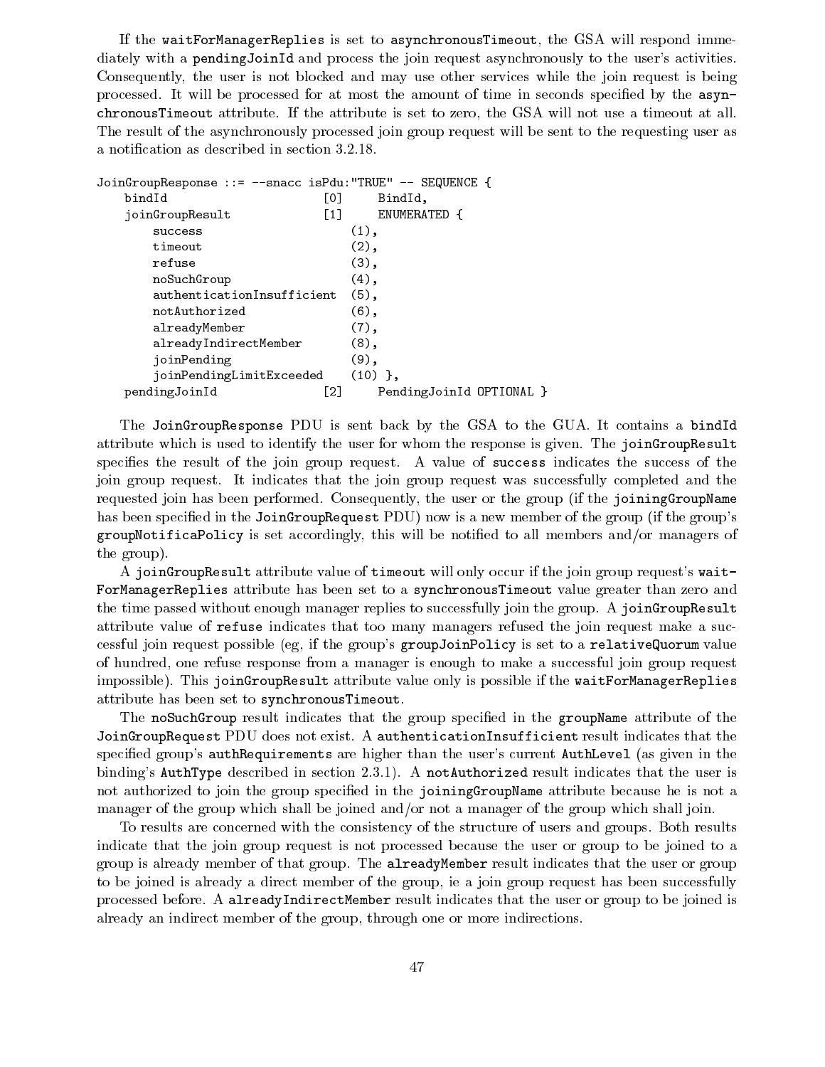If the `waitForManagerReplies` is set to `asynchronousTimeout`, the GSA will respond immediately with a `pendingJoinId` and process the join request asynchronously to the user's activities. Consequently, the user is not blocked and may use other services while the join request is being processed. It will be processed for at most the amount of time in seconds specified by the `asynchronousTimeout` attribute. If the attribute is set to zero, the GSA will not use a timeout at all. The result of the asynchronously processed join group request will be sent to the requesting user as a notification as described in section 3.2.18.

```
JoinGroupResponse ::= --snacc isPdu:"TRUE" -- SEQUENCE {
    bindId                    [0]     BindId,
    joinGroupResult           [1]     ENUMERATED {
        success                     (1),
        timeout                     (2),
        refuse                      (3),
        noSuchGroup                 (4),
        authenticationInsufficient  (5),
        notAuthorized               (6),
        alreadyMember               (7),
        alreadyIndirectMember       (8),
        joinPending                 (9),
        joinPendingLimitExceeded    (10) },
    pendingJoinId             [2]     PendingJoinId OPTIONAL }
```

The `JoinGroupResponse` PDU is sent back by the GSA to the GUA. It contains a `bindId` attribute which is used to identify the user for whom the response is given. The `joinGroupResult` specifies the result of the join group request. A value of `success` indicates the success of the join group request. It indicates that the join group request was successfully completed and the requested join has been performed. Consequently, the user or the group (if the `joiningGroupName` has been specified in the `JoinGroupRequest` PDU) now is a new member of the group (if the group's `groupNotificaPolicy` is set accordingly, this will be notified to all members and/or managers of the group).

A `joinGroupResult` attribute value of `timeout` will only occur if the join group request's `waitForManagerReplies` attribute has been set to a `synchronousTimeout` value greater than zero and the time passed without enough manager replies to successfully join the group. A `joinGroupResult` attribute value of `refuse` indicates that too many managers refused the join request make a successful join request possible (eg, if the group's `groupJoinPolicy` is set to a `relativeQuorum` value of hundred, one refuse response from a manager is enough to make a successful join group request impossible). This `joinGroupResult` attribute value only is possible if the `waitForManagerReplies` attribute has been set to `synchronousTimeout`.

The `noSuchGroup` result indicates that the group specified in the `groupName` attribute of the `JoinGroupRequest` PDU does not exist. A `authenticationInsufficient` result indicates that the specified group's `authRequirements` are higher than the user's current `AuthLevel` (as given in the binding's `AuthType` described in section 2.3.1). A `notAuthorized` result indicates that the user is not authorized to join the group specified in the `joiningGroupName` attribute because he is not a manager of the group which shall be joined and/or not a manager of the group which shall join.

To results are concerned with the consistency of the structure of users and groups. Both results indicate that the join group request is not processed because the user or group to be joined to a group is already member of that group. The `alreadyMember` result indicates that the user or group to be joined is already a direct member of the group, ie a join group request has been successfully processed before. A `alreadyIndirectMember` result indicates that the user or group to be joined is already an indirect member of the group, through one or more indirections.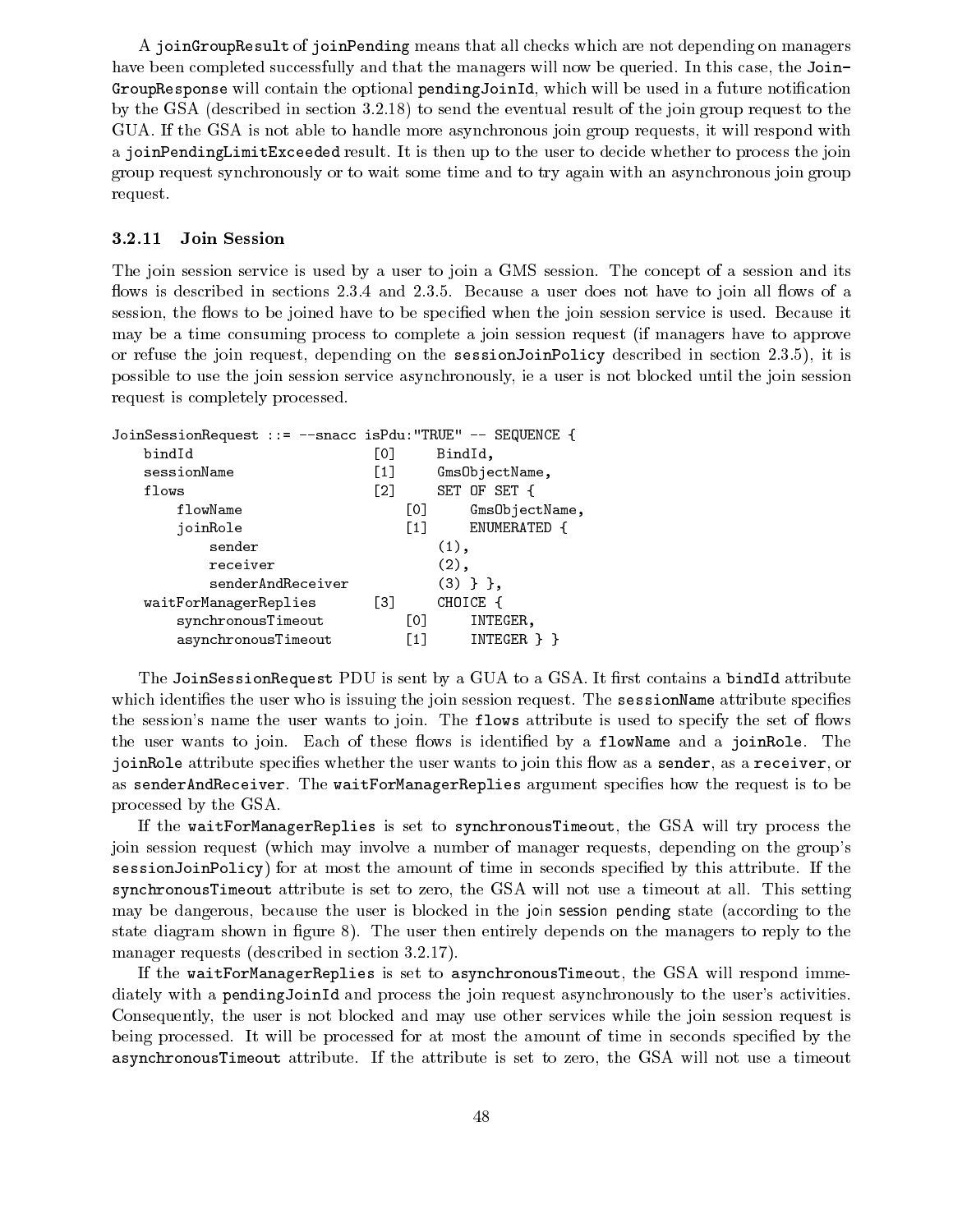A joinGroupResult of joinPending means that all checks which are not depending on managers have been completed successfully and that the managers will now be queried. In this case, the JoinGroupResponse will contain the optional pendingJoinId, which will be used in a future notification by the GSA (described in section 3.2.18) to send the eventual result of the join group request to the GUA. If the GSA is not able to handle more asynchronous join group requests, it will respond with a joinPendingLimitExceeded result. It is then up to the user to decide whether to process the join group request synchronously or to wait some time and to try again with an asynchronous join group request.

### 3.2.11 Join Session

The join session service is used by a user to join a GMS session. The concept of a session and its flows is described in sections 2.3.4 and 2.3.5. Because a user does not have to join all flows of a session, the flows to be joined have to be specified when the join session service is used. Because it may be a time consuming process to complete a join session request (if managers have to approve or refuse the join request, depending on the sessionJoinPolicy described in section 2.3.5), it is possible to use the join session service asynchronously, ie a user is not blocked until the join session request is completely processed.

```
JoinSessionRequest ::= --snacc isPdu:"TRUE" -- SEQUENCE {
    bindId                      [0]     BindId,
    sessionName                 [1]     GmsObjectName,
    flows                       [2]     SET OF SET {
        flowName                    [0]     GmsObjectName,
        joinRole                    [1]     ENUMERATED {
            sender                          (1),
            receiver                        (2),
            senderAndReceiver               (3) } },
    waitForManagerReplies       [3]     CHOICE {
        synchronousTimeout          [0]     INTEGER,
        asynchronousTimeout         [1]     INTEGER } }
```

The JoinSessionRequest PDU is sent by a GUA to a GSA. It first contains a bindId attribute which identifies the user who is issuing the join session request. The sessionName attribute specifies the session's name the user wants to join. The flows attribute is used to specify the set of flows the user wants to join. Each of these flows is identified by a flowName and a joinRole. The joinRole attribute specifies whether the user wants to join this flow as a sender, as a receiver, or as senderAndReceiver. The waitForManagerReplies argument specifies how the request is to be processed by the GSA.

If the waitForManagerReplies is set to synchronousTimeout, the GSA will try process the join session request (which may involve a number of manager requests, depending on the group's sessionJoinPolicy) for at most the amount of time in seconds specified by this attribute. If the synchronousTimeout attribute is set to zero, the GSA will not use a timeout at all. This setting may be dangerous, because the user is blocked in the join session pending state (according to the state diagram shown in figure 8). The user then entirely depends on the managers to reply to the manager requests (described in section 3.2.17).

If the waitForManagerReplies is set to asynchronousTimeout, the GSA will respond immediately with a pendingJoinId and process the join request asynchronously to the user's activities. Consequently, the user is not blocked and may use other services while the join session request is being processed. It will be processed for at most the amount of time in seconds specified by the asynchronousTimeout attribute. If the attribute is set to zero, the GSA will not use a timeout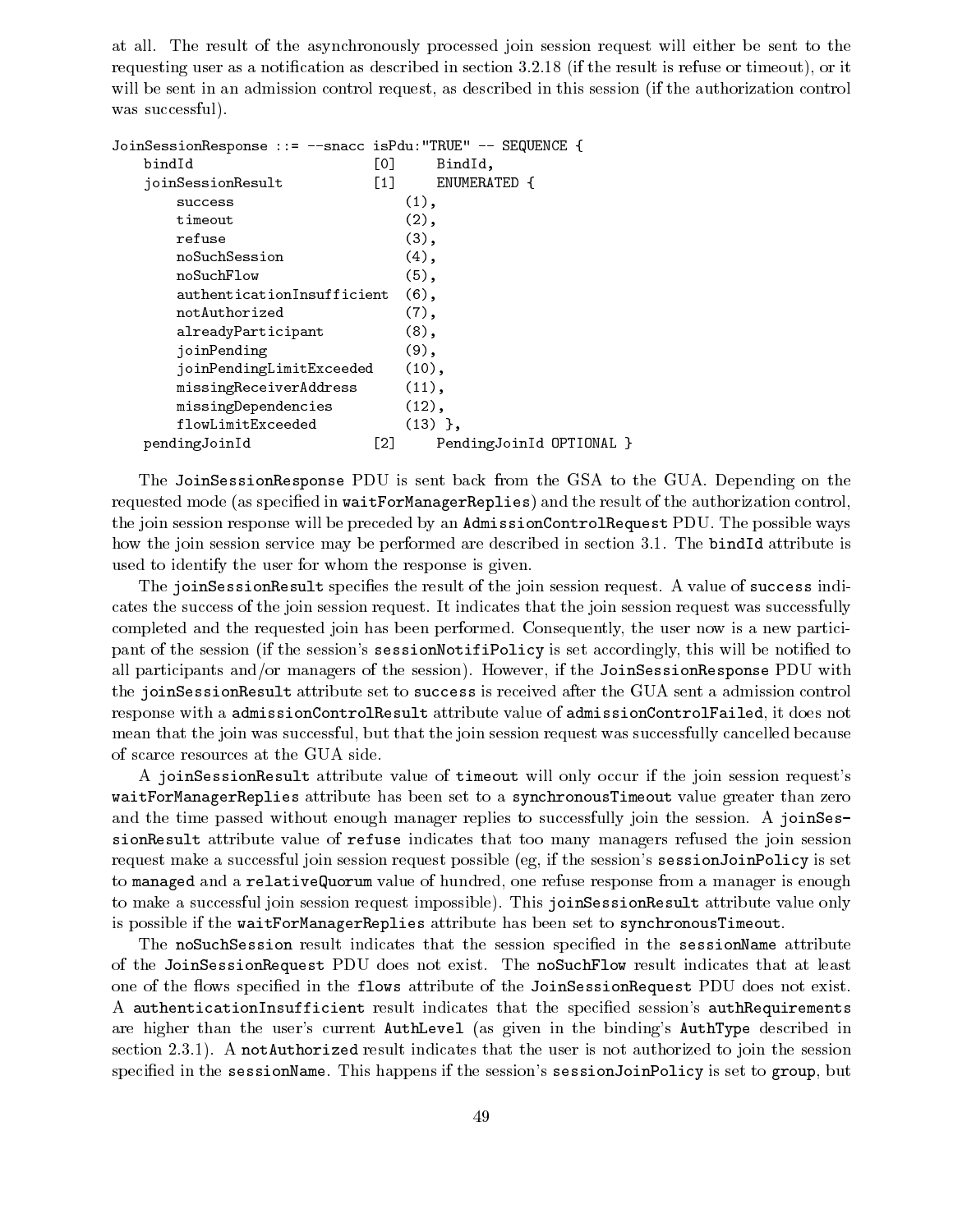at all. The result of the asynchronously processed join session request will either be sent to the requesting user as a notification as described in section 3.2.18 (if the result is refuse or timeout), or it will be sent in an admission control request, as described in this session (if the authorization control was successful).

```
JoinSessionResponse ::= --snacc isPdu:"TRUE" -- SEQUENCE {
    bindId                      [0]     BindId,
    joinSessionResult           [1]     ENUMERATED {
        success                     (1),
        timeout                     (2),
        refuse                      (3),
        noSuchSession               (4),
        noSuchFlow                  (5),
        authenticationInsufficient  (6),
        notAuthorized               (7),
        alreadyParticipant          (8),
        joinPending                 (9),
        joinPendingLimitExceeded    (10),
        missingReceiverAddress      (11),
        missingDependencies         (12),
        flowLimitExceeded           (13) },
    pendingJoinId               [2]     PendingJoinId OPTIONAL }
```

The `JoinSessionResponse` PDU is sent back from the GSA to the GUA. Depending on the requested mode (as specified in `waitForManagerReplies`) and the result of the authorization control, the join session response will be preceded by an `AdmissionControlRequest` PDU. The possible ways how the join session service may be performed are described in section 3.1. The `bindId` attribute is used to identify the user for whom the response is given.

The `joinSessionResult` specifies the result of the join session request. A value of `success` indicates the success of the join session request. It indicates that the join session request was successfully completed and the requested join has been performed. Consequently, the user now is a new participant of the session (if the session's `sessionNotifiPolicy` is set accordingly, this will be notified to all participants and/or managers of the session). However, if the `JoinSessionResponse` PDU with the `joinSessionResult` attribute set to `success` is received after the GUA sent a admission control response with a `admissionControlResult` attribute value of `admissionControlFailed`, it does not mean that the join was successful, but that the join session request was successfully cancelled because of scarce resources at the GUA side.

A `joinSessionResult` attribute value of `timeout` will only occur if the join session request's `waitForManagerReplies` attribute has been set to a `synchronousTimeout` value greater than zero and the time passed without enough manager replies to successfully join the session. A `joinSessionResult` attribute value of `refuse` indicates that too many managers refused the join session request make a successful join session request possible (eg, if the session's `sessionJoinPolicy` is set to `managed` and a `relativeQuorum` value of hundred, one refuse response from a manager is enough to make a successful join session request impossible). This `joinSessionResult` attribute value only is possible if the `waitForManagerReplies` attribute has been set to `synchronousTimeout`.

The `noSuchSession` result indicates that the session specified in the `sessionName` attribute of the `JoinSessionRequest` PDU does not exist. The `noSuchFlow` result indicates that at least one of the flows specified in the `flows` attribute of the `JoinSessionRequest` PDU does not exist. A `authenticationInsufficient` result indicates that the specified session's `authRequirements` are higher than the user's current `AuthLevel` (as given in the binding's `AuthType` described in section 2.3.1). A `notAuthorized` result indicates that the user is not authorized to join the session specified in the `sessionName`. This happens if the session's `sessionJoinPolicy` is set to `group`, but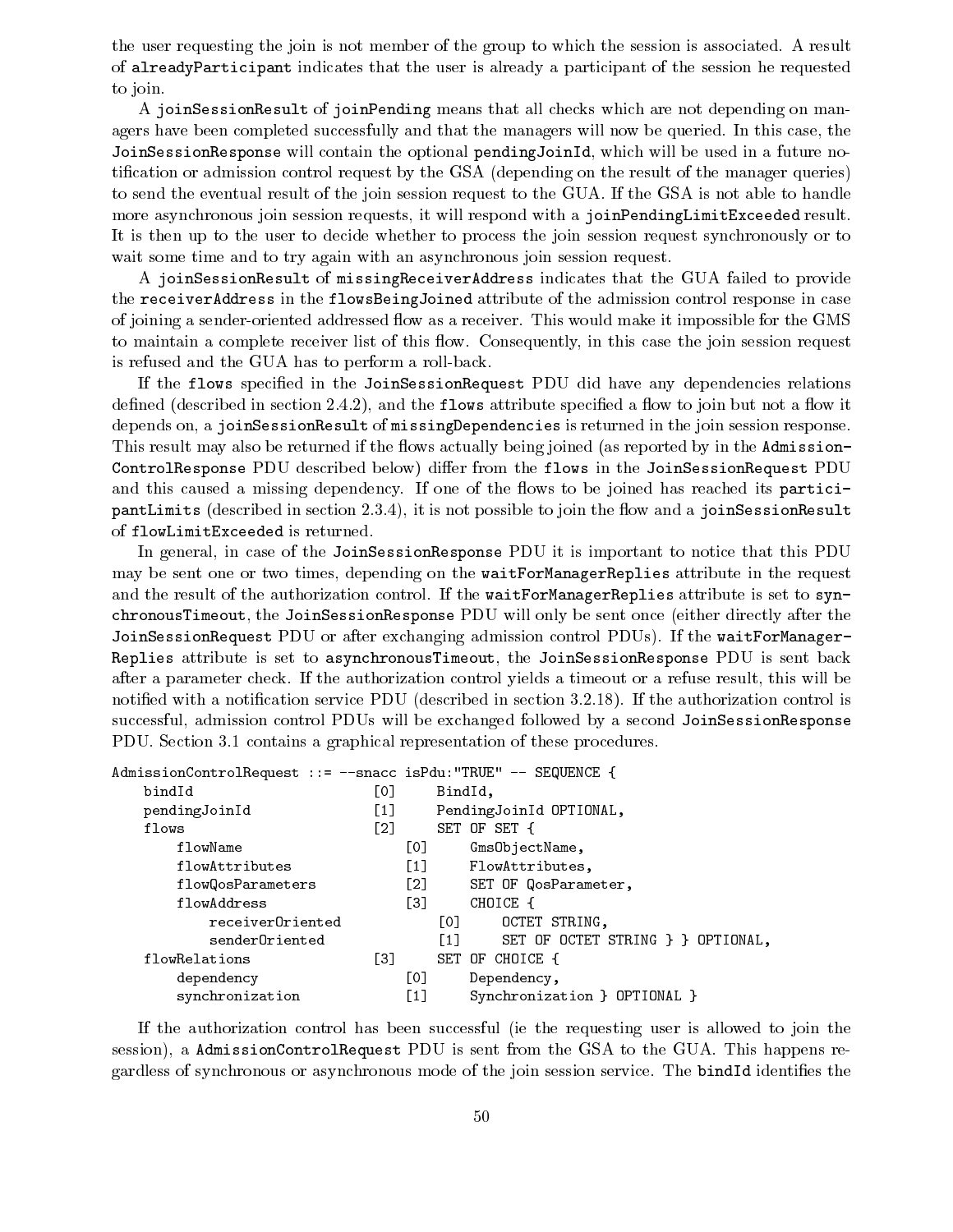the user requesting the join is not member of the group to which the session is associated. A result of `alreadyParticipant` indicates that the user is already a participant of the session he requested to join.

A `joinSessionResult` of `joinPending` means that all checks which are not depending on managers have been completed successfully and that the managers will now be queried. In this case, the `JoinSessionResponse` will contain the optional `pendingJoinId`, which will be used in a future notification or admission control request by the GSA (depending on the result of the manager queries) to send the eventual result of the join session request to the GUA. If the GSA is not able to handle more asynchronous join session requests, it will respond with a `joinPendingLimitExceeded` result. It is then up to the user to decide whether to process the join session request synchronously or to wait some time and to try again with an asynchronous join session request.

A `joinSessionResult` of `missingReceiverAddress` indicates that the GUA failed to provide the `receiverAddress` in the `flowsBeingJoined` attribute of the admission control response in case of joining a sender-oriented addressed flow as a receiver. This would make it impossible for the GMS to maintain a complete receiver list of this flow. Consequently, in this case the join session request is refused and the GUA has to perform a roll-back.

If the `flows` specified in the `JoinSessionRequest` PDU did have any dependencies relations defined (described in section 2.4.2), and the `flows` attribute specified a flow to join but not a flow it depends on, a `joinSessionResult` of `missingDependencies` is returned in the join session response. This result may also be returned if the flows actually being joined (as reported by in the `AdmissionControlResponse` PDU described below) differ from the `flows` in the `JoinSessionRequest` PDU and this caused a missing dependency. If one of the flows to be joined has reached its `participantLimits` (described in section 2.3.4), it is not possible to join the flow and a `joinSessionResult` of `flowLimitExceeded` is returned.

In general, in case of the `JoinSessionResponse` PDU it is important to notice that this PDU may be sent one or two times, depending on the `waitForManagerReplies` attribute in the request and the result of the authorization control. If the `waitForManagerReplies` attribute is set to `synchronousTimeout`, the `JoinSessionResponse` PDU will only be sent once (either directly after the `JoinSessionRequest` PDU or after exchanging admission control PDUs). If the `waitForManagerReplies` attribute is set to `asynchronousTimeout`, the `JoinSessionResponse` PDU is sent back after a parameter check. If the authorization control yields a timeout or a refuse result, this will be notified with a notification service PDU (described in section 3.2.18). If the authorization control is successful, admission control PDUs will be exchanged followed by a second `JoinSessionResponse` PDU. Section 3.1 contains a graphical representation of these procedures.

```
AdmissionControlRequest ::= --snacc isPdu:"TRUE" -- SEQUENCE {
    bindId                      [0]     BindId,
    pendingJoinId               [1]     PendingJoinId OPTIONAL,
    flows                       [2]     SET OF SET {
        flowName                    [0]     GmsObjectName,
        flowAttributes              [1]     FlowAttributes,
        flowQosParameters           [2]     SET OF QosParameter,
        flowAddress                 [3]     CHOICE {
            receiverOriented            [0]     OCTET STRING,
            senderOriented              [1]     SET OF OCTET STRING } } OPTIONAL,
    flowRelations               [3]     SET OF CHOICE {
        dependency                  [0]     Dependency,
        synchronization             [1]     Synchronization } OPTIONAL }
```

If the authorization control has been successful (ie the requesting user is allowed to join the session), a `AdmissionControlRequest` PDU is sent from the GSA to the GUA. This happens regardless of synchronous or asynchronous mode of the join session service. The `bindId` identifies the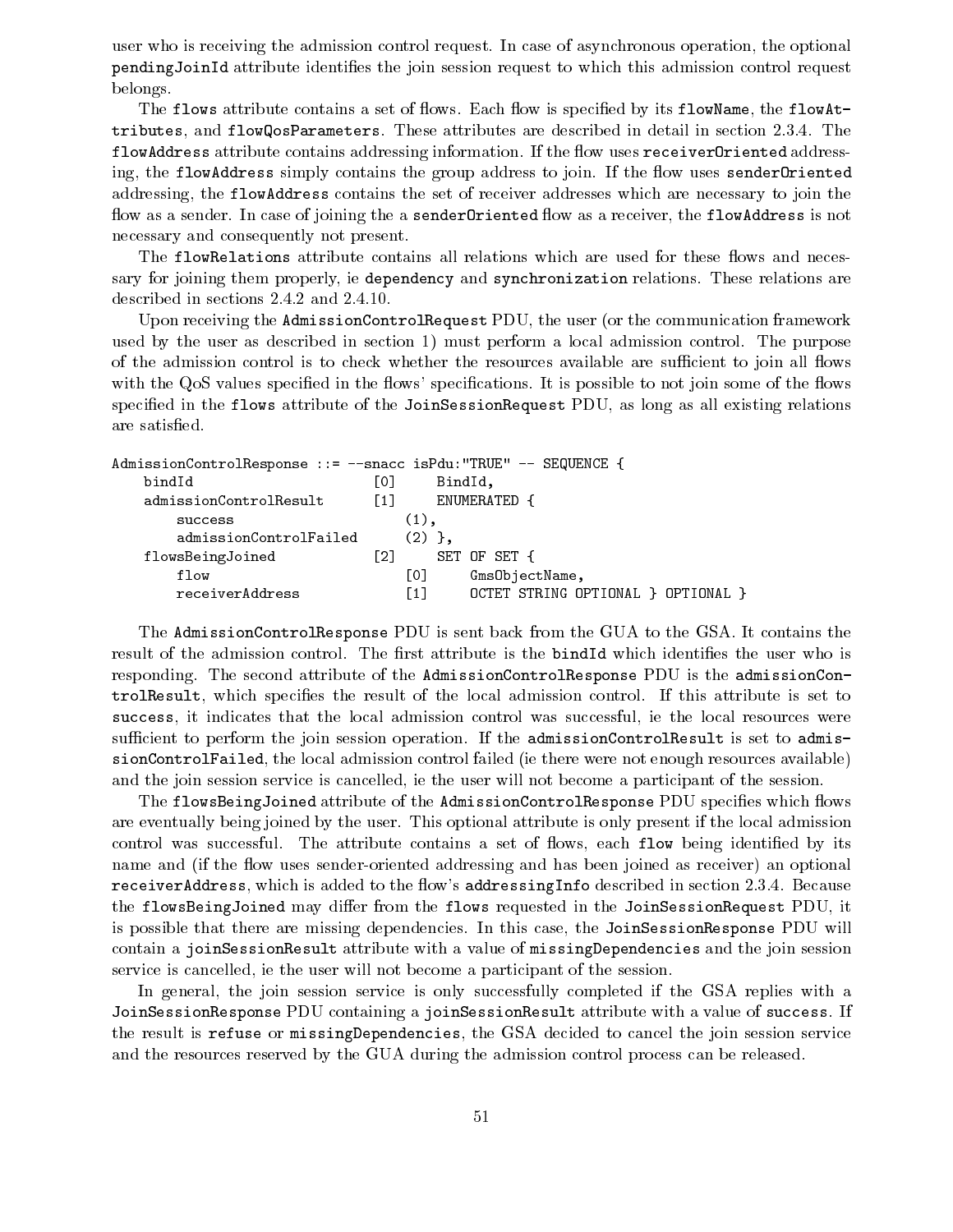user who is receiving the admission control request. In case of asynchronous operation, the optional `pendingJoinId` attribute identifies the join session request to which this admission control request belongs.

The `flows` attribute contains a set of flows. Each flow is specified by its `flowName`, the `flowAttributes`, and `flowQosParameters`. These attributes are described in detail in section 2.3.4. The `flowAddress` attribute contains addressing information. If the flow uses `receiverOriented` addressing, the `flowAddress` simply contains the group address to join. If the flow uses `senderOriented` addressing, the `flowAddress` contains the set of receiver addresses which are necessary to join the flow as a sender. In case of joining the a `senderOriented` flow as a receiver, the `flowAddress` is not necessary and consequently not present.

The `flowRelations` attribute contains all relations which are used for these flows and necessary for joining them properly, ie `dependency` and `synchronization` relations. These relations are described in sections 2.4.2 and 2.4.10.

Upon receiving the `AdmissionControlRequest` PDU, the user (or the communication framework used by the user as described in section 1) must perform a local admission control. The purpose of the admission control is to check whether the resources available are sufficient to join all flows with the QoS values specified in the flows' specifications. It is possible to not join some of the flows specified in the `flows` attribute of the `JoinSessionRequest` PDU, as long as all existing relations are satisfied.

```
AdmissionControlResponse ::= --snacc isPdu:"TRUE" -- SEQUENCE {
    bindId                    [0]     BindId,
    admissionControlResult    [1]     ENUMERATED {
        success                   (1),
        admissionControlFailed    (2) },
    flowsBeingJoined          [2]     SET OF SET {
        flow                      [0]     GmsObjectName,
        receiverAddress           [1]     OCTET STRING OPTIONAL } OPTIONAL }
```

The `AdmissionControlResponse` PDU is sent back from the GUA to the GSA. It contains the result of the admission control. The first attribute is the `bindId` which identifies the user who is responding. The second attribute of the `AdmissionControlResponse` PDU is the `admissionControlResult`, which specifies the result of the local admission control. If this attribute is set to `success`, it indicates that the local admission control was successful, ie the local resources were sufficient to perform the join session operation. If the `admissionControlResult` is set to `admissionControlFailed`, the local admission control failed (ie there were not enough resources available) and the join session service is cancelled, ie the user will not become a participant of the session.

The `flowsBeingJoined` attribute of the `AdmissionControlResponse` PDU specifies which flows are eventually being joined by the user. This optional attribute is only present if the local admission control was successful. The attribute contains a set of flows, each `flow` being identified by its name and (if the flow uses sender-oriented addressing and has been joined as receiver) an optional `receiverAddress`, which is added to the flow's `addressingInfo` described in section 2.3.4. Because the `flowsBeingJoined` may differ from the `flows` requested in the `JoinSessionRequest` PDU, it is possible that there are missing dependencies. In this case, the `JoinSessionResponse` PDU will contain a `joinSessionResult` attribute with a value of `missingDependencies` and the join session service is cancelled, ie the user will not become a participant of the session.

In general, the join session service is only successfully completed if the GSA replies with a `JoinSessionResponse` PDU containing a `joinSessionResult` attribute with a value of `success`. If the result is `refuse` or `missingDependencies`, the GSA decided to cancel the join session service and the resources reserved by the GUA during the admission control process can be released.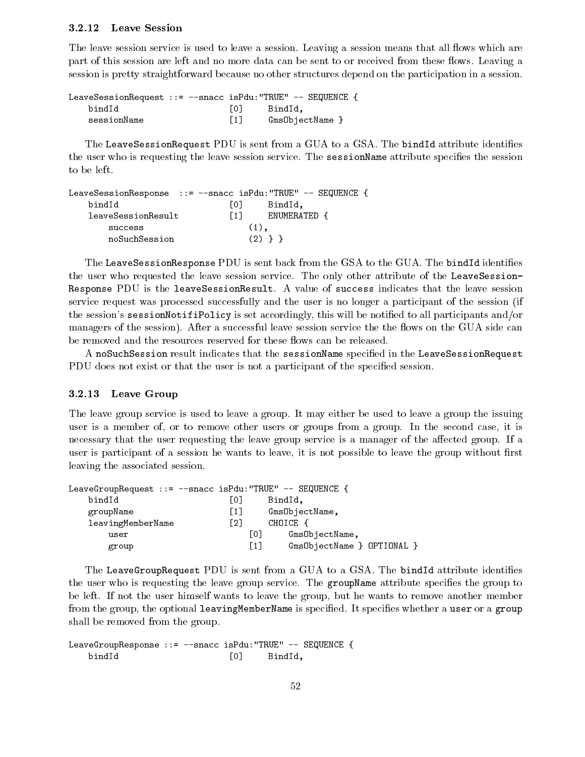### 3.2.12 Leave Session

The leave session service is used to leave a session. Leaving a session means that all flows which are part of this session are left and no more data can be sent to or received from these flows. Leaving a session is pretty straightforward because no other structures depend on the participation in a session.

```
LeaveSessionRequest ::= --snacc isPdu:"TRUE" -- SEQUENCE {
    bindId                      [0]     BindId,
    sessionName                 [1]     GmsObjectName }
```

The `LeaveSessionRequest` PDU is sent from a GUA to a GSA. The `bindId` attribute identifies the user who is requesting the leave session service. The `sessionName` attribute specifies the session to be left.

```
LeaveSessionResponse  ::= --snacc isPdu:"TRUE" -- SEQUENCE {
    bindId                      [0]     BindId,
    leaveSessionResult          [1]     ENUMERATED {
        success                       (1),
        noSuchSession                 (2) } }
```

The `LeaveSessionResponse` PDU is sent back from the GSA to the GUA. The `bindId` identifies the user who requested the leave session service. The only other attribute of the `LeaveSession-Response` PDU is the `leaveSessionResult`. A value of `success` indicates that the leave session service request was processed successfully and the user is no longer a participant of the session (if the session's `sessionNotifiPolicy` is set accordingly, this will be notified to all participants and/or managers of the session). After a successful leave session service the the flows on the GUA side can be removed and the resources reserved for these flows can be released.

A `noSuchSession` result indicates that the `sessionName` specified in the `LeaveSessionRequest` PDU does not exist or that the user is not a participant of the specified session.

### 3.2.13 Leave Group

The leave group service is used to leave a group. It may either be used to leave a group the issuing user is a member of, or to remove other users or groups from a group. In the second case, it is necessary that the user requesting the leave group service is a manager of the affected group. If a user is participant of a session he wants to leave, it is not possible to leave the group without first leaving the associated session.

```
LeaveGroupRequest ::= --snacc isPdu:"TRUE" -- SEQUENCE {
    bindId                      [0]     BindId,
    groupName                   [1]     GmsObjectName,
    leavingMemberName           [2]     CHOICE {
        user                        [0]     GmsObjectName,
        group                       [1]     GmsObjectName } OPTIONAL }
```

The `LeaveGroupRequest` PDU is sent from a GUA to a GSA. The `bindId` attribute identifies the user who is requesting the leave group service. The `groupName` attribute specifies the group to be left. If not the user himself wants to leave the group, but he wants to remove another member from the group, the optional `leavingMemberName` is specified. It specifies whether a `user` or a `group` shall be removed from the group.

```
LeaveGroupResponse ::= --snacc isPdu:"TRUE" -- SEQUENCE {
    bindId                      [0]     BindId,
```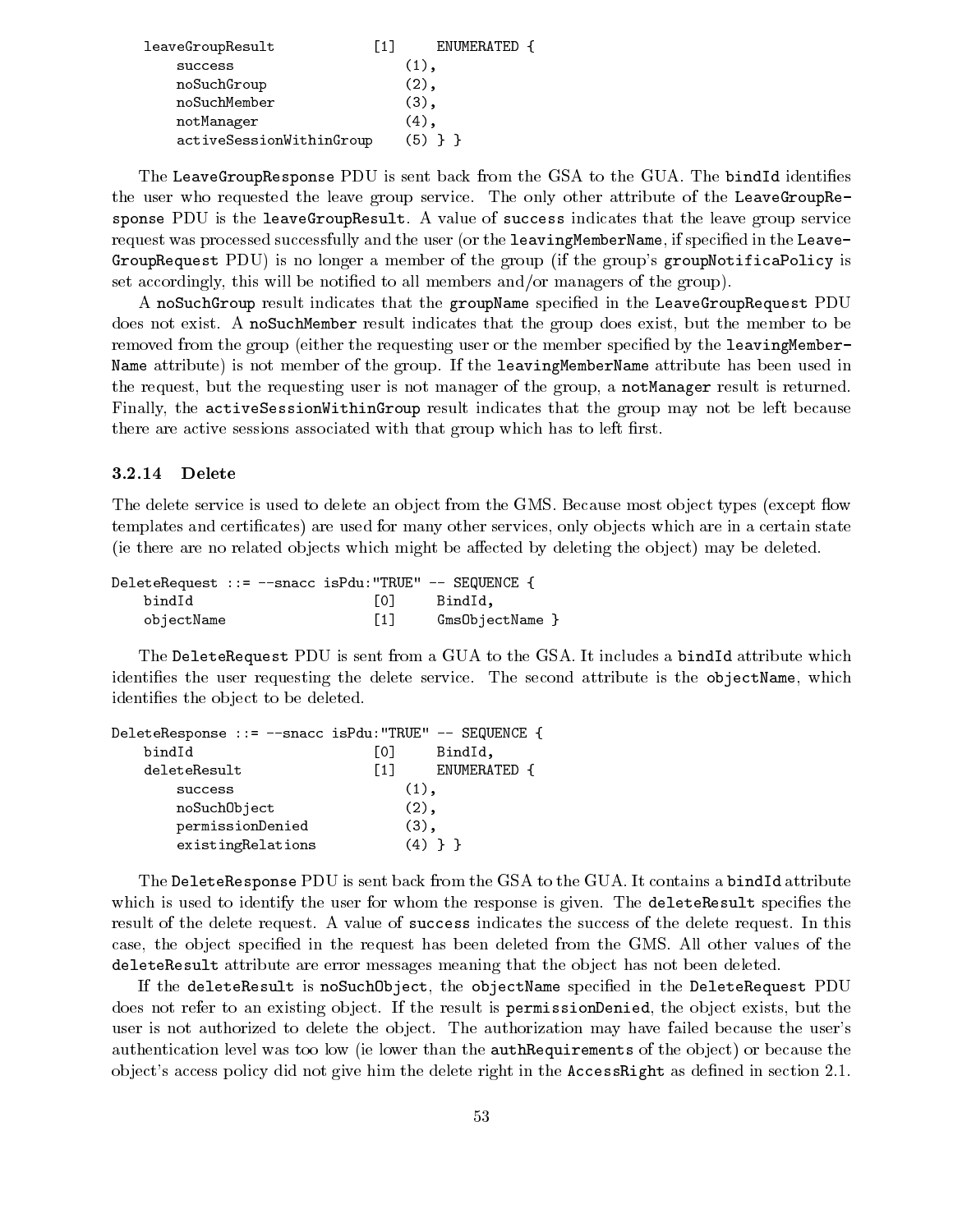```
    leaveGroupResult            [1]     ENUMERATED {
        success                     (1),
        noSuchGroup                 (2),
        noSuchMember                (3),
        notManager                  (4),
        activeSessionWithinGroup    (5) } }
```

The `LeaveGroupResponse` PDU is sent back from the GSA to the GUA. The `bindId` identifies the user who requested the leave group service. The only other attribute of the `LeaveGroupResponse` PDU is the `leaveGroupResult`. A value of `success` indicates that the leave group service request was processed successfully and the user (or the `leavingMemberName`, if specified in the `LeaveGroupRequest` PDU) is no longer a member of the group (if the group's `groupNotificaPolicy` is set accordingly, this will be notified to all members and/or managers of the group).

A `noSuchGroup` result indicates that the `groupName` specified in the `LeaveGroupRequest` PDU does not exist. A `noSuchMember` result indicates that the group does exist, but the member to be removed from the group (either the requesting user or the member specified by the `leavingMemberName` attribute) is not member of the group. If the `leavingMemberName` attribute has been used in the request, but the requesting user is not manager of the group, a `notManager` result is returned. Finally, the `activeSessionWithinGroup` result indicates that the group may not be left because there are active sessions associated with that group which has to left first.

### 3.2.14 Delete

The delete service is used to delete an object from the GMS. Because most object types (except flow templates and certificates) are used for many other services, only objects which are in a certain state (ie there are no related objects which might be affected by deleting the object) may be deleted.

```
DeleteRequest ::= --snacc isPdu:"TRUE" -- SEQUENCE {
    bindId                      [0]     BindId,
    objectName                  [1]     GmsObjectName }
```

The `DeleteRequest` PDU is sent from a GUA to the GSA. It includes a `bindId` attribute which identifies the user requesting the delete service. The second attribute is the `objectName`, which identifies the object to be deleted.

```
DeleteResponse ::= --snacc isPdu:"TRUE" -- SEQUENCE {
    bindId                      [0]     BindId,
    deleteResult                [1]     ENUMERATED {
        success                     (1),
        noSuchObject                (2),
        permissionDenied            (3),
        existingRelations           (4) } }
```

The `DeleteResponse` PDU is sent back from the GSA to the GUA. It contains a `bindId` attribute which is used to identify the user for whom the response is given. The `deleteResult` specifies the result of the delete request. A value of `success` indicates the success of the delete request. In this case, the object specified in the request has been deleted from the GMS. All other values of the `deleteResult` attribute are error messages meaning that the object has not been deleted.

If the `deleteResult` is `noSuchObject`, the `objectName` specified in the `DeleteRequest` PDU does not refer to an existing object. If the result is `permissionDenied`, the object exists, but the user is not authorized to delete the object. The authorization may have failed because the user's authentication level was too low (ie lower than the `authRequirements` of the object) or because the object's access policy did not give him the delete right in the `AccessRight` as defined in section 2.1.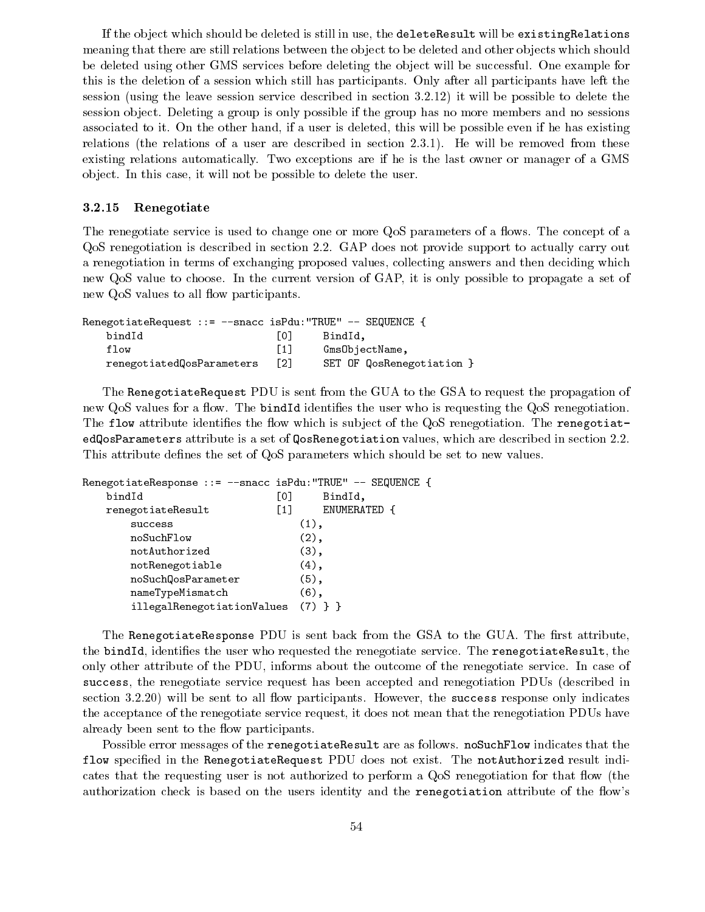If the object which should be deleted is still in use, the `deleteResult` will be `existingRelations` meaning that there are still relations between the object to be deleted and other objects which should be deleted using other GMS services before deleting the object will be successful. One example for this is the deletion of a session which still has participants. Only after all participants have left the session (using the leave session service described in section 3.2.12) it will be possible to delete the session object. Deleting a group is only possible if the group has no more members and no sessions associated to it. On the other hand, if a user is deleted, this will be possible even if he has existing relations (the relations of a user are described in section 2.3.1). He will be removed from these existing relations automatically. Two exceptions are if he is the last owner or manager of a GMS object. In this case, it will not be possible to delete the user.

### 3.2.15 Renegotiate

The renegotiate service is used to change one or more QoS parameters of a flows. The concept of a QoS renegotiation is described in section 2.2. GAP does not provide support to actually carry out a renegotiation in terms of exchanging proposed values, collecting answers and then deciding which new QoS value to choose. In the current version of GAP, it is only possible to propagate a set of new QoS values to all flow participants.

```
RenegotiateRequest ::= --snacc isPdu:"TRUE" -- SEQUENCE {
    bindId                      [0]     BindId,
    flow                        [1]     GmsObjectName,
    renegotiatedQosParameters   [2]     SET OF QosRenegotiation }
```

The `RenegotiateRequest` PDU is sent from the GUA to the GSA to request the propagation of new QoS values for a flow. The `bindId` identifies the user who is requesting the QoS renegotiation. The `flow` attribute identifies the flow which is subject of the QoS renegotiation. The `renegotiatedQosParameters` attribute is a set of `QosRenegotiation` values, which are described in section 2.2. This attribute defines the set of QoS parameters which should be set to new values.

```
RenegotiateResponse ::= --snacc isPdu:"TRUE" -- SEQUENCE {
    bindId                      [0]     BindId,
    renegotiateResult           [1]     ENUMERATED {
        success                     (1),
        noSuchFlow                  (2),
        notAuthorized               (3),
        notRenegotiable             (4),
        noSuchQosParameter          (5),
        nameTypeMismatch            (6),
        illegalRenegotiationValues  (7) } }
```

The `RenegotiateResponse` PDU is sent back from the GSA to the GUA. The first attribute, the `bindId`, identifies the user who requested the renegotiate service. The `renegotiateResult`, the only other attribute of the PDU, informs about the outcome of the renegotiate service. In case of `success`, the renegotiate service request has been accepted and renegotiation PDUs (described in section 3.2.20) will be sent to all flow participants. However, the `success` response only indicates the acceptance of the renegotiate service request, it does not mean that the renegotiation PDUs have already been sent to the flow participants.

Possible error messages of the `renegotiateResult` are as follows. `noSuchFlow` indicates that the `flow` specified in the `RenegotiateRequest` PDU does not exist. The `notAuthorized` result indicates that the requesting user is not authorized to perform a QoS renegotiation for that flow (the authorization check is based on the users identity and the `renegotiation` attribute of the flow's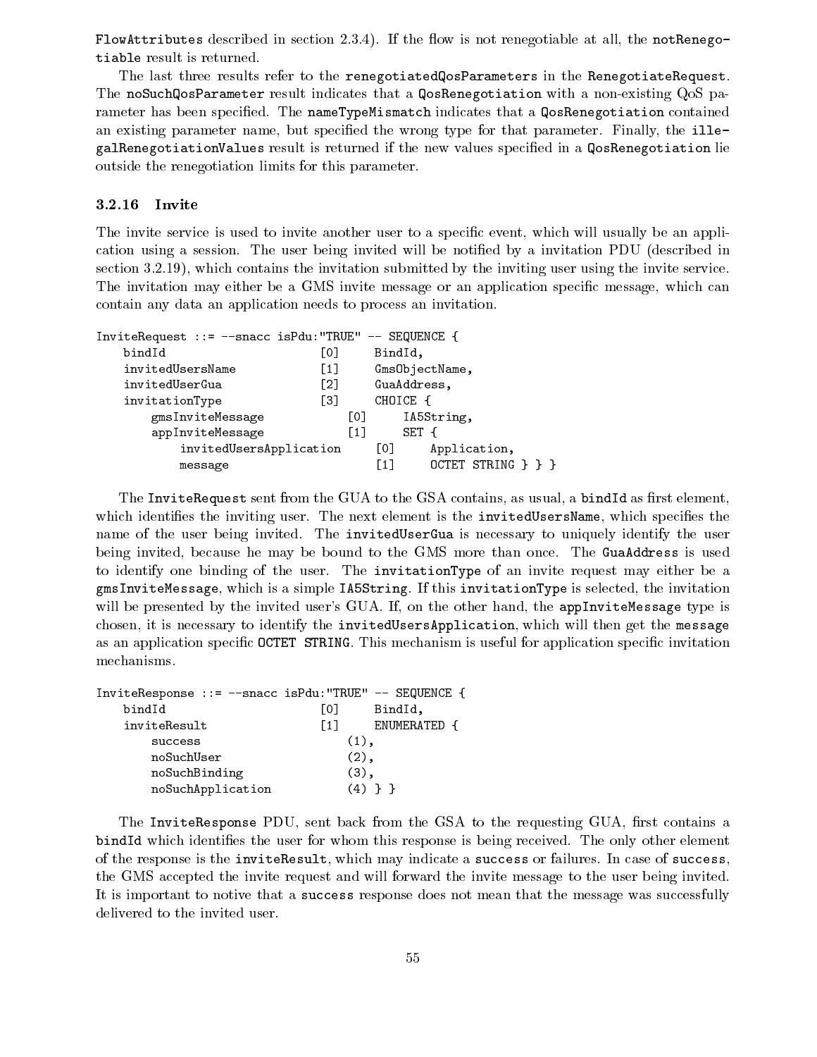FlowAttributes described in section 2.3.4). If the flow is not renegotiable at all, the notRenegotiable result is returned.

The last three results refer to the renegotiatedQosParameters in the RenegotiateRequest. The noSuchQosParameter result indicates that a QosRenegotiation with a non-existing QoS parameter has been specified. The nameTypeMismatch indicates that a QosRenegotiation contained an existing parameter name, but specified the wrong type for that parameter. Finally, the illegalRenegotiationValues result is returned if the new values specified in a QosRenegotiation lie outside the renegotiation limits for this parameter.

### 3.2.16 Invite

The invite service is used to invite another user to a specific event, which will usually be an application using a session. The user being invited will be notified by a invitation PDU (described in section 3.2.19), which contains the invitation submitted by the inviting user using the invite service. The invitation may either be a GMS invite message or an application specific message, which can contain any data an application needs to process an invitation.

```
InviteRequest ::= --snacc isPdu:"TRUE" -- SEQUENCE {
    bindId                    [0]     BindId,
    invitedUsersName          [1]     GmsObjectName,
    invitedUserGua            [2]     GuaAddress,
    invitationType            [3]     CHOICE {
        gmsInviteMessage          [0]     IA5String,
        appInviteMessage          [1]     SET {
            invitedUsersApplication   [0]     Application,
            message                   [1]     OCTET STRING } } }
```

The InviteRequest sent from the GUA to the GSA contains, as usual, a bindId as first element, which identifies the inviting user. The next element is the invitedUsersName, which specifies the name of the user being invited. The invitedUserGua is necessary to uniquely identify the user being invited, because he may be bound to the GMS more than once. The GuaAddress is used to identify one binding of the user. The invitationType of an invite request may either be a gmsInviteMessage, which is a simple IA5String. If this invitationType is selected, the invitation will be presented by the invited user's GUA. If, on the other hand, the appInviteMessage type is chosen, it is necessary to identify the invitedUsersApplication, which will then get the message as an application specific OCTET STRING. This mechanism is useful for application specific invitation mechanisms.

```
InviteResponse ::= --snacc isPdu:"TRUE" -- SEQUENCE {
    bindId                    [0]     BindId,
    inviteResult              [1]     ENUMERATED {
        success                   (1),
        noSuchUser                (2),
        noSuchBinding             (3),
        noSuchApplication         (4) } }
```

The InviteResponse PDU, sent back from the GSA to the requesting GUA, first contains a bindId which identifies the user for whom this response is being received. The only other element of the response is the inviteResult, which may indicate a success or failures. In case of success, the GMS accepted the invite request and will forward the invite message to the user being invited. It is important to notive that a success response does not mean that the message was successfully delivered to the invited user.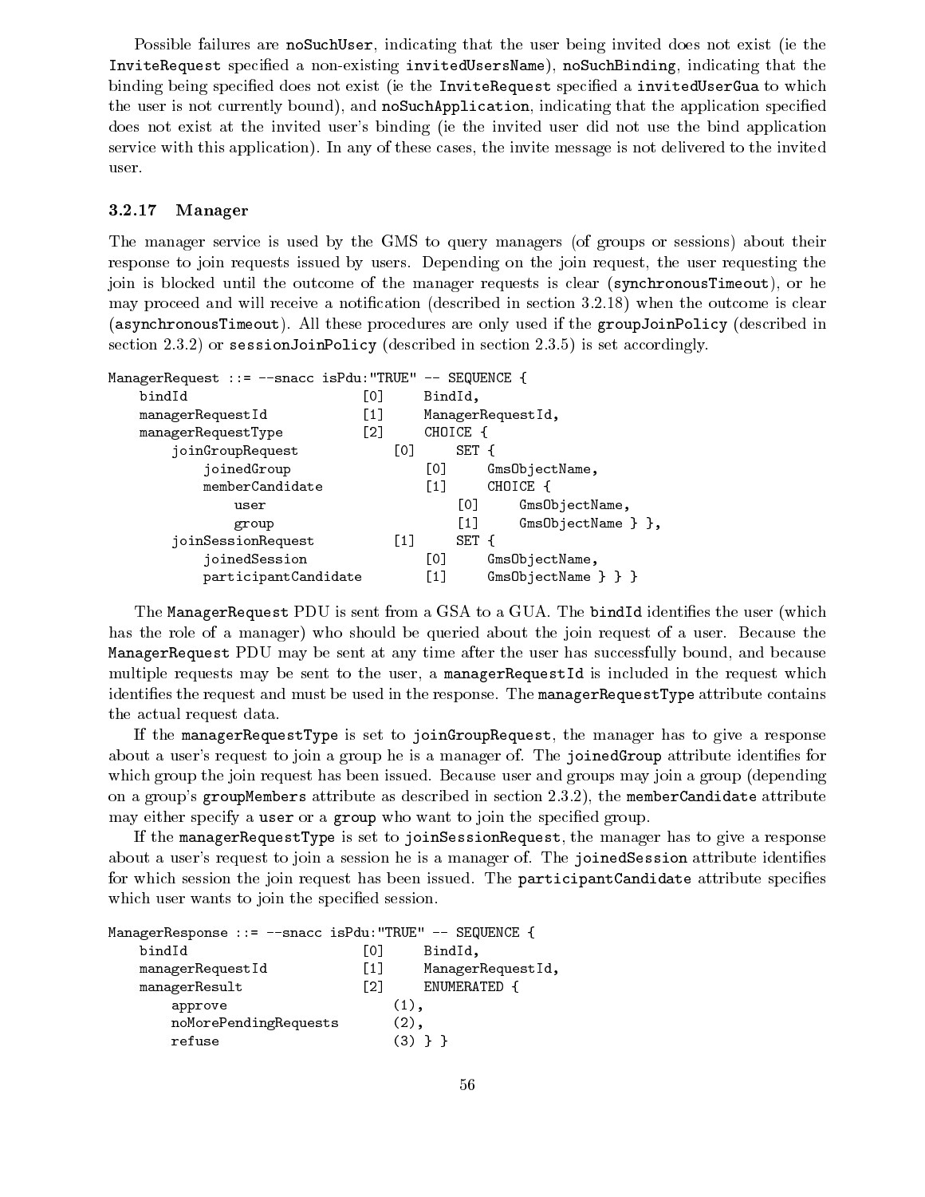Possible failures are `noSuchUser`, indicating that the user being invited does not exist (ie the `InviteRequest` specified a non-existing `invitedUsersName`), `noSuchBinding`, indicating that the binding being specified does not exist (ie the `InviteRequest` specified a `invitedUserGua` to which the user is not currently bound), and `noSuchApplication`, indicating that the application specified does not exist at the invited user's binding (ie the invited user did not use the bind application service with this application). In any of these cases, the invite message is not delivered to the invited user.

### 3.2.17 Manager

The manager service is used by the GMS to query managers (of groups or sessions) about their response to join requests issued by users. Depending on the join request, the user requesting the join is blocked until the outcome of the manager requests is clear (`synchronousTimeout`), or he may proceed and will receive a notification (described in section 3.2.18) when the outcome is clear (`asynchronousTimeout`). All these procedures are only used if the `groupJoinPolicy` (described in section 2.3.2) or `sessionJoinPolicy` (described in section 2.3.5) is set accordingly.

```
ManagerRequest ::= --snacc isPdu:"TRUE" -- SEQUENCE {
    bindId                    [0]     BindId,
    managerRequestId          [1]     ManagerRequestId,
    managerRequestType        [2]     CHOICE {
        joinGroupRequest          [0]     SET {
            joinedGroup               [0]     GmsObjectName,
            memberCandidate           [1]     CHOICE {
                user                      [0]     GmsObjectName,
                group                     [1]     GmsObjectName } },
        joinSessionRequest        [1]     SET {
            joinedSession             [0]     GmsObjectName,
            participantCandidate      [1]     GmsObjectName } } }
```

The `ManagerRequest` PDU is sent from a GSA to a GUA. The `bindId` identifies the user (which has the role of a manager) who should be queried about the join request of a user. Because the `ManagerRequest` PDU may be sent at any time after the user has successfully bound, and because multiple requests may be sent to the user, a `managerRequestId` is included in the request which identifies the request and must be used in the response. The `managerRequestType` attribute contains the actual request data.

If the `managerRequestType` is set to `joinGroupRequest`, the manager has to give a response about a user's request to join a group he is a manager of. The `joinedGroup` attribute identifies for which group the join request has been issued. Because user and groups may join a group (depending on a group's `groupMembers` attribute as described in section 2.3.2), the `memberCandidate` attribute may either specify a `user` or a `group` who want to join the specified group.

If the `managerRequestType` is set to `joinSessionRequest`, the manager has to give a response about a user's request to join a session he is a manager of. The `joinedSession` attribute identifies for which session the join request has been issued. The `participantCandidate` attribute specifies which user wants to join the specified session.

```
ManagerResponse ::= --snacc isPdu:"TRUE" -- SEQUENCE {
    bindId                    [0]     BindId,
    managerRequestId          [1]     ManagerRequestId,
    managerResult             [2]     ENUMERATED {
        approve                   (1),
        noMorePendingRequests     (2),
        refuse                    (3) } }
```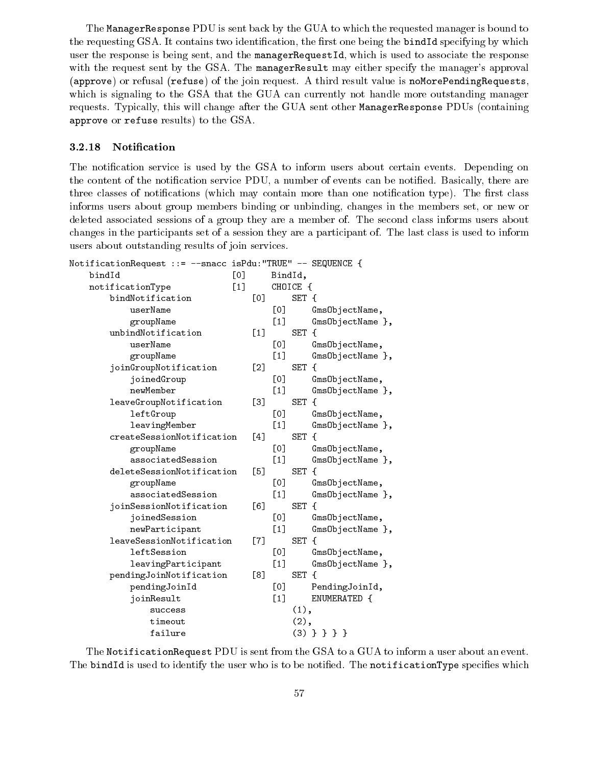The `ManagerResponse` PDU is sent back by the GUA to which the requested manager is bound to the requesting GSA. It contains two identification, the first one being the `bindId` specifying by which user the response is being sent, and the `managerRequestId`, which is used to associate the response with the request sent by the GSA. The `managerResult` may either specify the manager's approval (`approve`) or refusal (`refuse`) of the join request. A third result value is `noMorePendingRequests`, which is signaling to the GSA that the GUA can currently not handle more outstanding manager requests. Typically, this will change after the GUA sent other `ManagerResponse` PDUs (containing `approve` or `refuse` results) to the GSA.

### 3.2.18 Notification

The notification service is used by the GSA to inform users about certain events. Depending on the content of the notification service PDU, a number of events can be notified. Basically, there are three classes of notifications (which may contain more than one notification type). The first class informs users about group members binding or unbinding, changes in the members set, or new or deleted associated sessions of a group they are a member of. The second class informs users about changes in the participants set of a session they are a participant of. The last class is used to inform users about outstanding results of join services.

```
NotificationRequest ::= --snacc isPdu:"TRUE" -- SEQUENCE {
    bindId                     [0]    BindId,
    notificationType           [1]    CHOICE {
        bindNotification           [0]    SET {
            userName                   [0]    GmsObjectName,
            groupName                  [1]    GmsObjectName },
        unbindNotification         [1]    SET {
            userName                   [0]    GmsObjectName,
            groupName                  [1]    GmsObjectName },
        joinGroupNotification      [2]    SET {
            joinedGroup                [0]    GmsObjectName,
            newMember                  [1]    GmsObjectName },
        leaveGroupNotification     [3]    SET {
            leftGroup                  [0]    GmsObjectName,
            leavingMember              [1]    GmsObjectName },
        createSessionNotification  [4]    SET {
            groupName                  [0]    GmsObjectName,
            associatedSession          [1]    GmsObjectName },
        deleteSessionNotification  [5]    SET {
            groupName                  [0]    GmsObjectName,
            associatedSession          [1]    GmsObjectName },
        joinSessionNotification    [6]    SET {
            joinedSession              [0]    GmsObjectName,
            newParticipant             [1]    GmsObjectName },
        leaveSessionNotification   [7]    SET {
            leftSession                [0]    GmsObjectName,
            leavingParticipant         [1]    GmsObjectName },
        pendingJoinNotification    [8]    SET {
            pendingJoinId              [0]    PendingJoinId,
            joinResult                 [1]    ENUMERATED {
                success                    (1),
                timeout                    (2),
                failure                    (3) } } } }
```

The `NotificationRequest` PDU is sent from the GSA to a GUA to inform a user about an event. The `bindId` is used to identify the user who is to be notified. The `notificationType` specifies which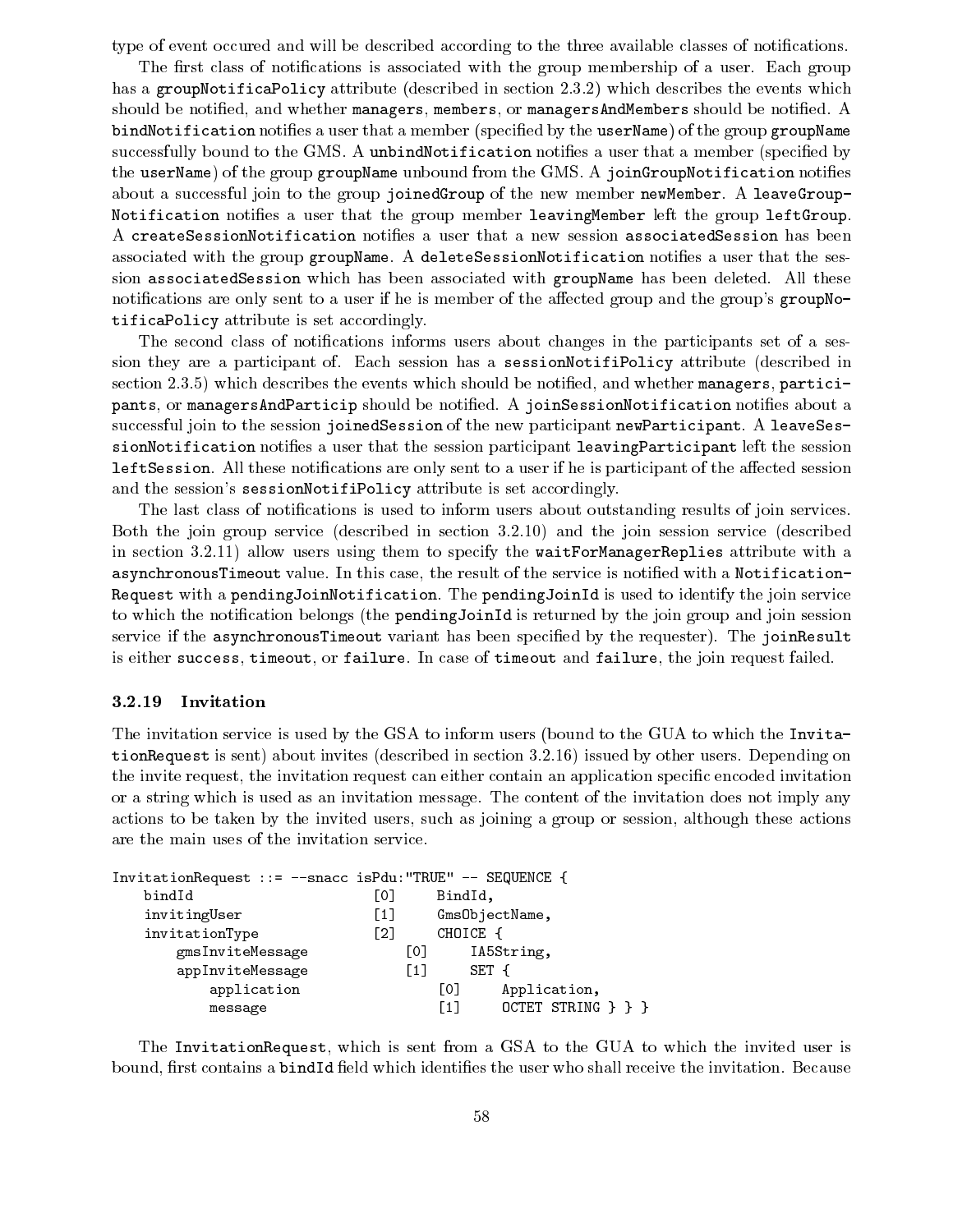type of event occured and will be described according to the three available classes of notifications.

The first class of notifications is associated with the group membership of a user. Each group has a `groupNotificaPolicy` attribute (described in section 2.3.2) which describes the events which should be notified, and whether `managers`, `members`, or `managersAndMembers` should be notified. A `bindNotification` notifies a user that a member (specified by the `userName`) of the group `groupName` successfully bound to the GMS. A `unbindNotification` notifies a user that a member (specified by the `userName`) of the group `groupName` unbound from the GMS. A `joinGroupNotification` notifies about a successful join to the group `joinedGroup` of the new member `newMember`. A `leaveGroupNotification` notifies a user that the group member `leavingMember` left the group `leftGroup`. A `createSessionNotification` notifies a user that a new session `associatedSession` has been associated with the group `groupName`. A `deleteSessionNotification` notifies a user that the session `associatedSession` which has been associated with `groupName` has been deleted. All these notifications are only sent to a user if he is member of the affected group and the group's `groupNotificaPolicy` attribute is set accordingly.

The second class of notifications informs users about changes in the participants set of a session they are a participant of. Each session has a `sessionNotifiPolicy` attribute (described in section 2.3.5) which describes the events which should be notified, and whether `managers`, `participants`, or `managersAndParticip` should be notified. A `joinSessionNotification` notifies about a successful join to the session `joinedSession` of the new participant `newParticipant`. A `leaveSessionNotification` notifies a user that the session participant `leavingParticipant` left the session `leftSession`. All these notifications are only sent to a user if he is participant of the affected session and the session's `sessionNotifiPolicy` attribute is set accordingly.

The last class of notifications is used to inform users about outstanding results of join services. Both the join group service (described in section 3.2.10) and the join session service (described in section 3.2.11) allow users using them to specify the `waitForManagerReplies` attribute with a `asynchronousTimeout` value. In this case, the result of the service is notified with a `NotificationRequest` with a `pendingJoinNotification`. The `pendingJoinId` is used to identify the join service to which the notification belongs (the `pendingJoinId` is returned by the join group and join session service if the `asynchronousTimeout` variant has been specified by the requester). The `joinResult` is either `success`, `timeout`, or `failure`. In case of `timeout` and `failure`, the join request failed.

### 3.2.19 Invitation

The invitation service is used by the GSA to inform users (bound to the GUA to which the `InvitationRequest` is sent) about invites (described in section 3.2.16) issued by other users. Depending on the invite request, the invitation request can either contain an application specific encoded invitation or a string which is used as an invitation message. The content of the invitation does not imply any actions to be taken by the invited users, such as joining a group or session, although these actions are the main uses of the invitation service.

```
InvitationRequest ::= --snacc isPdu:"TRUE" -- SEQUENCE {
    bindId                      [0]     BindId,
    invitingUser                [1]     GmsObjectName,
    invitationType              [2]     CHOICE {
        gmsInviteMessage            [0]     IA5String,
        appInviteMessage            [1]     SET {
            application                 [0]     Application,
            message                     [1]     OCTET STRING } } }
```

The `InvitationRequest`, which is sent from a GSA to the GUA to which the invited user is bound, first contains a `bindId` field which identifies the user who shall receive the invitation. Because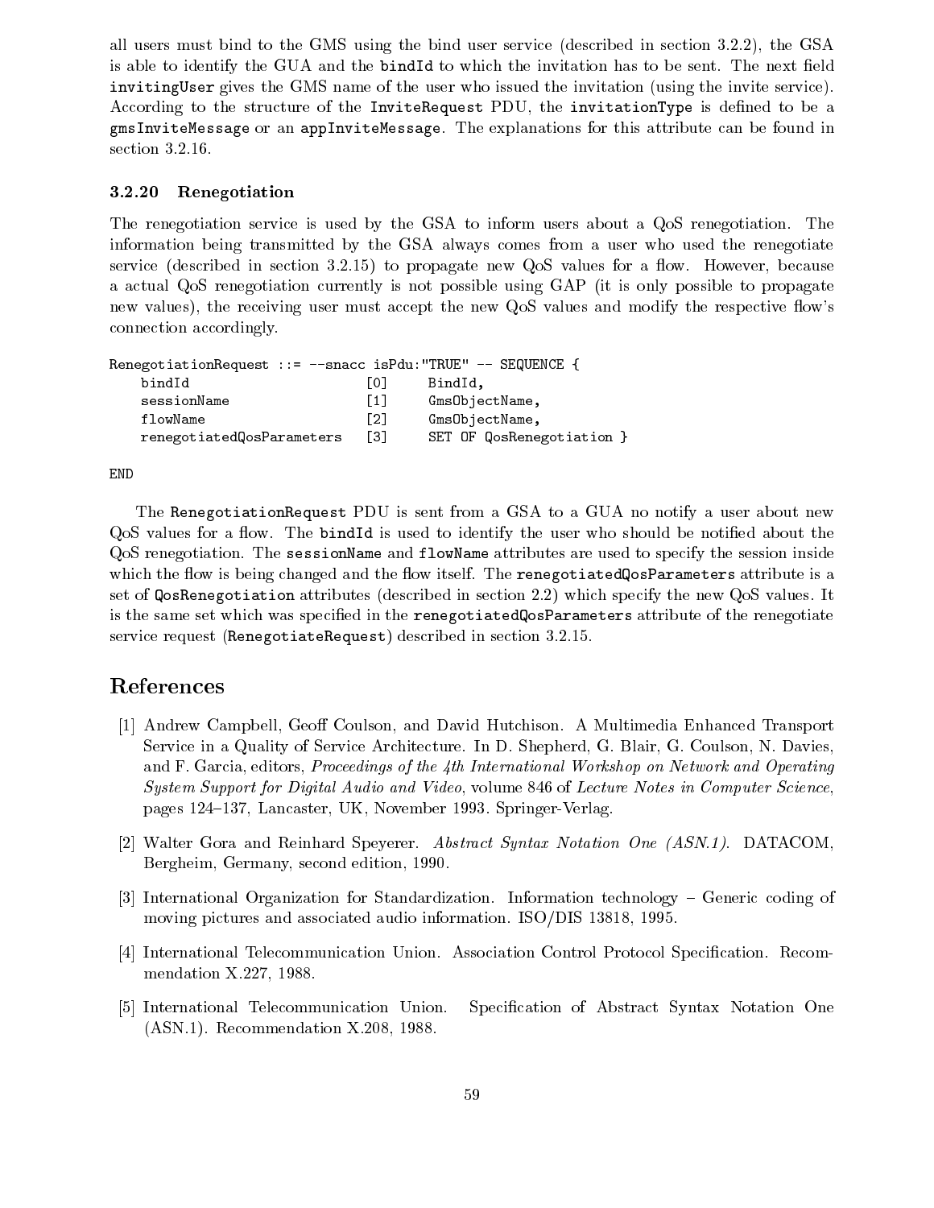all users must bind to the GMS using the bind user service (described in section 3.2.2), the GSA is able to identify the GUA and the `bindId` to which the invitation has to be sent. The next field `invitingUser` gives the GMS name of the user who issued the invitation (using the invite service). According to the structure of the `InviteRequest` PDU, the `invitationType` is defined to be a `gmsInviteMessage` or an `appInviteMessage`. The explanations for this attribute can be found in section 3.2.16.

### 3.2.20 Renegotiation

The renegotiation service is used by the GSA to inform users about a QoS renegotiation. The information being transmitted by the GSA always comes from a user who used the renegotiate service (described in section 3.2.15) to propagate new QoS values for a flow. However, because a actual QoS renegotiation currently is not possible using GAP (it is only possible to propagate new values), the receiving user must accept the new QoS values and modify the respective flow's connection accordingly.

```
RenegotiationRequest ::= --snacc isPdu:"TRUE" -- SEQUENCE {
    bindId                      [0]     BindId,
    sessionName                 [1]     GmsObjectName,
    flowName                    [2]     GmsObjectName,
    renegotiatedQosParameters   [3]     SET OF QosRenegotiation }

END
```

The `RenegotiationRequest` PDU is sent from a GSA to a GUA no notify a user about new QoS values for a flow. The `bindId` is used to identify the user who should be notified about the QoS renegotiation. The `sessionName` and `flowName` attributes are used to specify the session inside which the flow is being changed and the flow itself. The `renegotiatedQosParameters` attribute is a set of `QosRenegotiation` attributes (described in section 2.2) which specify the new QoS values. It is the same set which was specified in the `renegotiatedQosParameters` attribute of the renegotiate service request (`RenegotiateRequest`) described in section 3.2.15.

## References

[1] Andrew Campbell, Geoff Coulson, and David Hutchison. A Multimedia Enhanced Transport Service in a Quality of Service Architecture. In D. Shepherd, G. Blair, G. Coulson, N. Davies, and F. Garcia, editors, *Proceedings of the 4th International Workshop on Network and Operating System Support for Digital Audio and Video*, volume 846 of *Lecture Notes in Computer Science*, pages 124–137, Lancaster, UK, November 1993. Springer-Verlag.

[2] Walter Gora and Reinhard Speyerer. *Abstract Syntax Notation One (ASN.1)*. DATACOM, Bergheim, Germany, second edition, 1990.

[3] International Organization for Standardization. Information technology – Generic coding of moving pictures and associated audio information. ISO/DIS 13818, 1995.

[4] International Telecommunication Union. Association Control Protocol Specification. Recommendation X.227, 1988.

[5] International Telecommunication Union. Specification of Abstract Syntax Notation One (ASN.1). Recommendation X.208, 1988.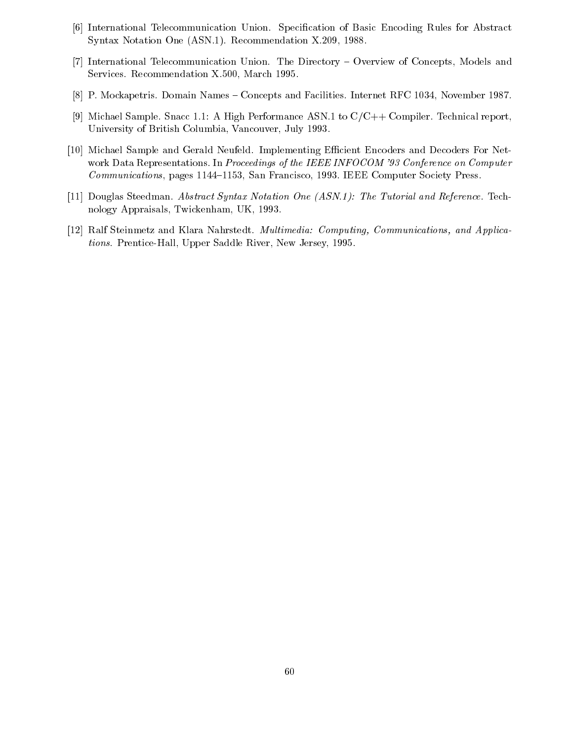[6] International Telecommunication Union. Specification of Basic Encoding Rules for Abstract Syntax Notation One (ASN.1). Recommendation X.209, 1988.

[7] International Telecommunication Union. The Directory – Overview of Concepts, Models and Services. Recommendation X.500, March 1995.

[8] P. Mockapetris. Domain Names – Concepts and Facilities. Internet RFC 1034, November 1987.

[9] Michael Sample. Snacc 1.1: A High Performance ASN.1 to C/C++ Compiler. Technical report, University of British Columbia, Vancouver, July 1993.

[10] Michael Sample and Gerald Neufeld. Implementing Efficient Encoders and Decoders For Network Data Representations. In *Proceedings of the IEEE INFOCOM '93 Conference on Computer Communications*, pages 1144–1153, San Francisco, 1993. IEEE Computer Society Press.

[11] Douglas Steedman. *Abstract Syntax Notation One (ASN.1): The Tutorial and Reference*. Technology Appraisals, Twickenham, UK, 1993.

[12] Ralf Steinmetz and Klara Nahrstedt. *Multimedia: Computing, Communications, and Applications*. Prentice-Hall, Upper Saddle River, New Jersey, 1995.